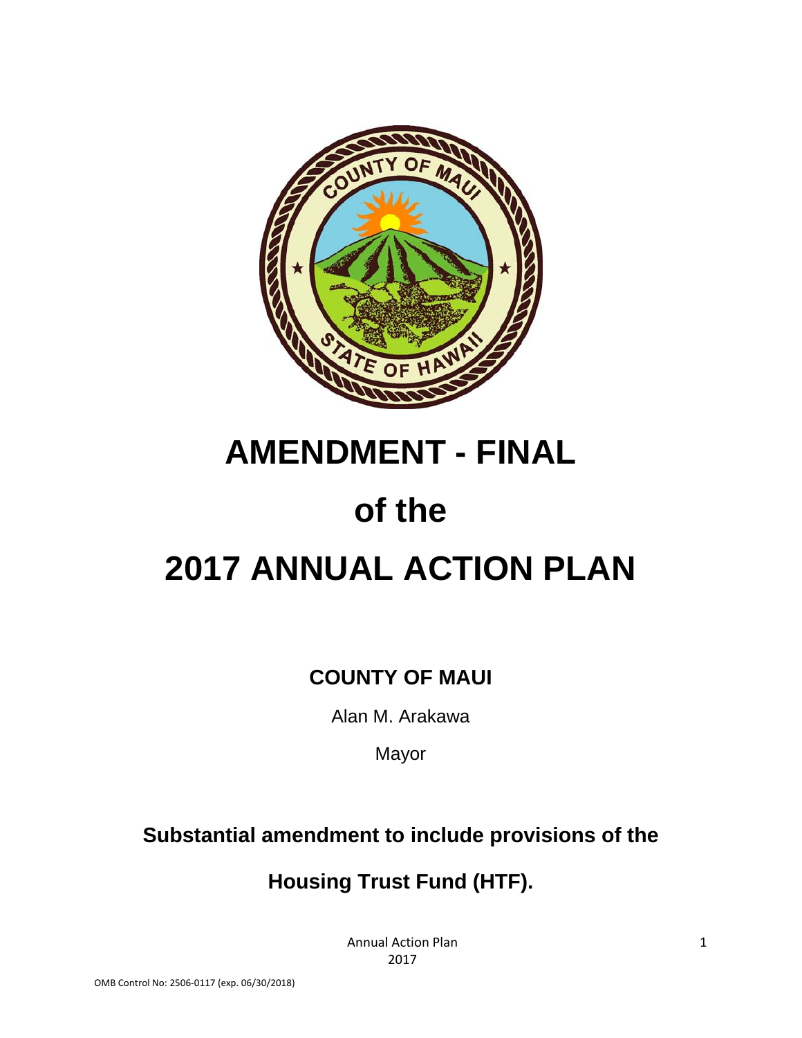# AMENDMENT - FINAL

# of the

# 2017 ANNUAL ACTION PLAN

**COUNTY OF MAUI**

Alan M. Arakawa

Mayor

**Substantial amendment to include provisions of the**

**Housing Trust Fund (HTF).**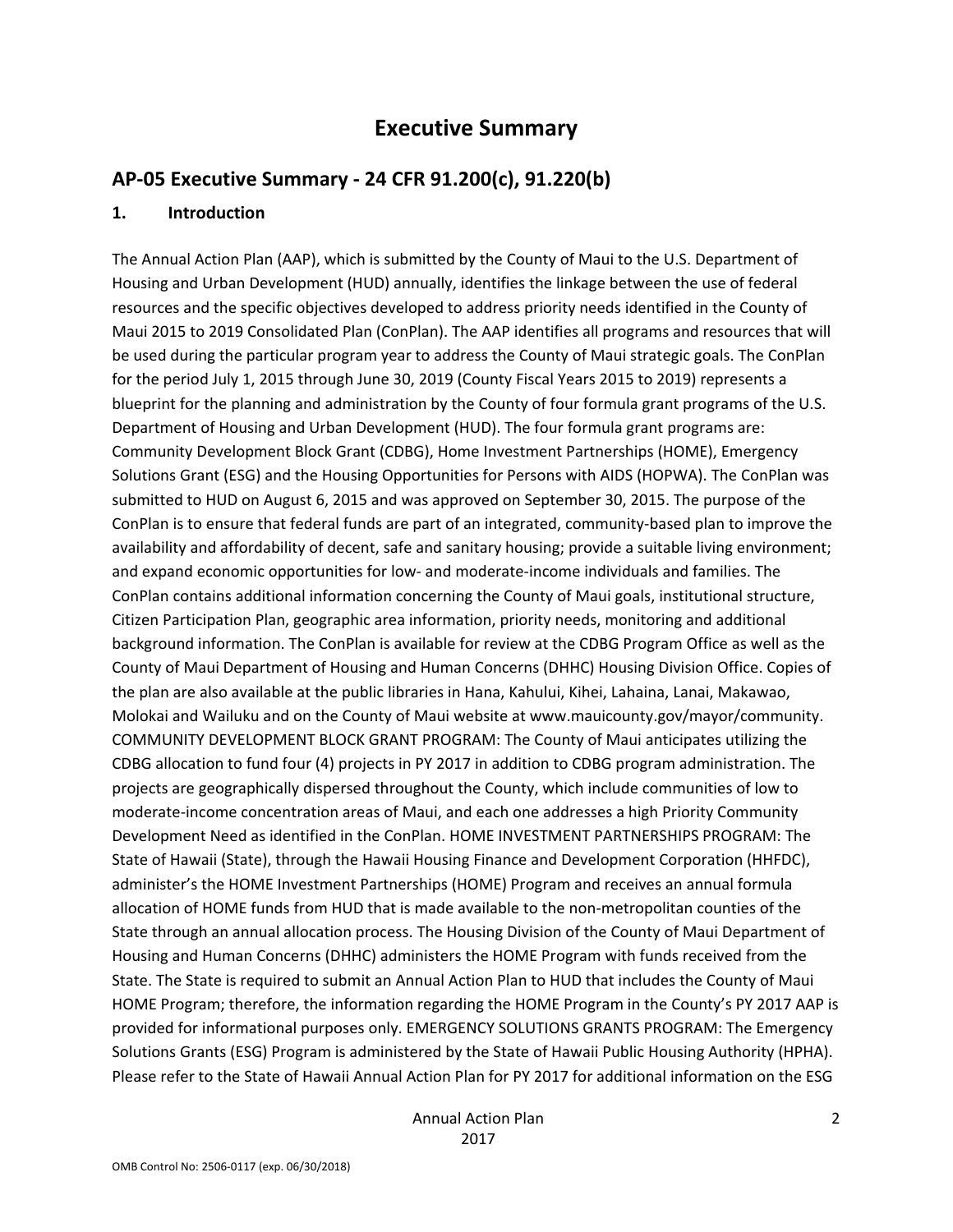# Executive Summary

## AP-05 Executive Summary - 24 CFR 91.200(c), 91.220(b)

### 1. Introduction

The Annual Action Plan (AAP), which is submitted by the County of Maui to the U.S. Department of Housing and Urban Development (HUD) annually, identifies the linkage between the use of federal resources and the specific objectives developed to address priority needs identified in the County of Maui 2015 to 2019 Consolidated Plan (ConPlan). The AAP identifies all programs and resources that will be used during the particular program year to address the County of Maui strategic goals. The ConPlan for the period July 1, 2015 through June 30, 2019 (County Fiscal Years 2015 to 2019) represents a blueprint for the planning and administration by the County of four formula grant programs of the U.S. Department of Housing and Urban Development (HUD). The four formula grant programs are: Community Development Block Grant (CDBG), Home Investment Partnerships (HOME), Emergency Solutions Grant (ESG) and the Housing Opportunities for Persons with AIDS (HOPWA). The ConPlan was submitted to HUD on August 6, 2015 and was approved on September 30, 2015. The purpose of the ConPlan is to ensure that federal funds are part of an integrated, community-based plan to improve the availability and affordability of decent, safe and sanitary housing; provide a suitable living environment; and expand economic opportunities for low- and moderate-income individuals and families. The ConPlan contains additional information concerning the County of Maui goals, institutional structure, Citizen Participation Plan, geographic area information, priority needs, monitoring and additional background information. The ConPlan is available for review at the CDBG Program Office as well as the County of Maui Department of Housing and Human Concerns (DHHC) Housing Division Office. Copies of the plan are also available at the public libraries in Hana, Kahului, Kihei, Lahaina, Lanai, Makawao, Molokai and Wailuku and on the County of Maui website at www.mauicounty.gov/mayor/community. COMMUNITY DEVELOPMENT BLOCK GRANT PROGRAM: The County of Maui anticipates utilizing the CDBG allocation to fund four (4) projects in PY 2017 in addition to CDBG program administration. The projects are geographically dispersed throughout the County, which include communities of low to moderate-income concentration areas of Maui, and each one addresses a high Priority Community Development Need as identified in the ConPlan. HOME INVESTMENT PARTNERSHIPS PROGRAM: The State of Hawaii (State), through the Hawaii Housing Finance and Development Corporation (HHFDC), administer's the HOME Investment Partnerships (HOME) Program and receives an annual formula allocation of HOME funds from HUD that is made available to the non-metropolitan counties of the State through an annual allocation process. The Housing Division of the County of Maui Department of Housing and Human Concerns (DHHC) administers the HOME Program with funds received from the State. The State is required to submit an Annual Action Plan to HUD that includes the County of Maui HOME Program; therefore, the information regarding the HOME Program in the County's PY 2017 AAP is provided for informational purposes only. EMERGENCY SOLUTIONS GRANTS PROGRAM: The Emergency Solutions Grants (ESG) Program is administered by the State of Hawaii Public Housing Authority (HPHA). Please refer to the State of Hawaii Annual Action Plan for PY 2017 for additional information on the ESG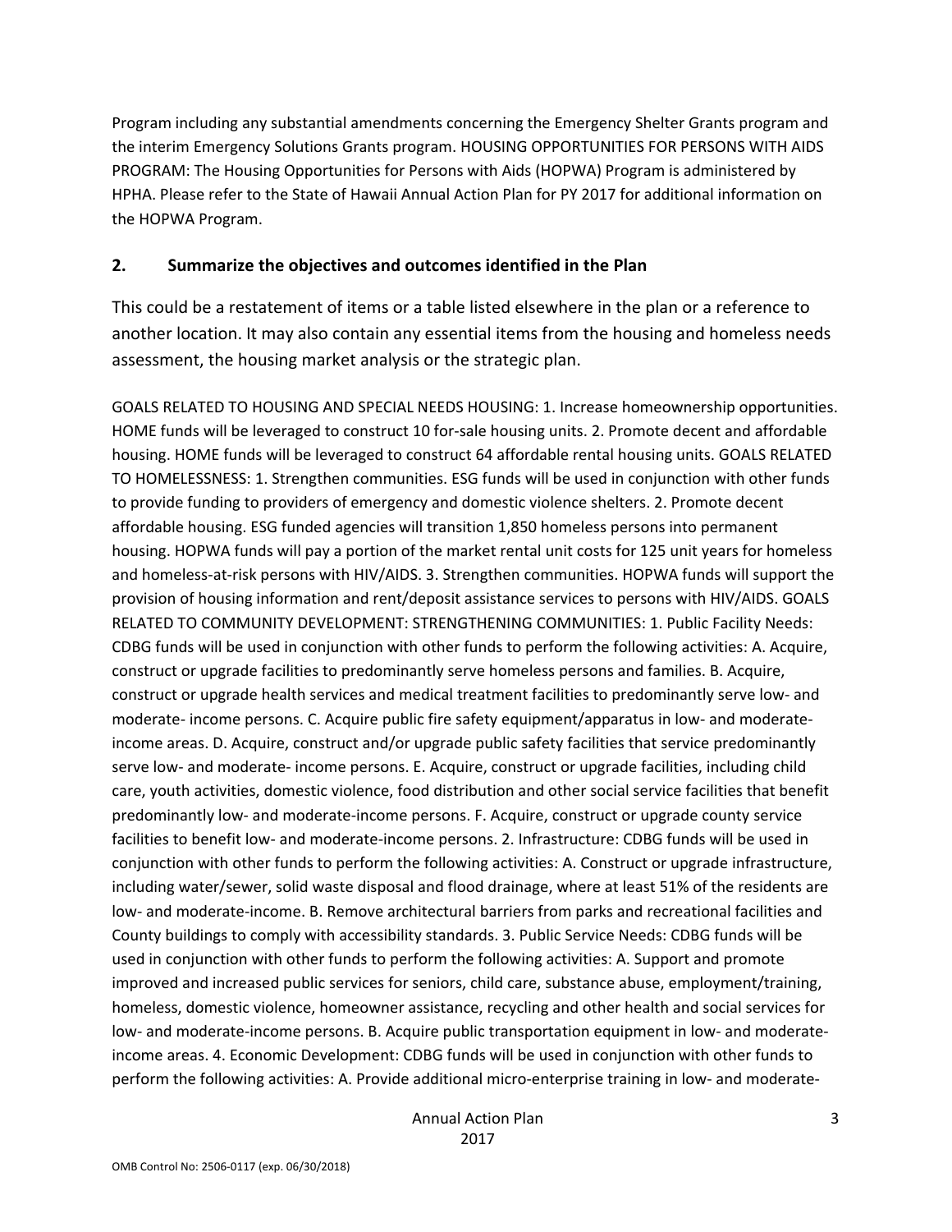Program including any substantial amendments concerning the Emergency Shelter Grants program and the interim Emergency Solutions Grants program. HOUSING OPPORTUNITIES FOR PERSONS WITH AIDS PROGRAM: The Housing Opportunities for Persons with Aids (HOPWA) Program is administered by HPHA. Please refer to the State of Hawaii Annual Action Plan for PY 2017 for additional information on the HOPWA Program.

## 2. Summarize the objectives and outcomes identified in the Plan

This could be a restatement of items or a table listed elsewhere in the plan or a reference to another location. It may also contain any essential items from the housing and homeless needs assessment, the housing market analysis or the strategic plan.

GOALS RELATED TO HOUSING AND SPECIAL NEEDS HOUSING: 1. Increase homeownership opportunities. HOME funds will be leveraged to construct 10 for-sale housing units. 2. Promote decent and affordable housing. HOME funds will be leveraged to construct 64 affordable rental housing units. GOALS RELATED TO HOMELESSNESS: 1. Strengthen communities. ESG funds will be used in conjunction with other funds to provide funding to providers of emergency and domestic violence shelters. 2. Promote decent affordable housing. ESG funded agencies will transition 1,850 homeless persons into permanent housing. HOPWA funds will pay a portion of the market rental unit costs for 125 unit years for homeless and homeless-at-risk persons with HIV/AIDS. 3. Strengthen communities. HOPWA funds will support the provision of housing information and rent/deposit assistance services to persons with HIV/AIDS. GOALS RELATED TO COMMUNITY DEVELOPMENT: STRENGTHENING COMMUNITIES: 1. Public Facility Needs: CDBG funds will be used in conjunction with other funds to perform the following activities: A. Acquire, construct or upgrade facilities to predominantly serve homeless persons and families. B. Acquire, construct or upgrade health services and medical treatment facilities to predominantly serve low- and moderate- income persons. C. Acquire public fire safety equipment/apparatus in low- and moderate-income areas. D. Acquire, construct and/or upgrade public safety facilities that service predominantly serve low- and moderate- income persons. E. Acquire, construct or upgrade facilities, including child care, youth activities, domestic violence, food distribution and other social service facilities that benefit predominantly low- and moderate-income persons. F. Acquire, construct or upgrade county service facilities to benefit low- and moderate-income persons. 2. Infrastructure: CDBG funds will be used in conjunction with other funds to perform the following activities: A. Construct or upgrade infrastructure, including water/sewer, solid waste disposal and flood drainage, where at least 51% of the residents are low- and moderate-income. B. Remove architectural barriers from parks and recreational facilities and County buildings to comply with accessibility standards. 3. Public Service Needs: CDBG funds will be used in conjunction with other funds to perform the following activities: A. Support and promote improved and increased public services for seniors, child care, substance abuse, employment/training, homeless, domestic violence, homeowner assistance, recycling and other health and social services for low- and moderate-income persons. B. Acquire public transportation equipment in low- and moderate-income areas. 4. Economic Development: CDBG funds will be used in conjunction with other funds to perform the following activities: A. Provide additional micro-enterprise training in low- and moderate-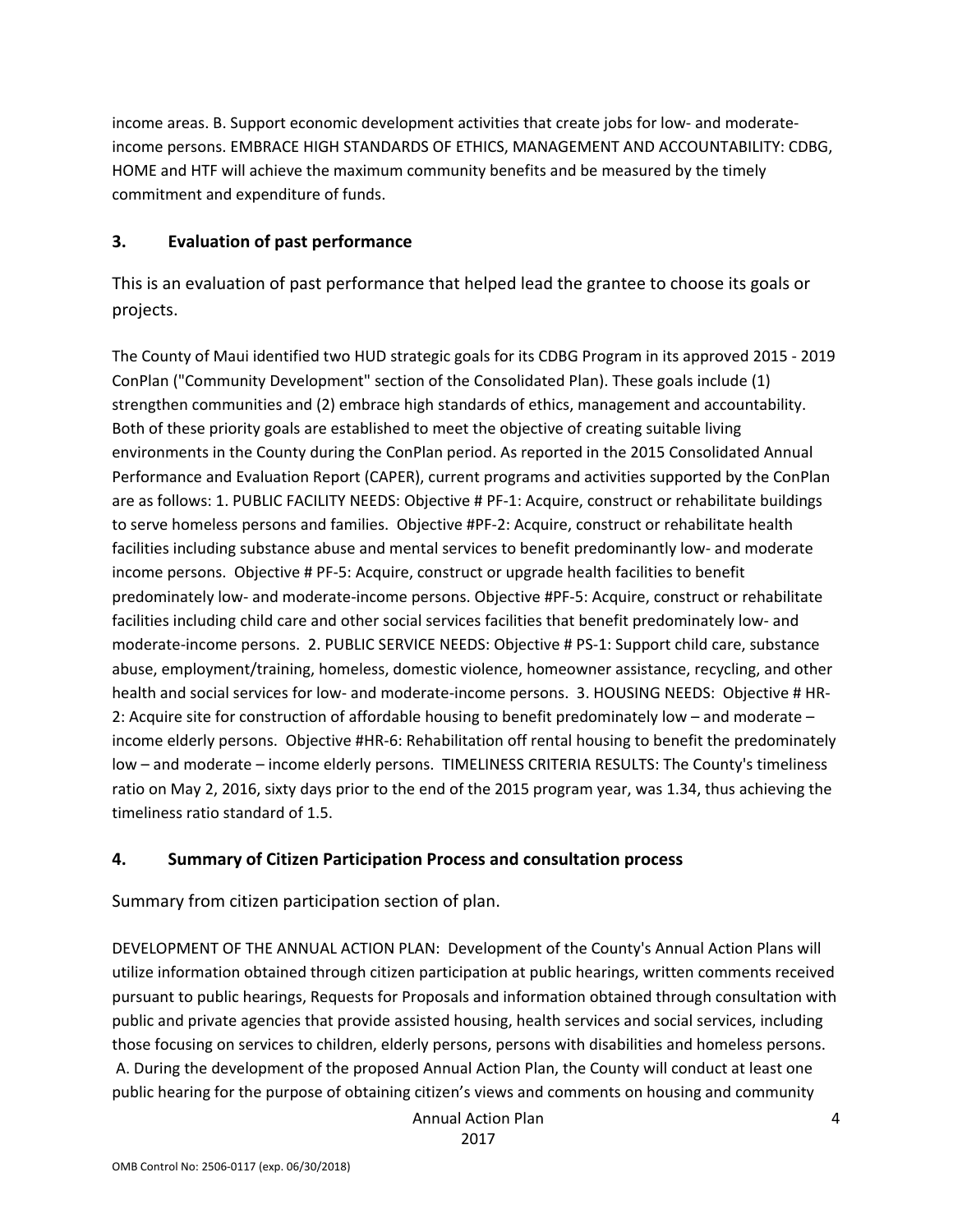income areas. B. Support economic development activities that create jobs for low- and moderate-income persons. EMBRACE HIGH STANDARDS OF ETHICS, MANAGEMENT AND ACCOUNTABILITY: CDBG, HOME and HTF will achieve the maximum community benefits and be measured by the timely commitment and expenditure of funds.

## 3. Evaluation of past performance

This is an evaluation of past performance that helped lead the grantee to choose its goals or projects.

The County of Maui identified two HUD strategic goals for its CDBG Program in its approved 2015 - 2019 ConPlan ("Community Development" section of the Consolidated Plan). These goals include (1) strengthen communities and (2) embrace high standards of ethics, management and accountability. Both of these priority goals are established to meet the objective of creating suitable living environments in the County during the ConPlan period. As reported in the 2015 Consolidated Annual Performance and Evaluation Report (CAPER), current programs and activities supported by the ConPlan are as follows: 1. PUBLIC FACILITY NEEDS: Objective # PF-1: Acquire, construct or rehabilitate buildings to serve homeless persons and families. Objective #PF-2: Acquire, construct or rehabilitate health facilities including substance abuse and mental services to benefit predominantly low- and moderate income persons. Objective # PF-5: Acquire, construct or upgrade health facilities to benefit predominately low- and moderate-income persons. Objective #PF-5: Acquire, construct or rehabilitate facilities including child care and other social services facilities that benefit predominately low- and moderate-income persons. 2. PUBLIC SERVICE NEEDS: Objective # PS-1: Support child care, substance abuse, employment/training, homeless, domestic violence, homeowner assistance, recycling, and other health and social services for low- and moderate-income persons. 3. HOUSING NEEDS: Objective # HR-2: Acquire site for construction of affordable housing to benefit predominately low – and moderate – income elderly persons. Objective #HR-6: Rehabilitation off rental housing to benefit the predominately low – and moderate – income elderly persons. TIMELINESS CRITERIA RESULTS: The County's timeliness ratio on May 2, 2016, sixty days prior to the end of the 2015 program year, was 1.34, thus achieving the timeliness ratio standard of 1.5.

## 4. Summary of Citizen Participation Process and consultation process

Summary from citizen participation section of plan.

DEVELOPMENT OF THE ANNUAL ACTION PLAN: Development of the County's Annual Action Plans will utilize information obtained through citizen participation at public hearings, written comments received pursuant to public hearings, Requests for Proposals and information obtained through consultation with public and private agencies that provide assisted housing, health services and social services, including those focusing on services to children, elderly persons, persons with disabilities and homeless persons. A. During the development of the proposed Annual Action Plan, the County will conduct at least one public hearing for the purpose of obtaining citizen's views and comments on housing and community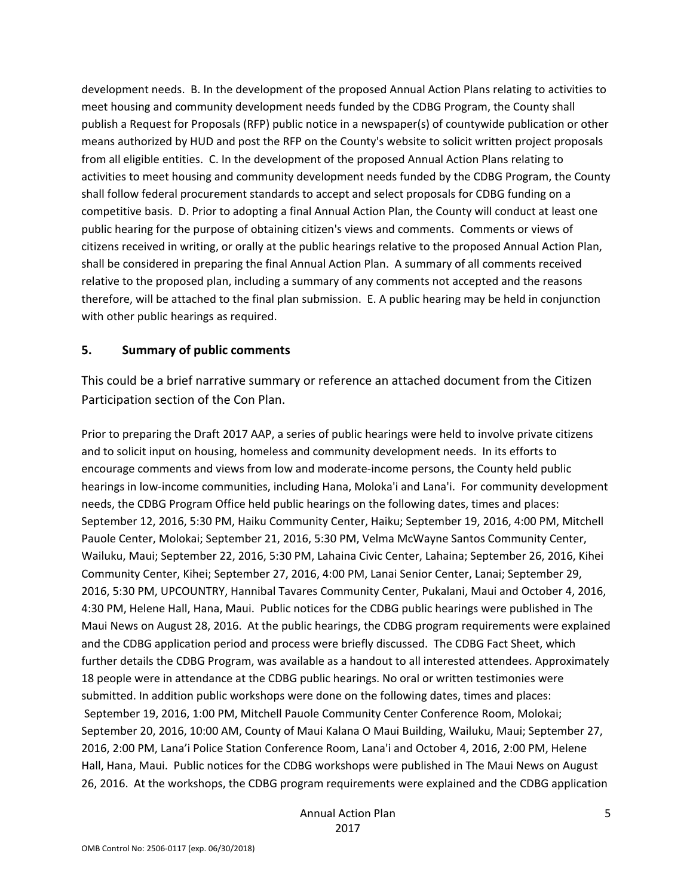development needs. B. In the development of the proposed Annual Action Plans relating to activities to meet housing and community development needs funded by the CDBG Program, the County shall publish a Request for Proposals (RFP) public notice in a newspaper(s) of countywide publication or other means authorized by HUD and post the RFP on the County's website to solicit written project proposals from all eligible entities. C. In the development of the proposed Annual Action Plans relating to activities to meet housing and community development needs funded by the CDBG Program, the County shall follow federal procurement standards to accept and select proposals for CDBG funding on a competitive basis. D. Prior to adopting a final Annual Action Plan, the County will conduct at least one public hearing for the purpose of obtaining citizen's views and comments. Comments or views of citizens received in writing, or orally at the public hearings relative to the proposed Annual Action Plan, shall be considered in preparing the final Annual Action Plan. A summary of all comments received relative to the proposed plan, including a summary of any comments not accepted and the reasons therefore, will be attached to the final plan submission. E. A public hearing may be held in conjunction with other public hearings as required.

## 5. Summary of public comments

This could be a brief narrative summary or reference an attached document from the Citizen Participation section of the Con Plan.

Prior to preparing the Draft 2017 AAP, a series of public hearings were held to involve private citizens and to solicit input on housing, homeless and community development needs. In its efforts to encourage comments and views from low and moderate-income persons, the County held public hearings in low-income communities, including Hana, Moloka'i and Lana'i. For community development needs, the CDBG Program Office held public hearings on the following dates, times and places: September 12, 2016, 5:30 PM, Haiku Community Center, Haiku; September 19, 2016, 4:00 PM, Mitchell Pauole Center, Molokai; September 21, 2016, 5:30 PM, Velma McWayne Santos Community Center, Wailuku, Maui; September 22, 2016, 5:30 PM, Lahaina Civic Center, Lahaina; September 26, 2016, Kihei Community Center, Kihei; September 27, 2016, 4:00 PM, Lanai Senior Center, Lanai; September 29, 2016, 5:30 PM, UPCOUNTRY, Hannibal Tavares Community Center, Pukalani, Maui and October 4, 2016, 4:30 PM, Helene Hall, Hana, Maui. Public notices for the CDBG public hearings were published in The Maui News on August 28, 2016. At the public hearings, the CDBG program requirements were explained and the CDBG application period and process were briefly discussed. The CDBG Fact Sheet, which further details the CDBG Program, was available as a handout to all interested attendees. Approximately 18 people were in attendance at the CDBG public hearings. No oral or written testimonies were submitted. In addition public workshops were done on the following dates, times and places: September 19, 2016, 1:00 PM, Mitchell Pauole Community Center Conference Room, Molokai; September 20, 2016, 10:00 AM, County of Maui Kalana O Maui Building, Wailuku, Maui; September 27, 2016, 2:00 PM, Lana'i Police Station Conference Room, Lana'i and October 4, 2016, 2:00 PM, Helene Hall, Hana, Maui. Public notices for the CDBG workshops were published in The Maui News on August 26, 2016. At the workshops, the CDBG program requirements were explained and the CDBG application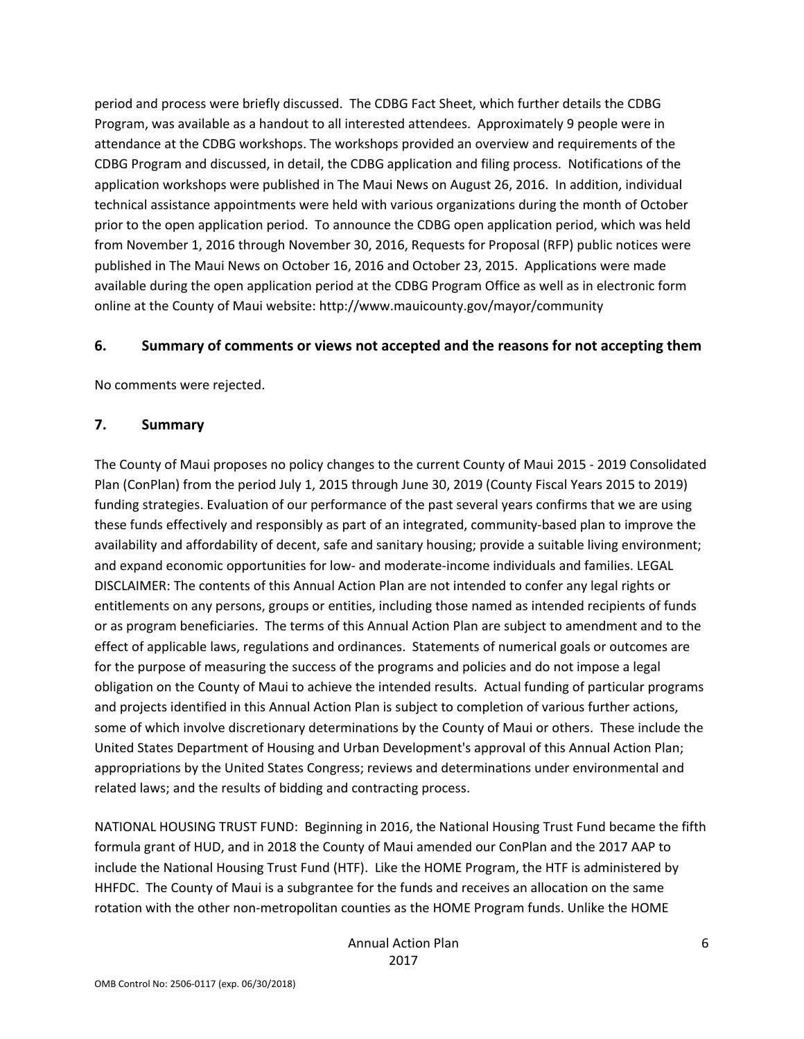period and process were briefly discussed. The CDBG Fact Sheet, which further details the CDBG Program, was available as a handout to all interested attendees. Approximately 9 people were in attendance at the CDBG workshops. The workshops provided an overview and requirements of the CDBG Program and discussed, in detail, the CDBG application and filing process. Notifications of the application workshops were published in The Maui News on August 26, 2016. In addition, individual technical assistance appointments were held with various organizations during the month of October prior to the open application period. To announce the CDBG open application period, which was held from November 1, 2016 through November 30, 2016, Requests for Proposal (RFP) public notices were published in The Maui News on October 16, 2016 and October 23, 2015. Applications were made available during the open application period at the CDBG Program Office as well as in electronic form online at the County of Maui website: http://www.mauicounty.gov/mayor/community

## 6. Summary of comments or views not accepted and the reasons for not accepting them

No comments were rejected.

## 7. Summary

The County of Maui proposes no policy changes to the current County of Maui 2015 - 2019 Consolidated Plan (ConPlan) from the period July 1, 2015 through June 30, 2019 (County Fiscal Years 2015 to 2019) funding strategies. Evaluation of our performance of the past several years confirms that we are using these funds effectively and responsibly as part of an integrated, community-based plan to improve the availability and affordability of decent, safe and sanitary housing; provide a suitable living environment; and expand economic opportunities for low- and moderate-income individuals and families. LEGAL DISCLAIMER: The contents of this Annual Action Plan are not intended to confer any legal rights or entitlements on any persons, groups or entities, including those named as intended recipients of funds or as program beneficiaries. The terms of this Annual Action Plan are subject to amendment and to the effect of applicable laws, regulations and ordinances. Statements of numerical goals or outcomes are for the purpose of measuring the success of the programs and policies and do not impose a legal obligation on the County of Maui to achieve the intended results. Actual funding of particular programs and projects identified in this Annual Action Plan is subject to completion of various further actions, some of which involve discretionary determinations by the County of Maui or others. These include the United States Department of Housing and Urban Development's approval of this Annual Action Plan; appropriations by the United States Congress; reviews and determinations under environmental and related laws; and the results of bidding and contracting process.

NATIONAL HOUSING TRUST FUND: Beginning in 2016, the National Housing Trust Fund became the fifth formula grant of HUD, and in 2018 the County of Maui amended our ConPlan and the 2017 AAP to include the National Housing Trust Fund (HTF). Like the HOME Program, the HTF is administered by HHFDC. The County of Maui is a subgrantee for the funds and receives an allocation on the same rotation with the other non-metropolitan counties as the HOME Program funds. Unlike the HOME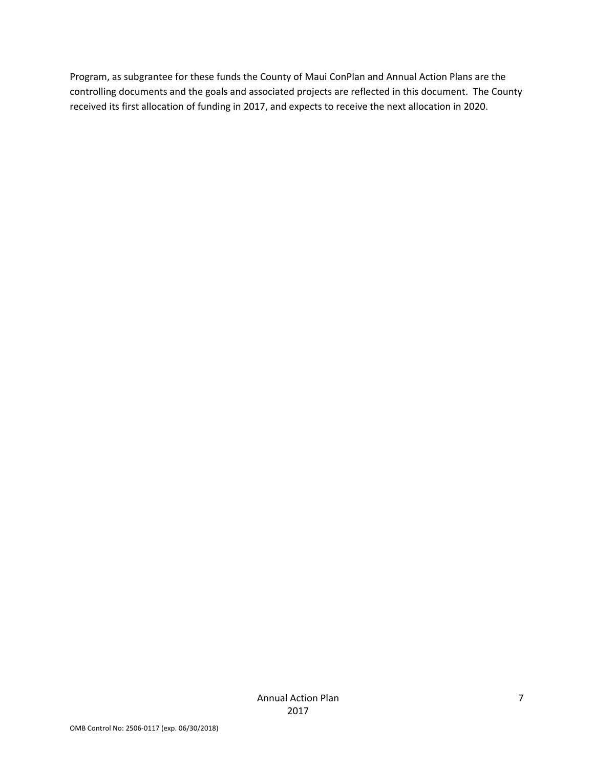Program, as subgrantee for these funds the County of Maui ConPlan and Annual Action Plans are the controlling documents and the goals and associated projects are reflected in this document. The County received its first allocation of funding in 2017, and expects to receive the next allocation in 2020.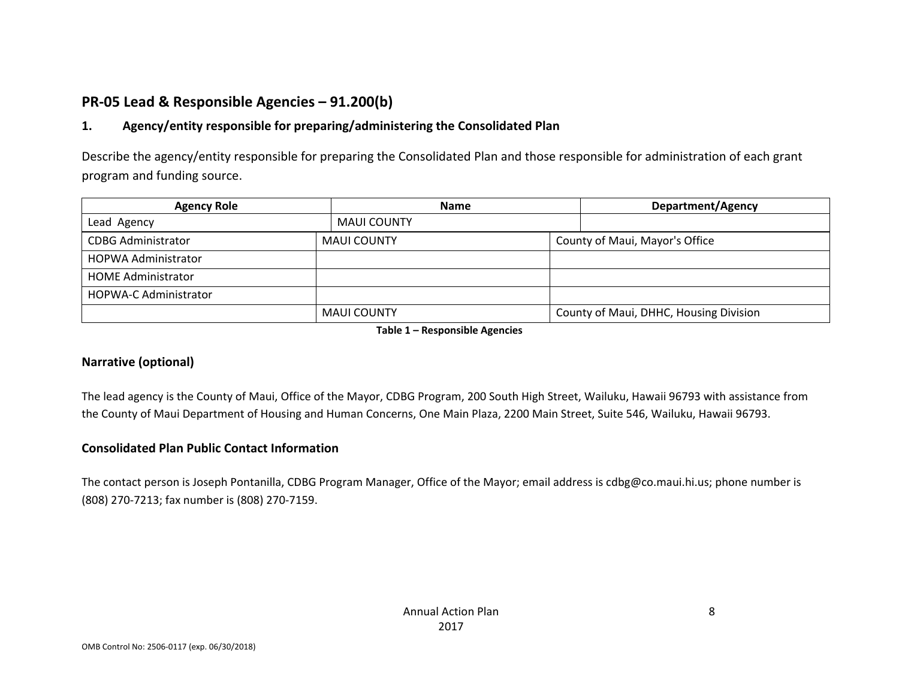## PR-05 Lead & Responsible Agencies – 91.200(b)

### 1. Agency/entity responsible for preparing/administering the Consolidated Plan

Describe the agency/entity responsible for preparing the Consolidated Plan and those responsible for administration of each grant program and funding source.

| Agency Role | Name | Department/Agency |
|---|---|---|
| Lead Agency | MAUI COUNTY | |
| CDBG Administrator | MAUI COUNTY | County of Maui, Mayor's Office |
| HOPWA Administrator | | |
| HOME Administrator | | |
| HOPWA-C Administrator | | |
| | MAUI COUNTY | County of Maui, DHHC, Housing Division |

**Table 1 – Responsible Agencies**

### Narrative (optional)

The lead agency is the County of Maui, Office of the Mayor, CDBG Program, 200 South High Street, Wailuku, Hawaii 96793 with assistance from the County of Maui Department of Housing and Human Concerns, One Main Plaza, 2200 Main Street, Suite 546, Wailuku, Hawaii 96793.

### Consolidated Plan Public Contact Information

The contact person is Joseph Pontanilla, CDBG Program Manager, Office of the Mayor; email address is cdbg@co.maui.hi.us; phone number is (808) 270-7213; fax number is (808) 270-7159.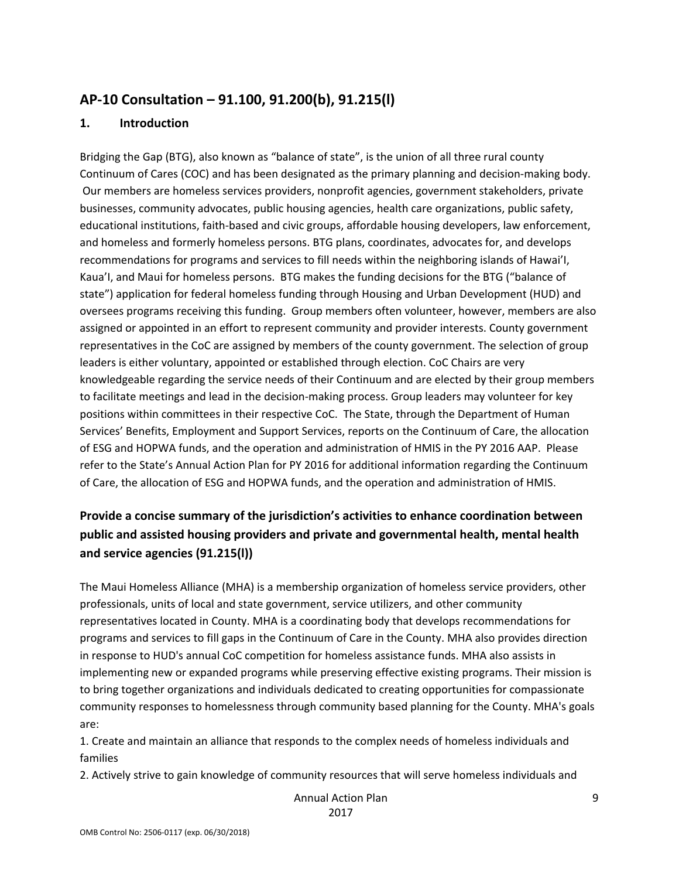## AP-10 Consultation – 91.100, 91.200(b), 91.215(l)

### 1. Introduction

Bridging the Gap (BTG), also known as "balance of state", is the union of all three rural county Continuum of Cares (COC) and has been designated as the primary planning and decision-making body. Our members are homeless services providers, nonprofit agencies, government stakeholders, private businesses, community advocates, public housing agencies, health care organizations, public safety, educational institutions, faith-based and civic groups, affordable housing developers, law enforcement, and homeless and formerly homeless persons. BTG plans, coordinates, advocates for, and develops recommendations for programs and services to fill needs within the neighboring islands of Hawai'I, Kaua'I, and Maui for homeless persons. BTG makes the funding decisions for the BTG ("balance of state") application for federal homeless funding through Housing and Urban Development (HUD) and oversees programs receiving this funding. Group members often volunteer, however, members are also assigned or appointed in an effort to represent community and provider interests. County government representatives in the CoC are assigned by members of the county government. The selection of group leaders is either voluntary, appointed or established through election. CoC Chairs are very knowledgeable regarding the service needs of their Continuum and are elected by their group members to facilitate meetings and lead in the decision-making process. Group leaders may volunteer for key positions within committees in their respective CoC. The State, through the Department of Human Services' Benefits, Employment and Support Services, reports on the Continuum of Care, the allocation of ESG and HOPWA funds, and the operation and administration of HMIS in the PY 2016 AAP. Please refer to the State's Annual Action Plan for PY 2016 for additional information regarding the Continuum of Care, the allocation of ESG and HOPWA funds, and the operation and administration of HMIS.

### Provide a concise summary of the jurisdiction's activities to enhance coordination between public and assisted housing providers and private and governmental health, mental health and service agencies (91.215(l))

The Maui Homeless Alliance (MHA) is a membership organization of homeless service providers, other professionals, units of local and state government, service utilizers, and other community representatives located in County. MHA is a coordinating body that develops recommendations for programs and services to fill gaps in the Continuum of Care in the County. MHA also provides direction in response to HUD's annual CoC competition for homeless assistance funds. MHA also assists in implementing new or expanded programs while preserving effective existing programs. Their mission is to bring together organizations and individuals dedicated to creating opportunities for compassionate community responses to homelessness through community based planning for the County. MHA's goals are:

1. Create and maintain an alliance that responds to the complex needs of homeless individuals and families
2. Actively strive to gain knowledge of community resources that will serve homeless individuals and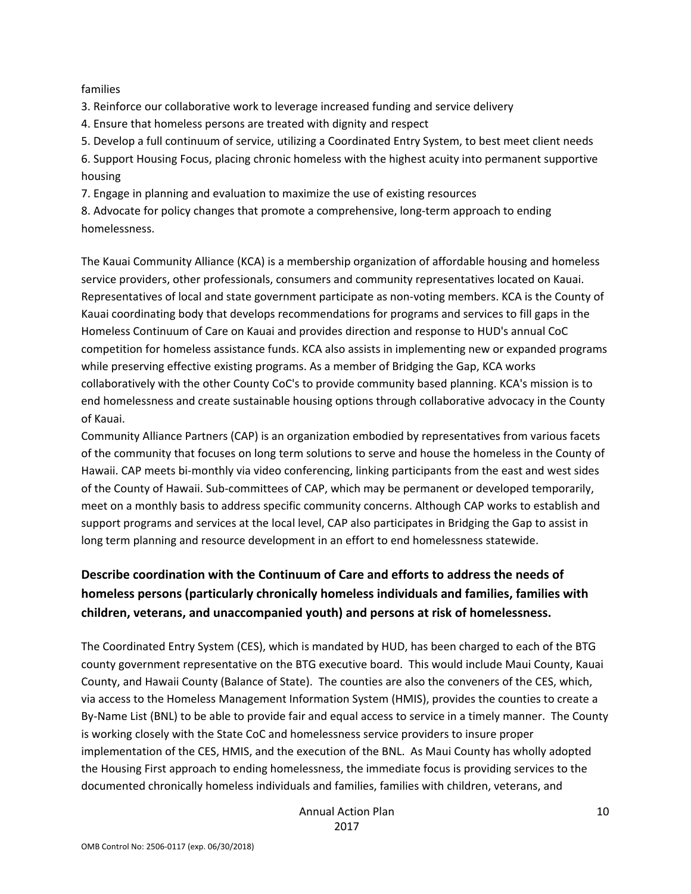families

3. Reinforce our collaborative work to leverage increased funding and service delivery
4. Ensure that homeless persons are treated with dignity and respect
5. Develop a full continuum of service, utilizing a Coordinated Entry System, to best meet client needs
6. Support Housing Focus, placing chronic homeless with the highest acuity into permanent supportive housing
7. Engage in planning and evaluation to maximize the use of existing resources
8. Advocate for policy changes that promote a comprehensive, long-term approach to ending homelessness.

The Kauai Community Alliance (KCA) is a membership organization of affordable housing and homeless service providers, other professionals, consumers and community representatives located on Kauai. Representatives of local and state government participate as non-voting members. KCA is the County of Kauai coordinating body that develops recommendations for programs and services to fill gaps in the Homeless Continuum of Care on Kauai and provides direction and response to HUD's annual CoC competition for homeless assistance funds. KCA also assists in implementing new or expanded programs while preserving effective existing programs. As a member of Bridging the Gap, KCA works collaboratively with the other County CoC's to provide community based planning. KCA's mission is to end homelessness and create sustainable housing options through collaborative advocacy in the County of Kauai.

Community Alliance Partners (CAP) is an organization embodied by representatives from various facets of the community that focuses on long term solutions to serve and house the homeless in the County of Hawaii. CAP meets bi-monthly via video conferencing, linking participants from the east and west sides of the County of Hawaii. Sub-committees of CAP, which may be permanent or developed temporarily, meet on a monthly basis to address specific community concerns. Although CAP works to establish and support programs and services at the local level, CAP also participates in Bridging the Gap to assist in long term planning and resource development in an effort to end homelessness statewide.

## Describe coordination with the Continuum of Care and efforts to address the needs of homeless persons (particularly chronically homeless individuals and families, families with children, veterans, and unaccompanied youth) and persons at risk of homelessness.

The Coordinated Entry System (CES), which is mandated by HUD, has been charged to each of the BTG county government representative on the BTG executive board. This would include Maui County, Kauai County, and Hawaii County (Balance of State). The counties are also the conveners of the CES, which, via access to the Homeless Management Information System (HMIS), provides the counties to create a By-Name List (BNL) to be able to provide fair and equal access to service in a timely manner. The County is working closely with the State CoC and homelessness service providers to insure proper implementation of the CES, HMIS, and the execution of the BNL. As Maui County has wholly adopted the Housing First approach to ending homelessness, the immediate focus is providing services to the documented chronically homeless individuals and families, families with children, veterans, and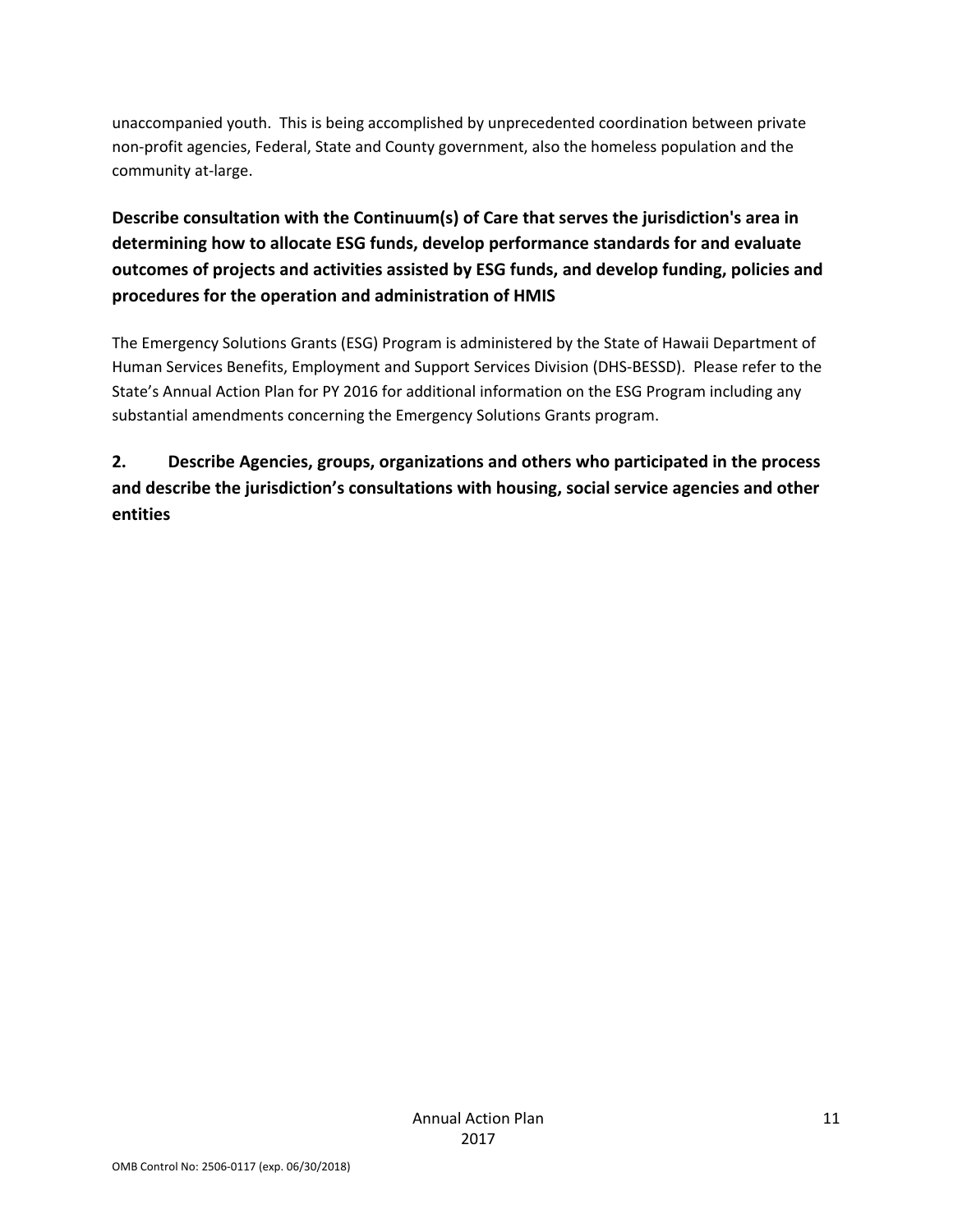unaccompanied youth. This is being accomplished by unprecedented coordination between private non-profit agencies, Federal, State and County government, also the homeless population and the community at-large.

**Describe consultation with the Continuum(s) of Care that serves the jurisdiction's area in determining how to allocate ESG funds, develop performance standards for and evaluate outcomes of projects and activities assisted by ESG funds, and develop funding, policies and procedures for the operation and administration of HMIS**

The Emergency Solutions Grants (ESG) Program is administered by the State of Hawaii Department of Human Services Benefits, Employment and Support Services Division (DHS-BESSD). Please refer to the State's Annual Action Plan for PY 2016 for additional information on the ESG Program including any substantial amendments concerning the Emergency Solutions Grants program.

**2. Describe Agencies, groups, organizations and others who participated in the process and describe the jurisdiction's consultations with housing, social service agencies and other entities**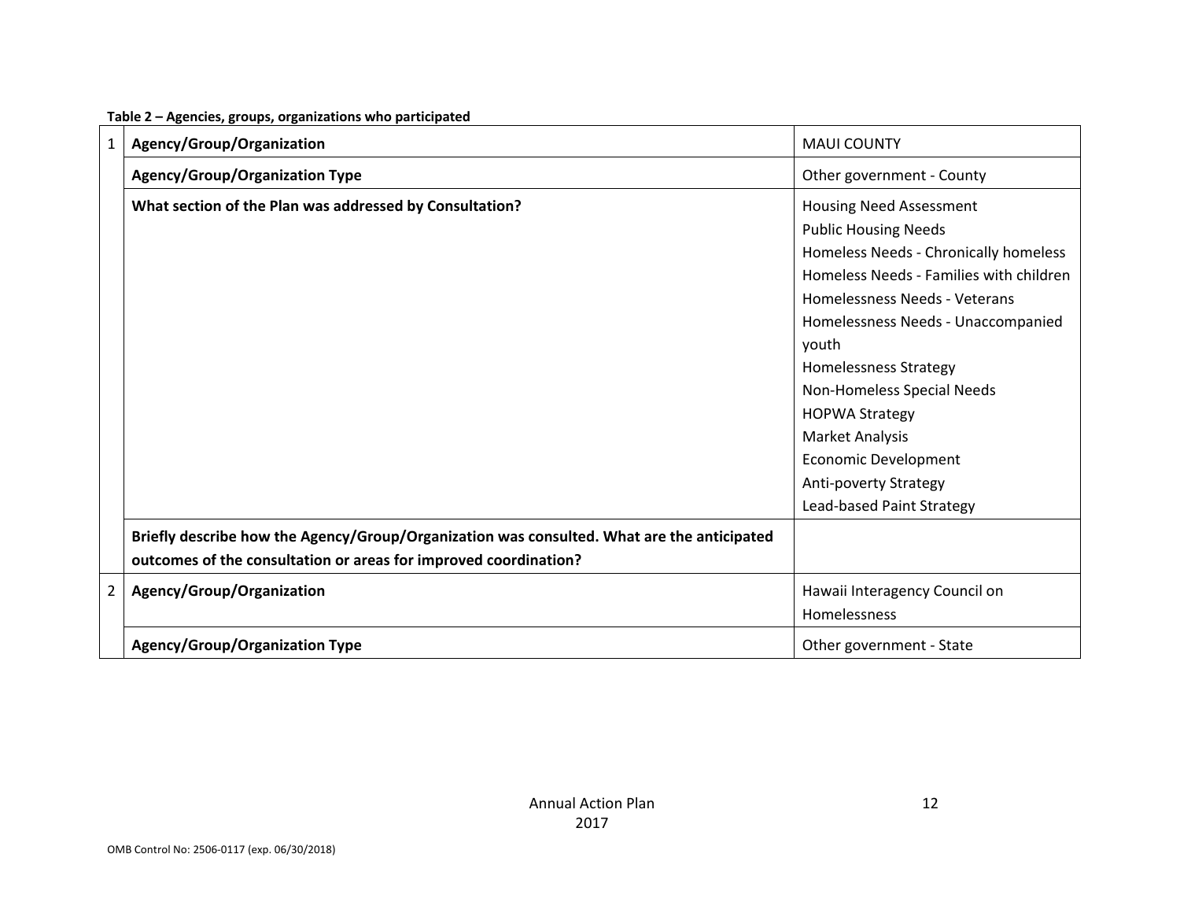**Table 2 – Agencies, groups, organizations who participated**

| | | |
|---|---|---|
| 1 | **Agency/Group/Organization** | MAUI COUNTY |
| | **Agency/Group/Organization Type** | Other government - County |
| | **What section of the Plan was addressed by Consultation?** | Housing Need Assessment<br>Public Housing Needs<br>Homeless Needs - Chronically homeless<br>Homeless Needs - Families with children<br>Homelessness Needs - Veterans<br>Homelessness Needs - Unaccompanied youth<br>Homelessness Strategy<br>Non-Homeless Special Needs<br>HOPWA Strategy<br>Market Analysis<br>Economic Development<br>Anti-poverty Strategy<br>Lead-based Paint Strategy |
| | **Briefly describe how the Agency/Group/Organization was consulted. What are the anticipated outcomes of the consultation or areas for improved coordination?** | |
| 2 | **Agency/Group/Organization** | Hawaii Interagency Council on Homelessness |
| | **Agency/Group/Organization Type** | Other government - State |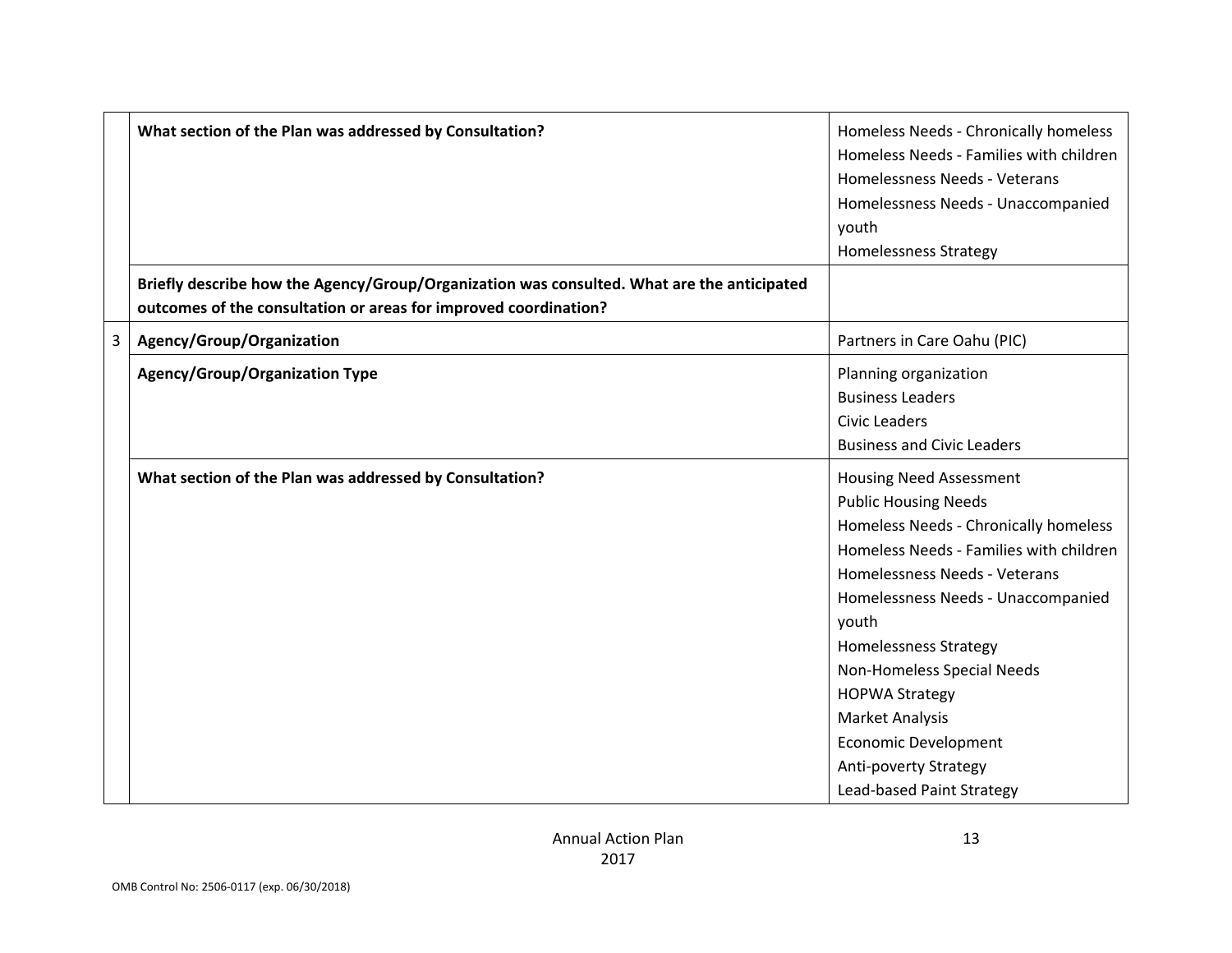|   |   |   |
|---|---|---|
|   | **What section of the Plan was addressed by Consultation?** | Homeless Needs - Chronically homeless<br>Homeless Needs - Families with children<br>Homelessness Needs - Veterans<br>Homelessness Needs - Unaccompanied youth<br>Homelessness Strategy |
|   | **Briefly describe how the Agency/Group/Organization was consulted. What are the anticipated outcomes of the consultation or areas for improved coordination?** |   |
| 3 | **Agency/Group/Organization** | Partners in Care Oahu (PIC) |
|   | **Agency/Group/Organization Type** | Planning organization<br>Business Leaders<br>Civic Leaders<br>Business and Civic Leaders |
|   | **What section of the Plan was addressed by Consultation?** | Housing Need Assessment<br>Public Housing Needs<br>Homeless Needs - Chronically homeless<br>Homeless Needs - Families with children<br>Homelessness Needs - Veterans<br>Homelessness Needs - Unaccompanied youth<br>Homelessness Strategy<br>Non-Homeless Special Needs<br>HOPWA Strategy<br>Market Analysis<br>Economic Development<br>Anti-poverty Strategy<br>Lead-based Paint Strategy |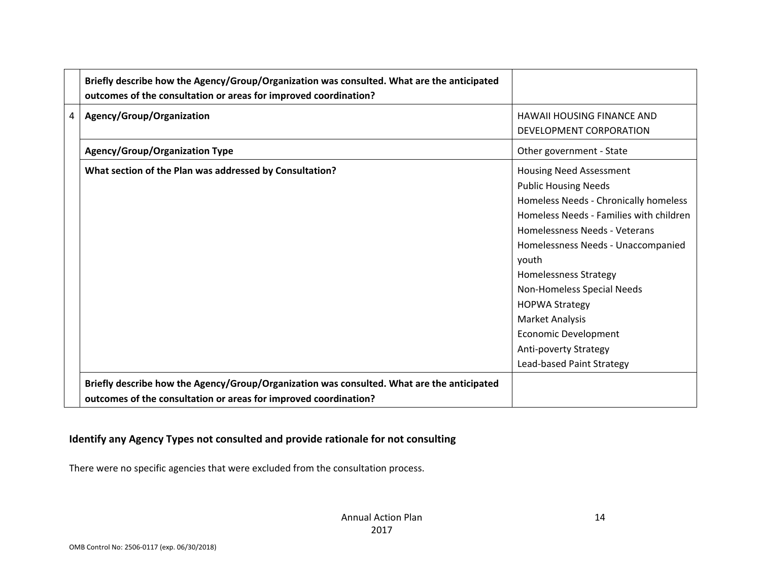| | | |
|---|---|---|
| | **Briefly describe how the Agency/Group/Organization was consulted. What are the anticipated outcomes of the consultation or areas for improved coordination?** | |
| 4 | **Agency/Group/Organization** | HAWAII HOUSING FINANCE AND DEVELOPMENT CORPORATION |
| | **Agency/Group/Organization Type** | Other government - State |
| | **What section of the Plan was addressed by Consultation?** | Housing Need Assessment<br>Public Housing Needs<br>Homeless Needs - Chronically homeless<br>Homeless Needs - Families with children<br>Homelessness Needs - Veterans<br>Homelessness Needs - Unaccompanied youth<br>Homelessness Strategy<br>Non-Homeless Special Needs<br>HOPWA Strategy<br>Market Analysis<br>Economic Development<br>Anti-poverty Strategy<br>Lead-based Paint Strategy |
| | **Briefly describe how the Agency/Group/Organization was consulted. What are the anticipated outcomes of the consultation or areas for improved coordination?** | |

### Identify any Agency Types not consulted and provide rationale for not consulting

There were no specific agencies that were excluded from the consultation process.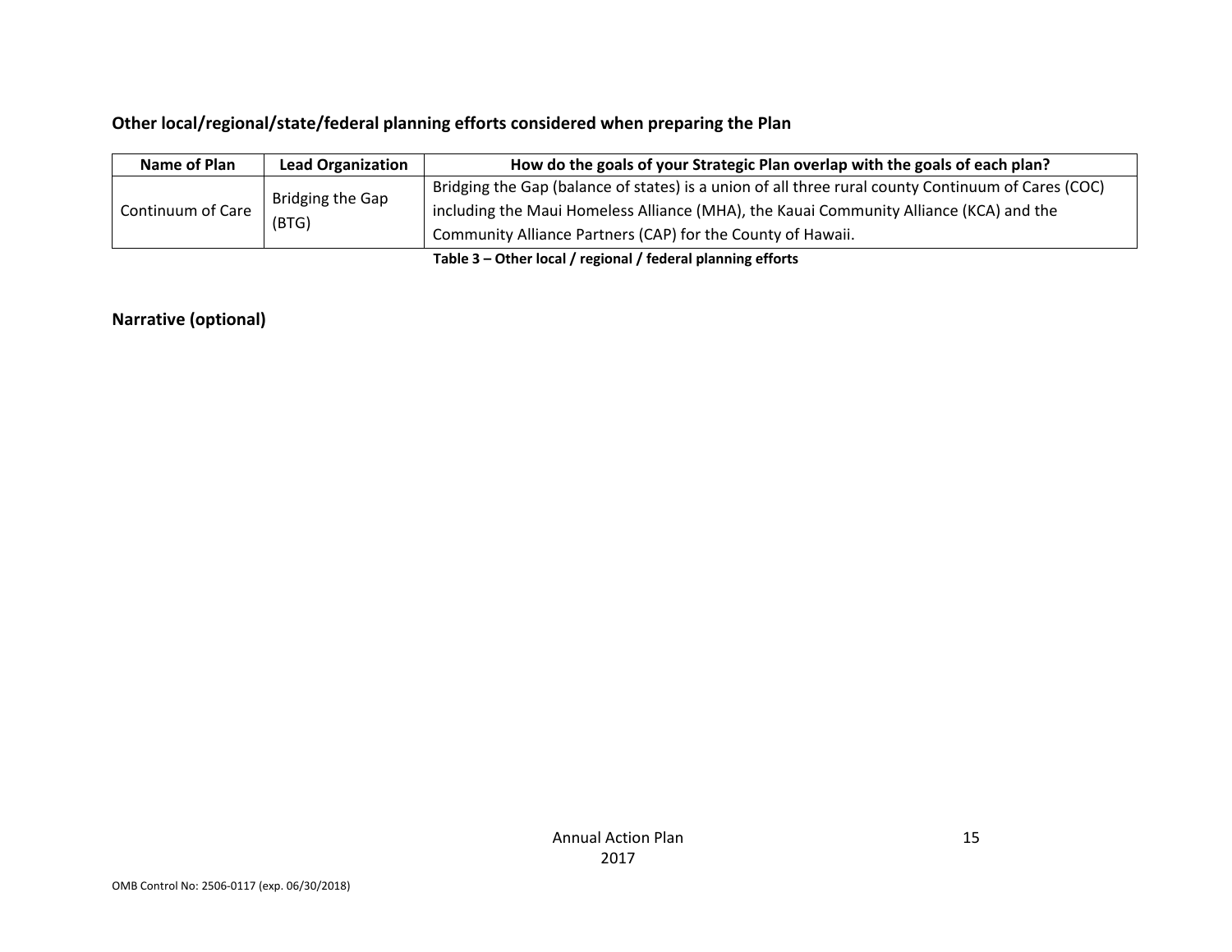**Other local/regional/state/federal planning efforts considered when preparing the Plan**

| Name of Plan | Lead Organization | How do the goals of your Strategic Plan overlap with the goals of each plan? |
|---|---|---|
| Continuum of Care | Bridging the Gap (BTG) | Bridging the Gap (balance of states) is a union of all three rural county Continuum of Cares (COC) including the Maui Homeless Alliance (MHA), the Kauai Community Alliance (KCA) and the Community Alliance Partners (CAP) for the County of Hawaii. |

**Table 3 – Other local / regional / federal planning efforts**

**Narrative (optional)**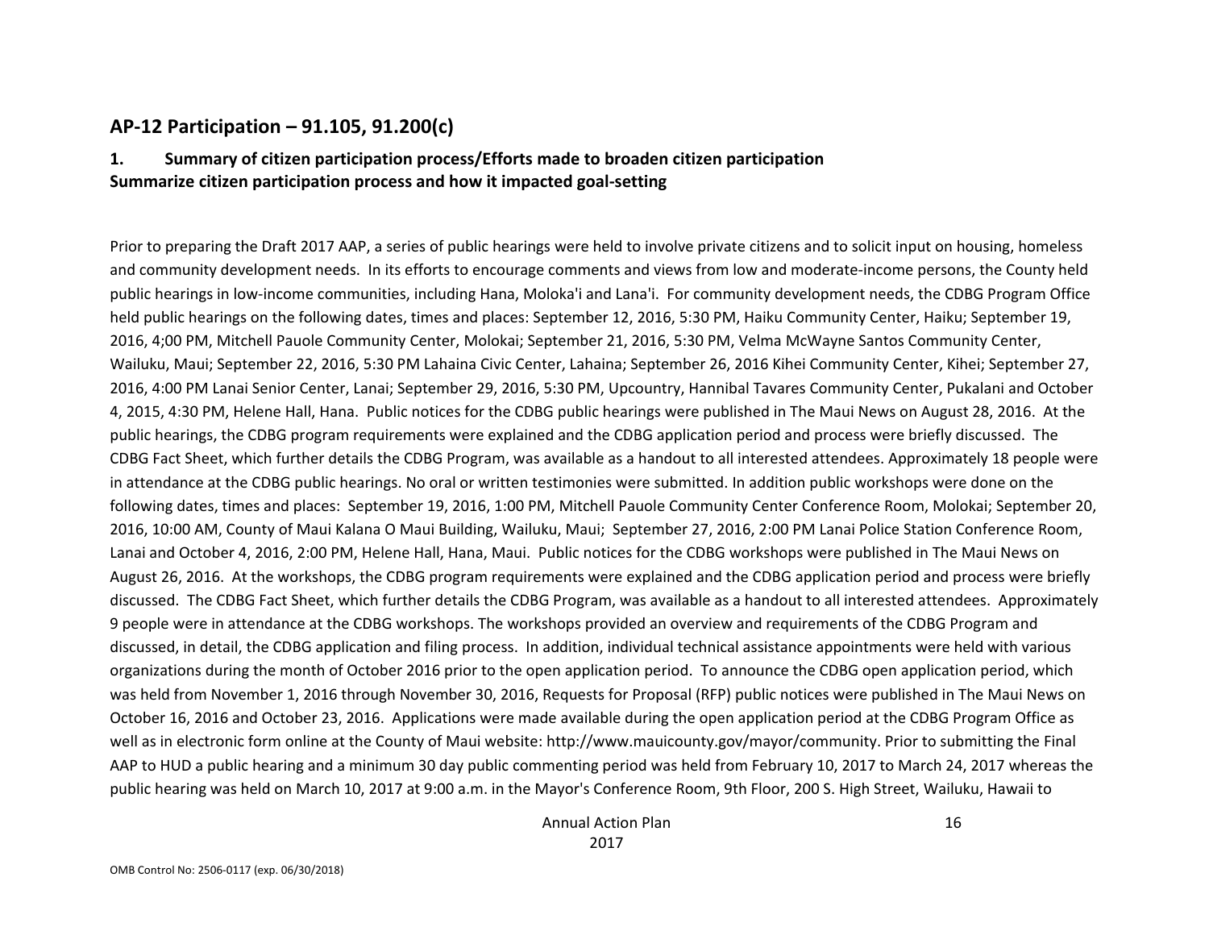## AP-12 Participation – 91.105, 91.200(c)

### 1. Summary of citizen participation process/Efforts made to broaden citizen participation

**Summarize citizen participation process and how it impacted goal-setting**

Prior to preparing the Draft 2017 AAP, a series of public hearings were held to involve private citizens and to solicit input on housing, homeless and community development needs. In its efforts to encourage comments and views from low and moderate-income persons, the County held public hearings in low-income communities, including Hana, Moloka'i and Lana'i. For community development needs, the CDBG Program Office held public hearings on the following dates, times and places: September 12, 2016, 5:30 PM, Haiku Community Center, Haiku; September 19, 2016, 4;00 PM, Mitchell Pauole Community Center, Molokai; September 21, 2016, 5:30 PM, Velma McWayne Santos Community Center, Wailuku, Maui; September 22, 2016, 5:30 PM Lahaina Civic Center, Lahaina; September 26, 2016 Kihei Community Center, Kihei; September 27, 2016, 4:00 PM Lanai Senior Center, Lanai; September 29, 2016, 5:30 PM, Upcountry, Hannibal Tavares Community Center, Pukalani and October 4, 2015, 4:30 PM, Helene Hall, Hana. Public notices for the CDBG public hearings were published in The Maui News on August 28, 2016. At the public hearings, the CDBG program requirements were explained and the CDBG application period and process were briefly discussed. The CDBG Fact Sheet, which further details the CDBG Program, was available as a handout to all interested attendees. Approximately 18 people were in attendance at the CDBG public hearings. No oral or written testimonies were submitted. In addition public workshops were done on the following dates, times and places: September 19, 2016, 1:00 PM, Mitchell Pauole Community Center Conference Room, Molokai; September 20, 2016, 10:00 AM, County of Maui Kalana O Maui Building, Wailuku, Maui; September 27, 2016, 2:00 PM Lanai Police Station Conference Room, Lanai and October 4, 2016, 2:00 PM, Helene Hall, Hana, Maui. Public notices for the CDBG workshops were published in The Maui News on August 26, 2016. At the workshops, the CDBG program requirements were explained and the CDBG application period and process were briefly discussed. The CDBG Fact Sheet, which further details the CDBG Program, was available as a handout to all interested attendees. Approximately 9 people were in attendance at the CDBG workshops. The workshops provided an overview and requirements of the CDBG Program and discussed, in detail, the CDBG application and filing process. In addition, individual technical assistance appointments were held with various organizations during the month of October 2016 prior to the open application period. To announce the CDBG open application period, which was held from November 1, 2016 through November 30, 2016, Requests for Proposal (RFP) public notices were published in The Maui News on October 16, 2016 and October 23, 2016. Applications were made available during the open application period at the CDBG Program Office as well as in electronic form online at the County of Maui website: http://www.mauicounty.gov/mayor/community. Prior to submitting the Final AAP to HUD a public hearing and a minimum 30 day public commenting period was held from February 10, 2017 to March 24, 2017 whereas the public hearing was held on March 10, 2017 at 9:00 a.m. in the Mayor's Conference Room, 9th Floor, 200 S. High Street, Wailuku, Hawaii to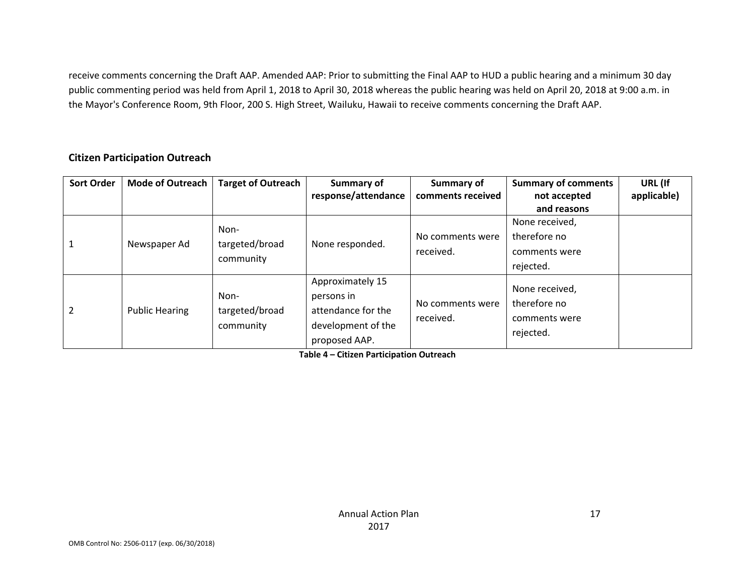receive comments concerning the Draft AAP. Amended AAP: Prior to submitting the Final AAP to HUD a public hearing and a minimum 30 day public commenting period was held from April 1, 2018 to April 30, 2018 whereas the public hearing was held on April 20, 2018 at 9:00 a.m. in the Mayor's Conference Room, 9th Floor, 200 S. High Street, Wailuku, Hawaii to receive comments concerning the Draft AAP.

## Citizen Participation Outreach

| Sort Order | Mode of Outreach | Target of Outreach | Summary of response/attendance | Summary of comments received | Summary of comments not accepted and reasons | URL (If applicable) |
|---|---|---|---|---|---|---|
| 1 | Newspaper Ad | Non-targeted/broad community | None responded. | No comments were received. | None received, therefore no comments were rejected. | |
| 2 | Public Hearing | Non-targeted/broad community | Approximately 15 persons in attendance for the development of the proposed AAP. | No comments were received. | None received, therefore no comments were rejected. | |

**Table 4 – Citizen Participation Outreach**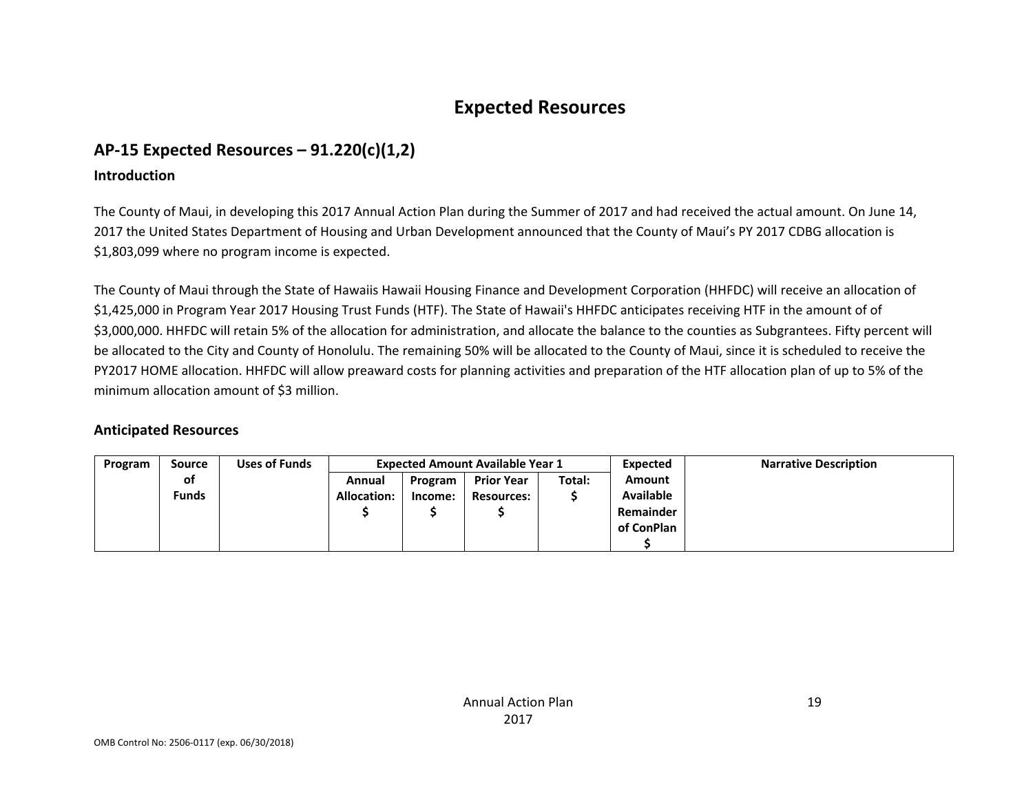# Expected Resources

## AP-15 Expected Resources – 91.220(c)(1,2)

### Introduction

The County of Maui, in developing this 2017 Annual Action Plan during the Summer of 2017 and had received the actual amount. On June 14, 2017 the United States Department of Housing and Urban Development announced that the County of Maui's PY 2017 CDBG allocation is $1,803,099 where no program income is expected.

The County of Maui through the State of Hawaiis Hawaii Housing Finance and Development Corporation (HHFDC) will receive an allocation of $1,425,000 in Program Year 2017 Housing Trust Funds (HTF). The State of Hawaii's HHFDC anticipates receiving HTF in the amount of of $3,000,000. HHFDC will retain 5% of the allocation for administration, and allocate the balance to the counties as Subgrantees. Fifty percent will be allocated to the City and County of Honolulu. The remaining 50% will be allocated to the County of Maui, since it is scheduled to receive the PY2017 HOME allocation. HHFDC will allow preaward costs for planning activities and preparation of the HTF allocation plan of up to 5% of the minimum allocation amount of $3 million.

### Anticipated Resources

| Program | Source of Funds | Uses of Funds | Expected Amount Available Year 1 | | | | Expected Amount Available Remainder of ConPlan $ | Narrative Description |
|---|---|---|---|---|---|---|---|---|
| | | | Annual Allocation: $ | Program Income: $ | Prior Year Resources: $ | Total: $ | | |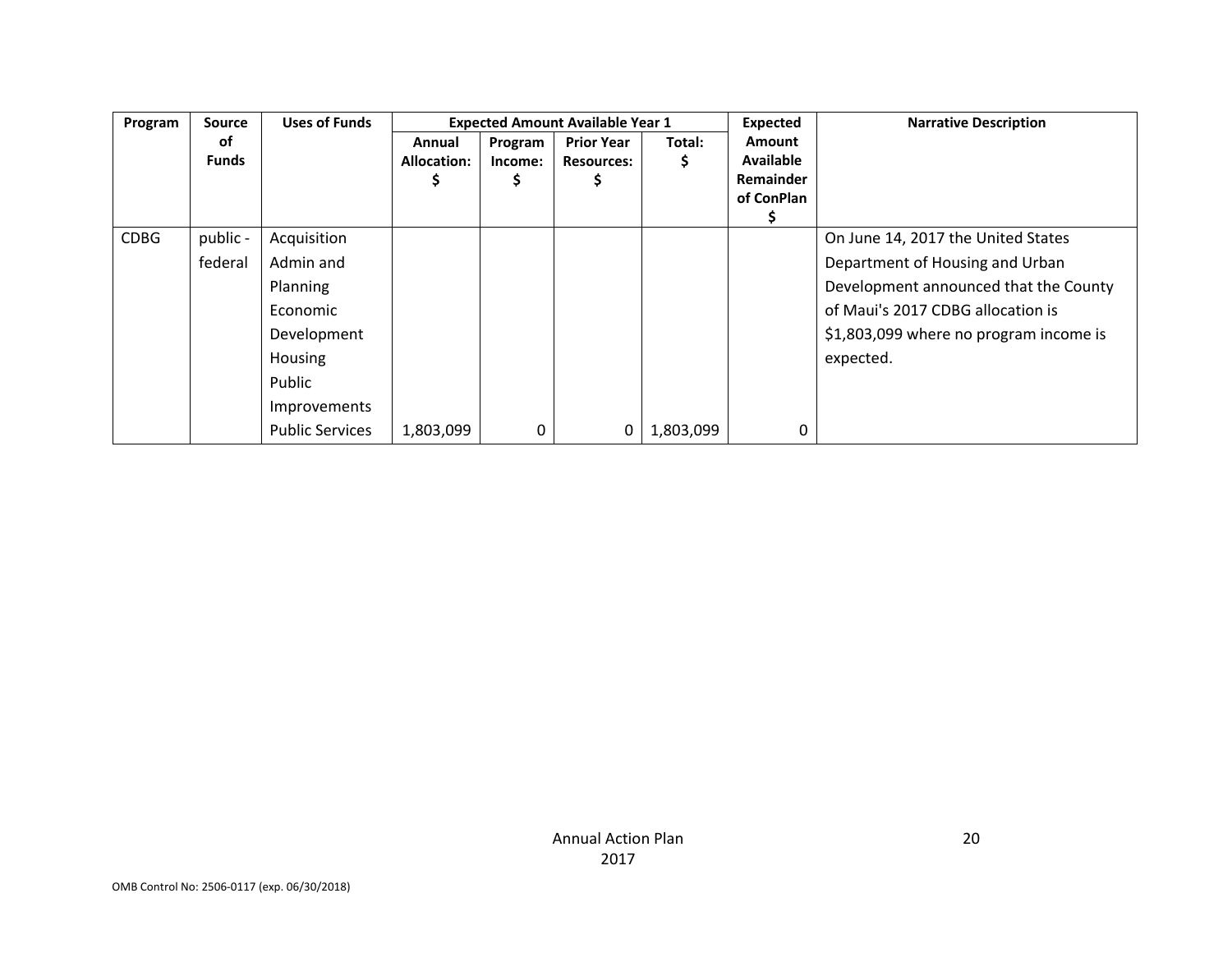| Program | Source of Funds | Uses of Funds | Expected Amount Available Year 1 | | | | Expected Amount Available Remainder of ConPlan $ | Narrative Description |
|---|---|---|---|---|---|---|---|---|
| | | | Annual Allocation: $ | Program Income: $ | Prior Year Resources: $ | Total: $ | | |
| CDBG | public - federal | Acquisition Admin and Planning Economic Development Housing Public Improvements Public Services | 1,803,099 | 0 | 0 | 1,803,099 | 0 | On June 14, 2017 the United States Department of Housing and Urban Development announced that the County of Maui's 2017 CDBG allocation is $1,803,099 where no program income is expected. |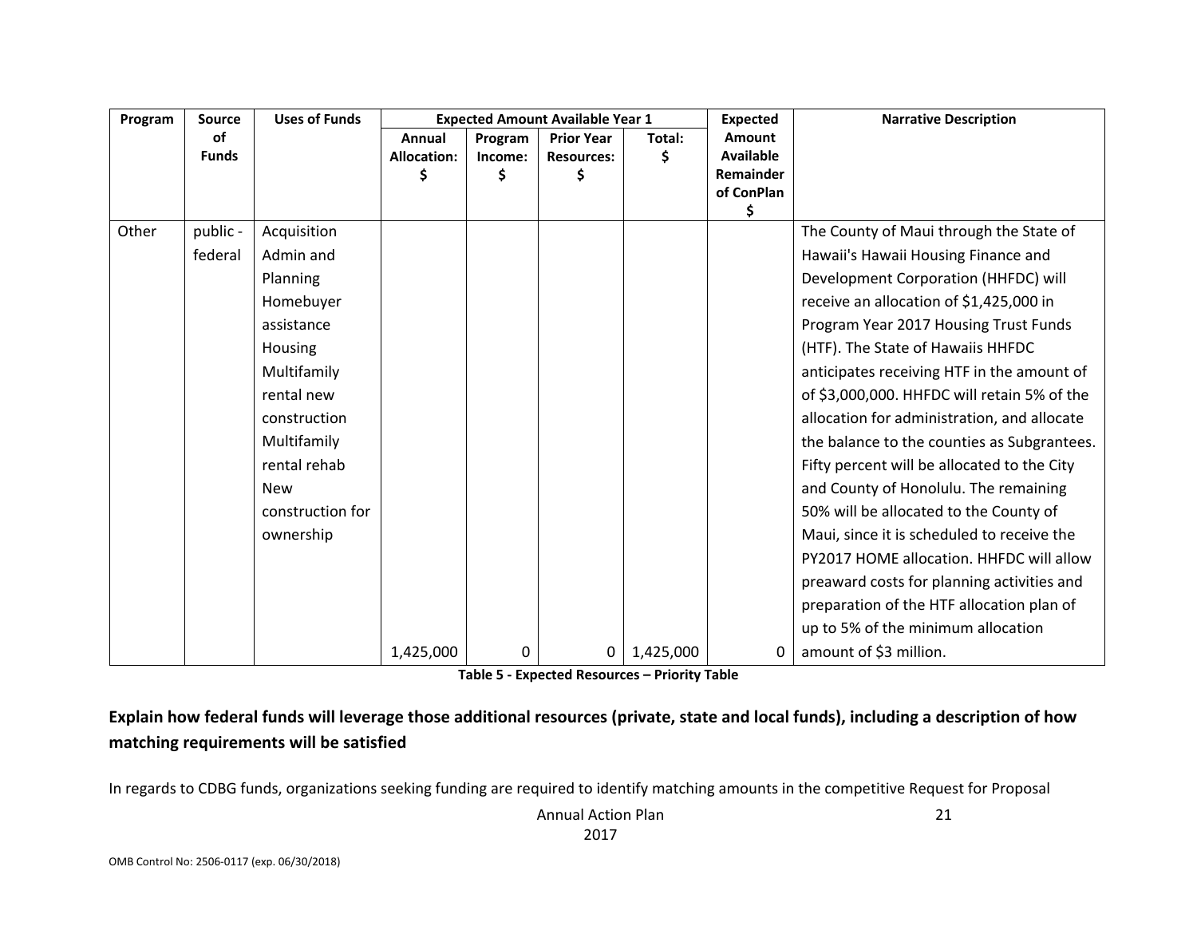| Program | Source of Funds | Uses of Funds | Expected Amount Available Year 1 | | | | Expected Amount Available Remainder of ConPlan $ | Narrative Description |
|---|---|---|---|---|---|---|---|---|
| | | | Annual Allocation: $ | Program Income: $ | Prior Year Resources: $ | Total: $ | | |
| Other | public - federal | Acquisition<br>Admin and Planning<br>Homebuyer assistance<br>Housing<br>Multifamily rental new construction<br>Multifamily rental rehab<br>New construction for ownership | 1,425,000 | 0 | 0 | 1,425,000 | 0 | The County of Maui through the State of Hawaii's Hawaii Housing Finance and Development Corporation (HHFDC) will receive an allocation of $1,425,000 in Program Year 2017 Housing Trust Funds (HTF). The State of Hawaiis HHFDC anticipates receiving HTF in the amount of of $3,000,000. HHFDC will retain 5% of the allocation for administration, and allocate the balance to the counties as Subgrantees. Fifty percent will be allocated to the City and County of Honolulu. The remaining 50% will be allocated to the County of Maui, since it is scheduled to receive the PY2017 HOME allocation. HHFDC will allow preaward costs for planning activities and preparation of the HTF allocation plan of up to 5% of the minimum allocation amount of $3 million. |

**Table 5 - Expected Resources – Priority Table**

**Explain how federal funds will leverage those additional resources (private, state and local funds), including a description of how matching requirements will be satisfied**

In regards to CDBG funds, organizations seeking funding are required to identify matching amounts in the competitive Request for Proposal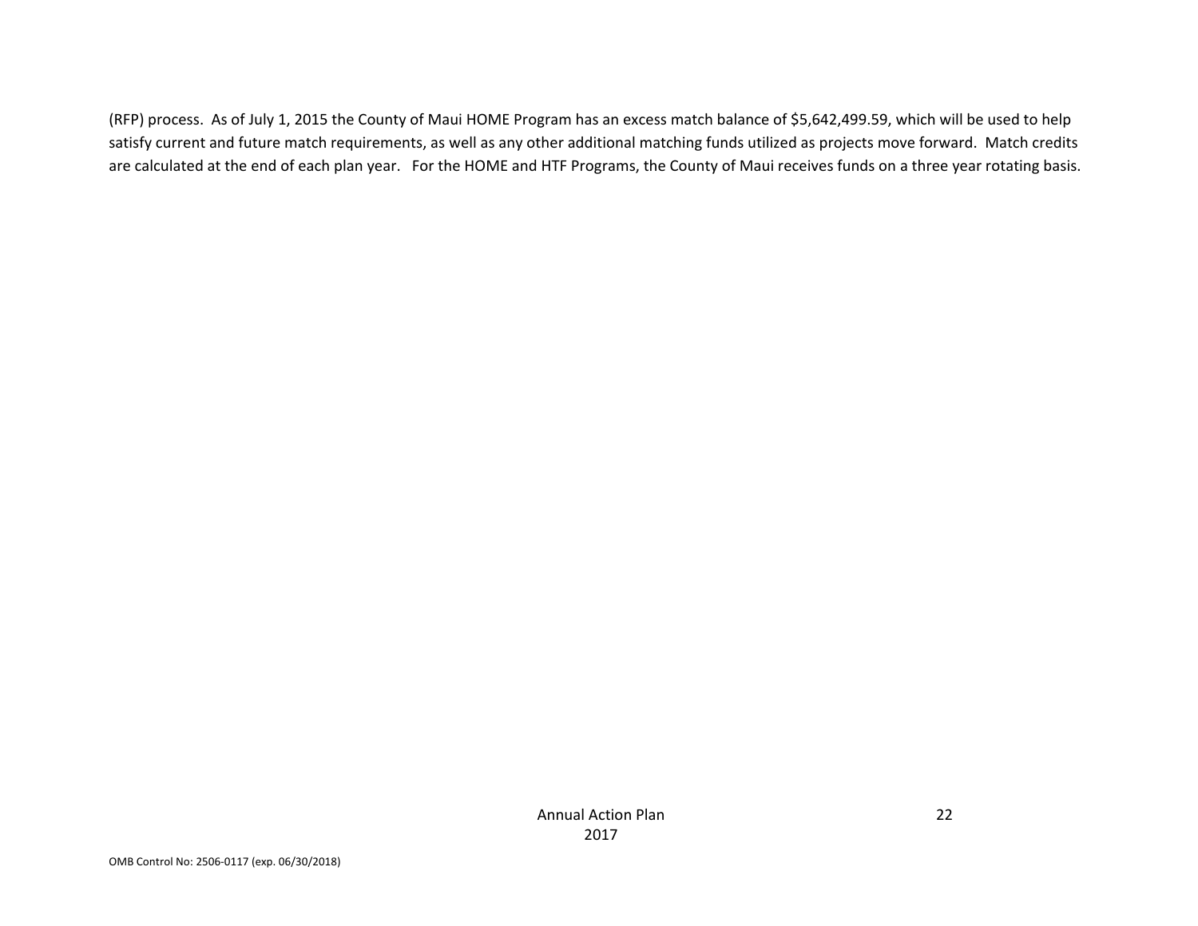(RFP) process. As of July 1, 2015 the County of Maui HOME Program has an excess match balance of $5,642,499.59, which will be used to help satisfy current and future match requirements, as well as any other additional matching funds utilized as projects move forward. Match credits are calculated at the end of each plan year. For the HOME and HTF Programs, the County of Maui receives funds on a three year rotating basis.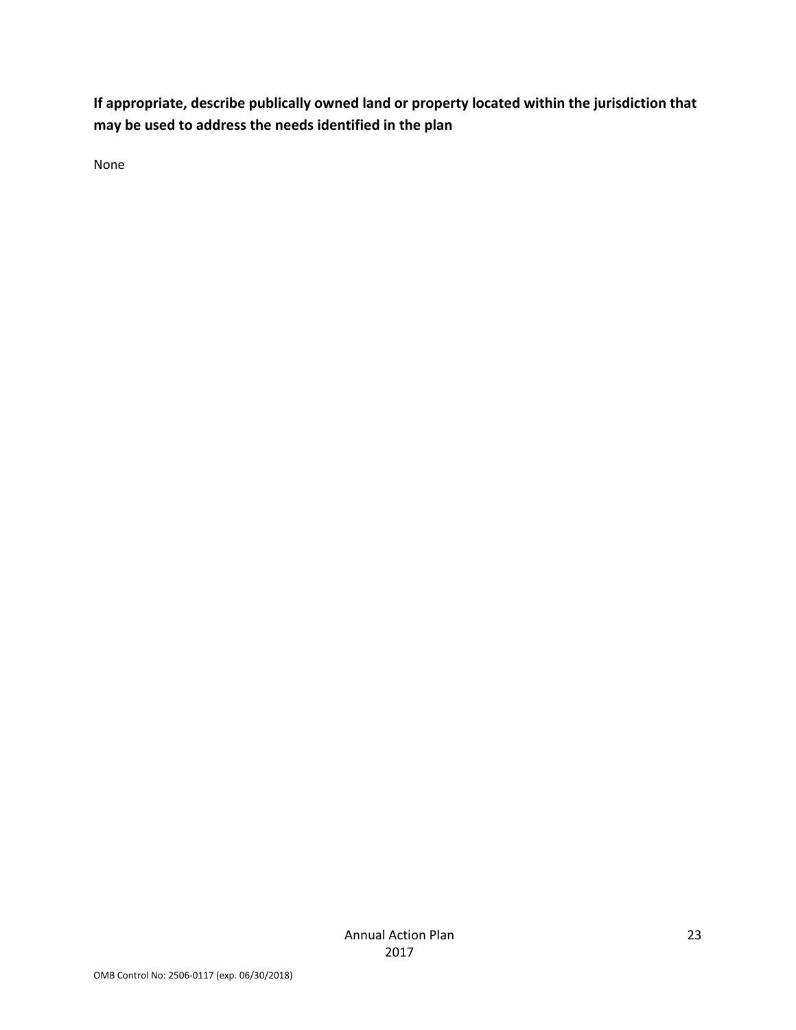**If appropriate, describe publically owned land or property located within the jurisdiction that may be used to address the needs identified in the plan**

None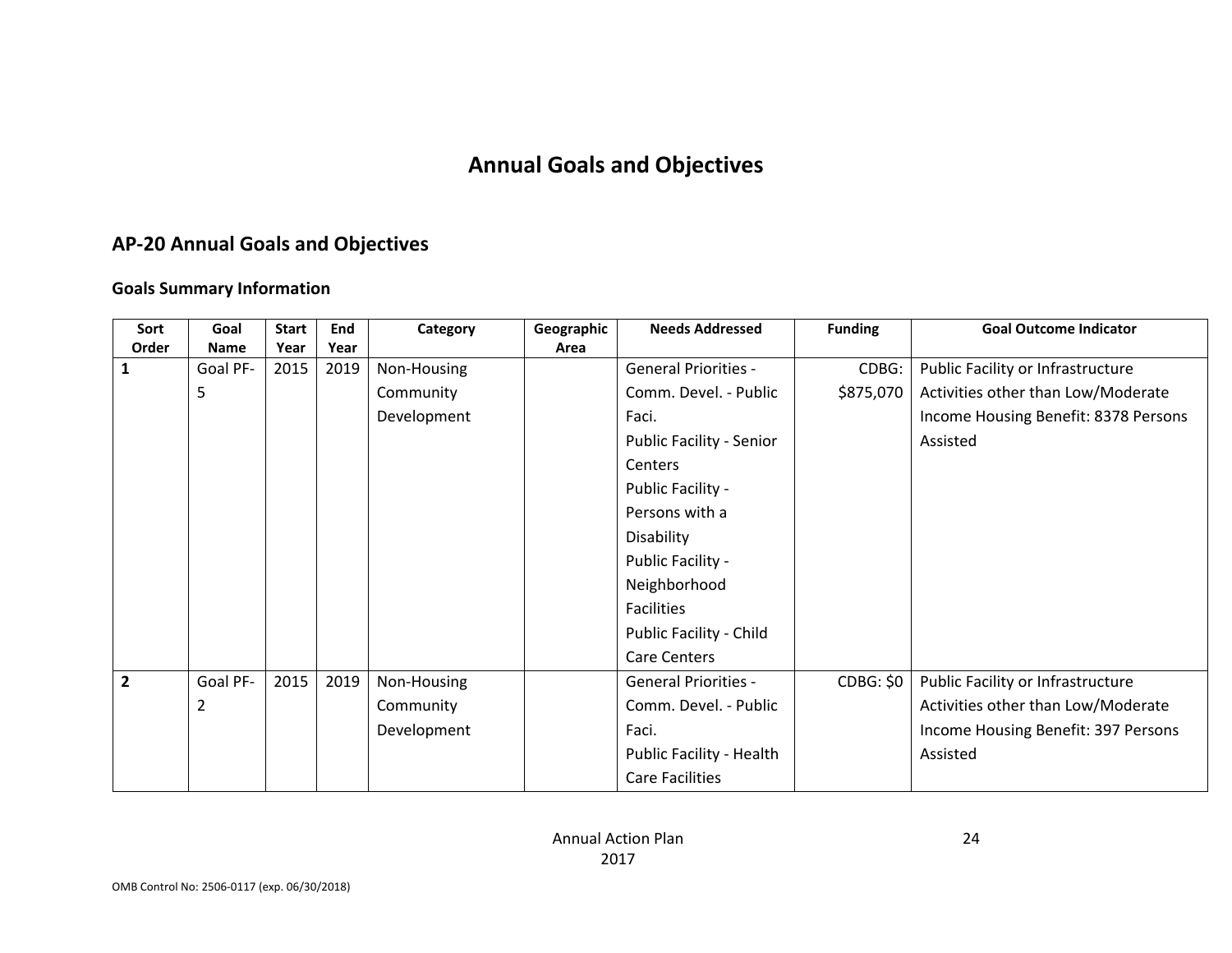# Annual Goals and Objectives

## AP-20 Annual Goals and Objectives

### Goals Summary Information

| Sort Order | Goal Name | Start Year | End Year | Category | Geographic Area | Needs Addressed | Funding | Goal Outcome Indicator |
|---|---|---|---|---|---|---|---|---|
| 1 | Goal PF-5 | 2015 | 2019 | Non-Housing Community Development | | General Priorities - Comm. Devel. - Public Faci. Public Facility - Senior Centers Public Facility - Persons with a Disability Public Facility - Neighborhood Facilities Public Facility - Child Care Centers | CDBG: $875,070 | Public Facility or Infrastructure Activities other than Low/Moderate Income Housing Benefit: 8378 Persons Assisted |
| 2 | Goal PF-2 | 2015 | 2019 | Non-Housing Community Development | | General Priorities - Comm. Devel. - Public Faci. Public Facility - Health Care Facilities | CDBG: $0 | Public Facility or Infrastructure Activities other than Low/Moderate Income Housing Benefit: 397 Persons Assisted |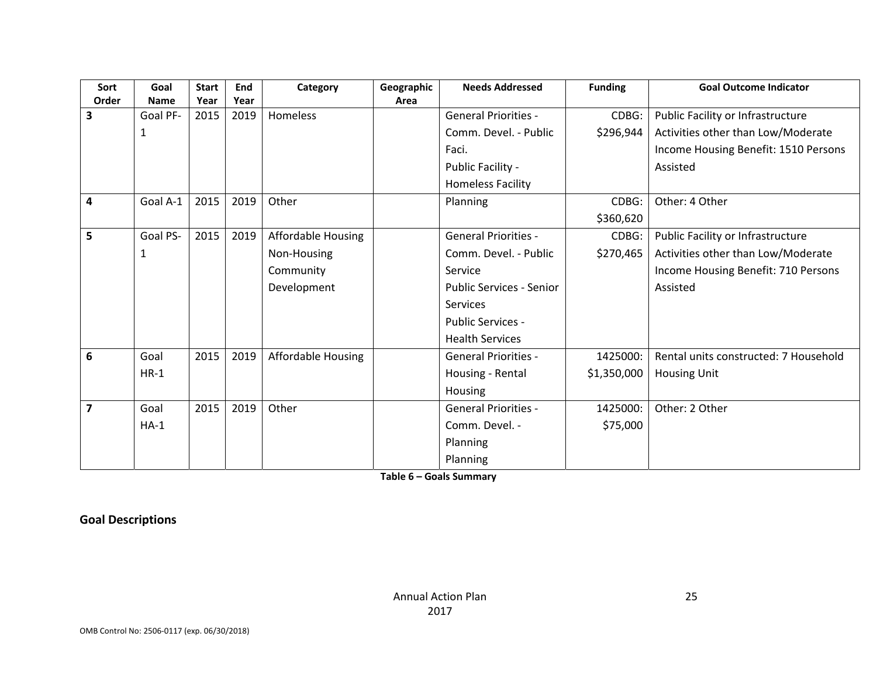| Sort Order | Goal Name | Start Year | End Year | Category | Geographic Area | Needs Addressed | Funding | Goal Outcome Indicator |
|---|---|---|---|---|---|---|---|---|
| 3 | Goal PF-1 | 2015 | 2019 | Homeless | | General Priorities - Comm. Devel. - Public Faci.<br>Public Facility - Homeless Facility | CDBG: $296,944 | Public Facility or Infrastructure Activities other than Low/Moderate Income Housing Benefit: 1510 Persons Assisted |
| 4 | Goal A-1 | 2015 | 2019 | Other | | Planning | CDBG: $360,620 | Other: 4 Other |
| 5 | Goal PS-1 | 2015 | 2019 | Affordable Housing<br>Non-Housing Community Development | | General Priorities - Comm. Devel. - Public Service<br>Public Services - Senior Services<br>Public Services - Health Services | CDBG: $270,465 | Public Facility or Infrastructure Activities other than Low/Moderate Income Housing Benefit: 710 Persons Assisted |
| 6 | Goal HR-1 | 2015 | 2019 | Affordable Housing | | General Priorities - Housing - Rental Housing | 1425000: $1,350,000 | Rental units constructed: 7 Household Housing Unit |
| 7 | Goal HA-1 | 2015 | 2019 | Other | | General Priorities - Comm. Devel. - Planning<br>Planning | 1425000: $75,000 | Other: 2 Other |

**Table 6 – Goals Summary**

## Goal Descriptions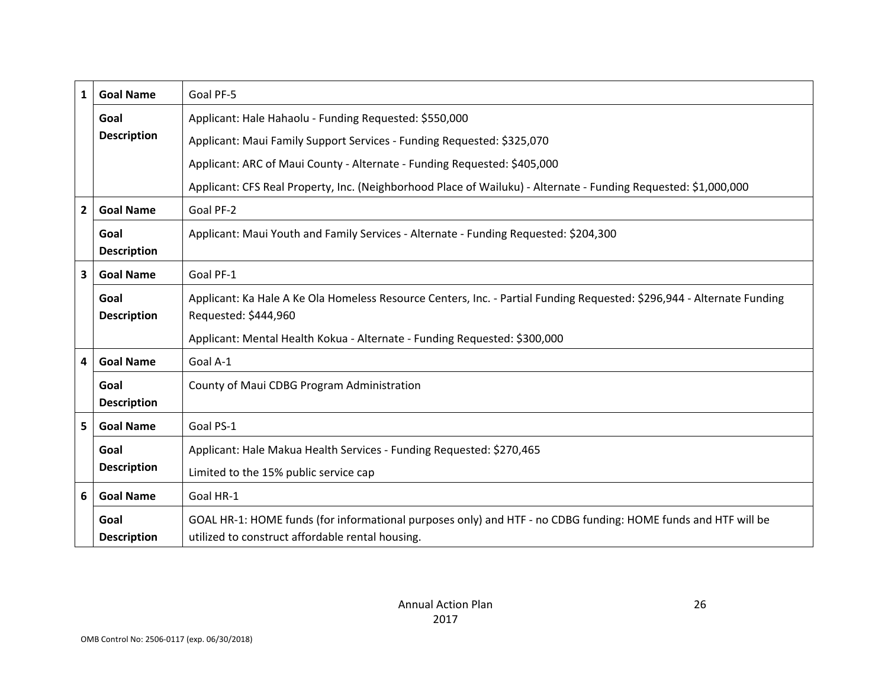| | | |
|---|---|---|
| 1 | **Goal Name** | Goal PF-5 |
| | **Goal Description** | Applicant: Hale Hahaolu - Funding Requested: $550,000<br>Applicant: Maui Family Support Services - Funding Requested: $325,070<br>Applicant: ARC of Maui County - Alternate - Funding Requested: $405,000<br>Applicant: CFS Real Property, Inc. (Neighborhood Place of Wailuku) - Alternate - Funding Requested: $1,000,000 |
| 2 | **Goal Name** | Goal PF-2 |
| | **Goal Description** | Applicant: Maui Youth and Family Services - Alternate - Funding Requested: $204,300 |
| 3 | **Goal Name** | Goal PF-1 |
| | **Goal Description** | Applicant: Ka Hale A Ke Ola Homeless Resource Centers, Inc. - Partial Funding Requested: $296,944 - Alternate Funding Requested: $444,960<br>Applicant: Mental Health Kokua - Alternate - Funding Requested: $300,000 |
| 4 | **Goal Name** | Goal A-1 |
| | **Goal Description** | County of Maui CDBG Program Administration |
| 5 | **Goal Name** | Goal PS-1 |
| | **Goal Description** | Applicant: Hale Makua Health Services - Funding Requested: $270,465<br>Limited to the 15% public service cap |
| 6 | **Goal Name** | Goal HR-1 |
| | **Goal Description** | GOAL HR-1: HOME funds (for informational purposes only) and HTF - no CDBG funding: HOME funds and HTF will be utilized to construct affordable rental housing. |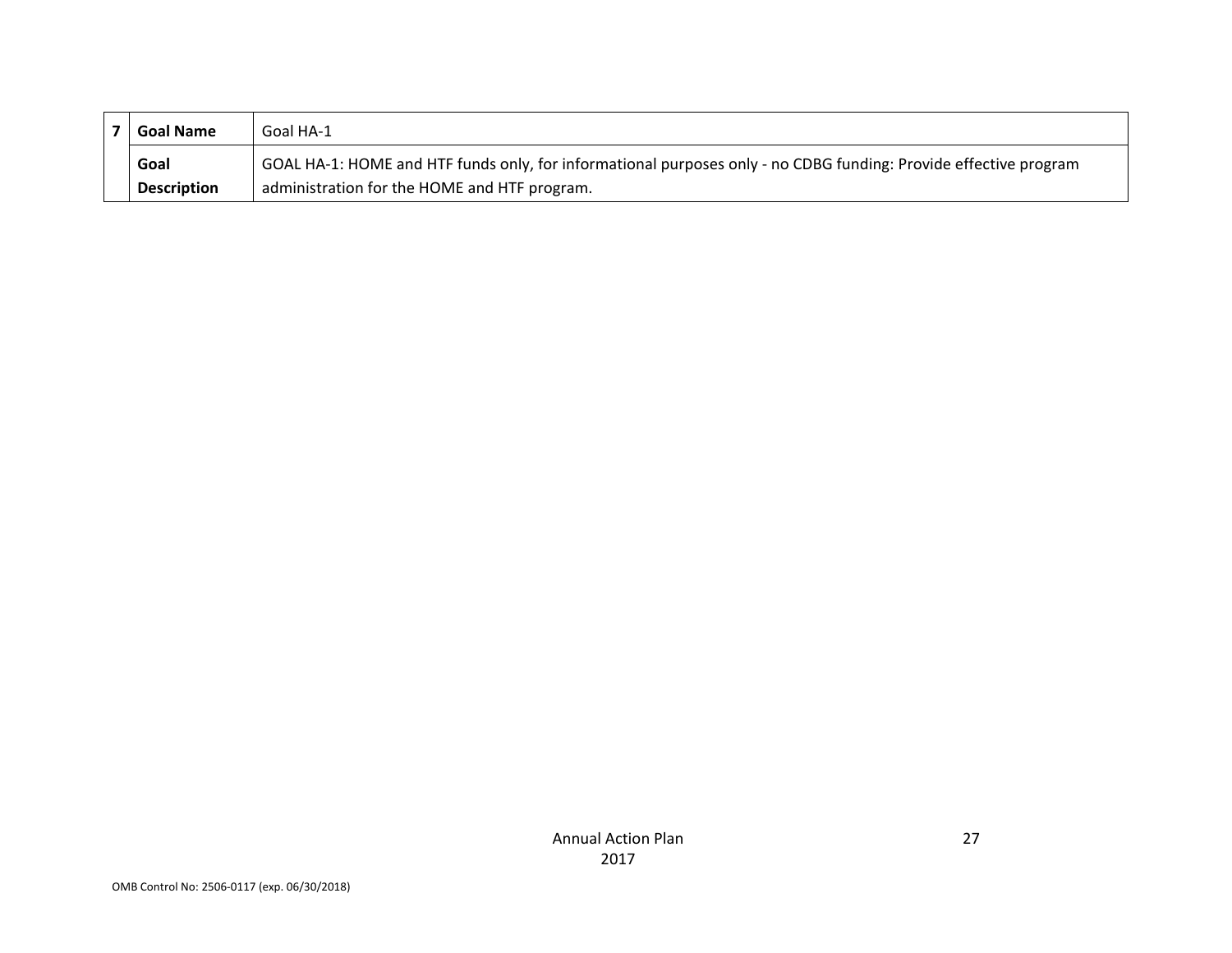| 7 | Goal Name | Goal HA-1 |
|---|---|---|
| | Goal Description | GOAL HA-1: HOME and HTF funds only, for informational purposes only - no CDBG funding: Provide effective program administration for the HOME and HTF program. |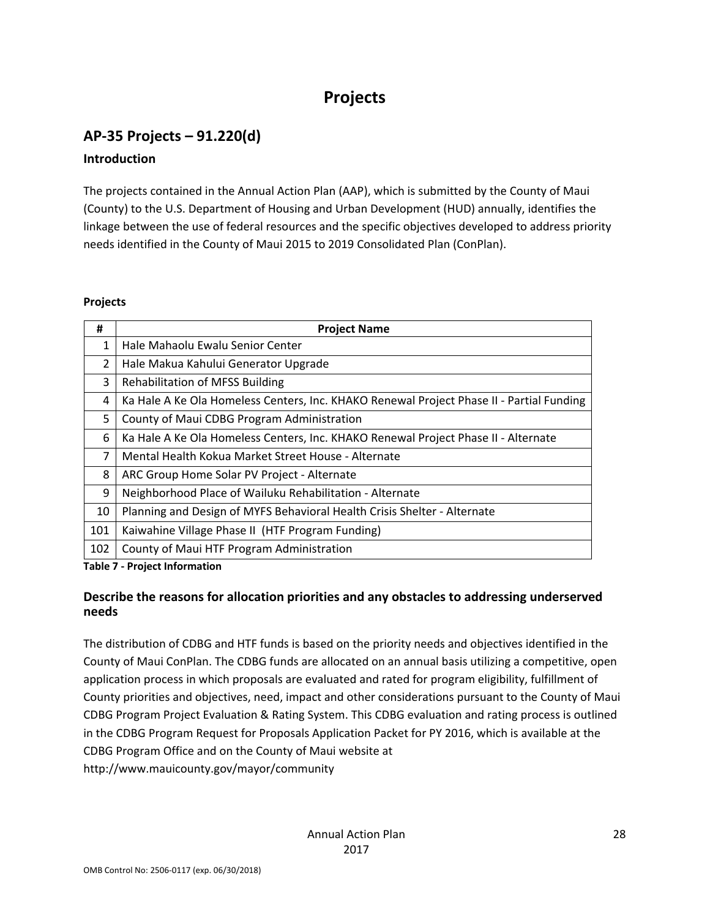# Projects

## AP-35 Projects – 91.220(d)

### Introduction

The projects contained in the Annual Action Plan (AAP), which is submitted by the County of Maui (County) to the U.S. Department of Housing and Urban Development (HUD) annually, identifies the linkage between the use of federal resources and the specific objectives developed to address priority needs identified in the County of Maui 2015 to 2019 Consolidated Plan (ConPlan).

**Projects**

| # | Project Name |
|---|---|
| 1 | Hale Mahaolu Ewalu Senior Center |
| 2 | Hale Makua Kahului Generator Upgrade |
| 3 | Rehabilitation of MFSS Building |
| 4 | Ka Hale A Ke Ola Homeless Centers, Inc. KHAKO Renewal Project Phase II - Partial Funding |
| 5 | County of Maui CDBG Program Administration |
| 6 | Ka Hale A Ke Ola Homeless Centers, Inc. KHAKO Renewal Project Phase II - Alternate |
| 7 | Mental Health Kokua Market Street House - Alternate |
| 8 | ARC Group Home Solar PV Project - Alternate |
| 9 | Neighborhood Place of Wailuku Rehabilitation - Alternate |
| 10 | Planning and Design of MYFS Behavioral Health Crisis Shelter - Alternate |
| 101 | Kaiwahine Village Phase II (HTF Program Funding) |
| 102 | County of Maui HTF Program Administration |

**Table 7 - Project Information**

### Describe the reasons for allocation priorities and any obstacles to addressing underserved needs

The distribution of CDBG and HTF funds is based on the priority needs and objectives identified in the County of Maui ConPlan. The CDBG funds are allocated on an annual basis utilizing a competitive, open application process in which proposals are evaluated and rated for program eligibility, fulfillment of County priorities and objectives, need, impact and other considerations pursuant to the County of Maui CDBG Program Project Evaluation & Rating System. This CDBG evaluation and rating process is outlined in the CDBG Program Request for Proposals Application Packet for PY 2016, which is available at the CDBG Program Office and on the County of Maui website at http://www.mauicounty.gov/mayor/community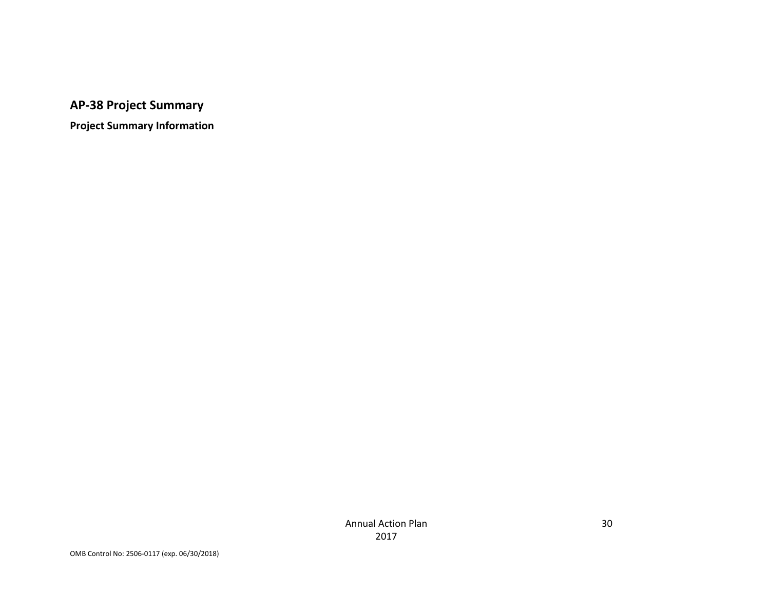## AP-38 Project Summary

### Project Summary Information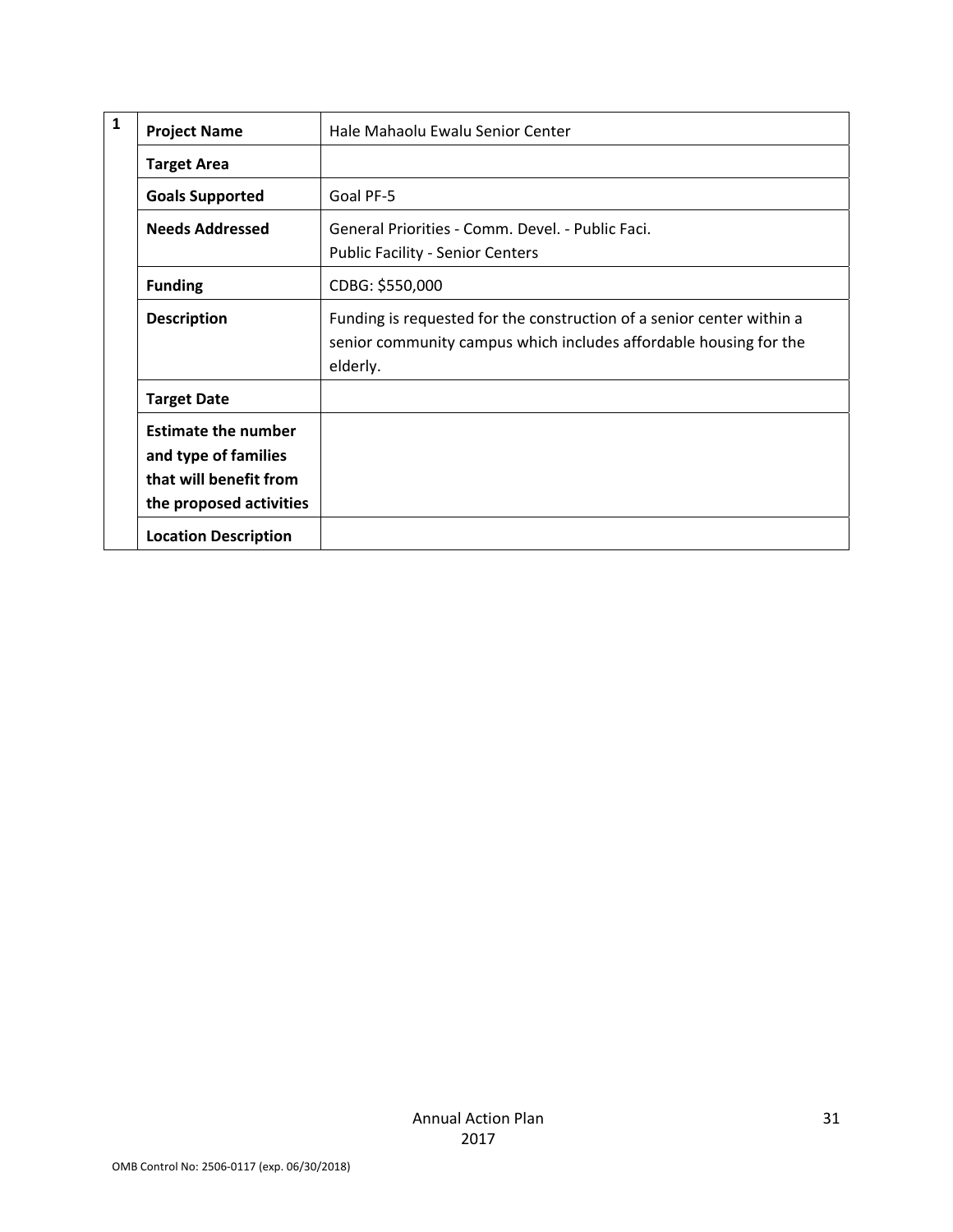| 1 | | |
|---|---|---|
| | **Project Name** | Hale Mahaolu Ewalu Senior Center |
| | **Target Area** | |
| | **Goals Supported** | Goal PF-5 |
| | **Needs Addressed** | General Priorities - Comm. Devel. - Public Faci.<br>Public Facility - Senior Centers |
| | **Funding** | CDBG: $550,000 |
| | **Description** | Funding is requested for the construction of a senior center within a senior community campus which includes affordable housing for the elderly. |
| | **Target Date** | |
| | **Estimate the number and type of families that will benefit from the proposed activities** | |
| | **Location Description** | |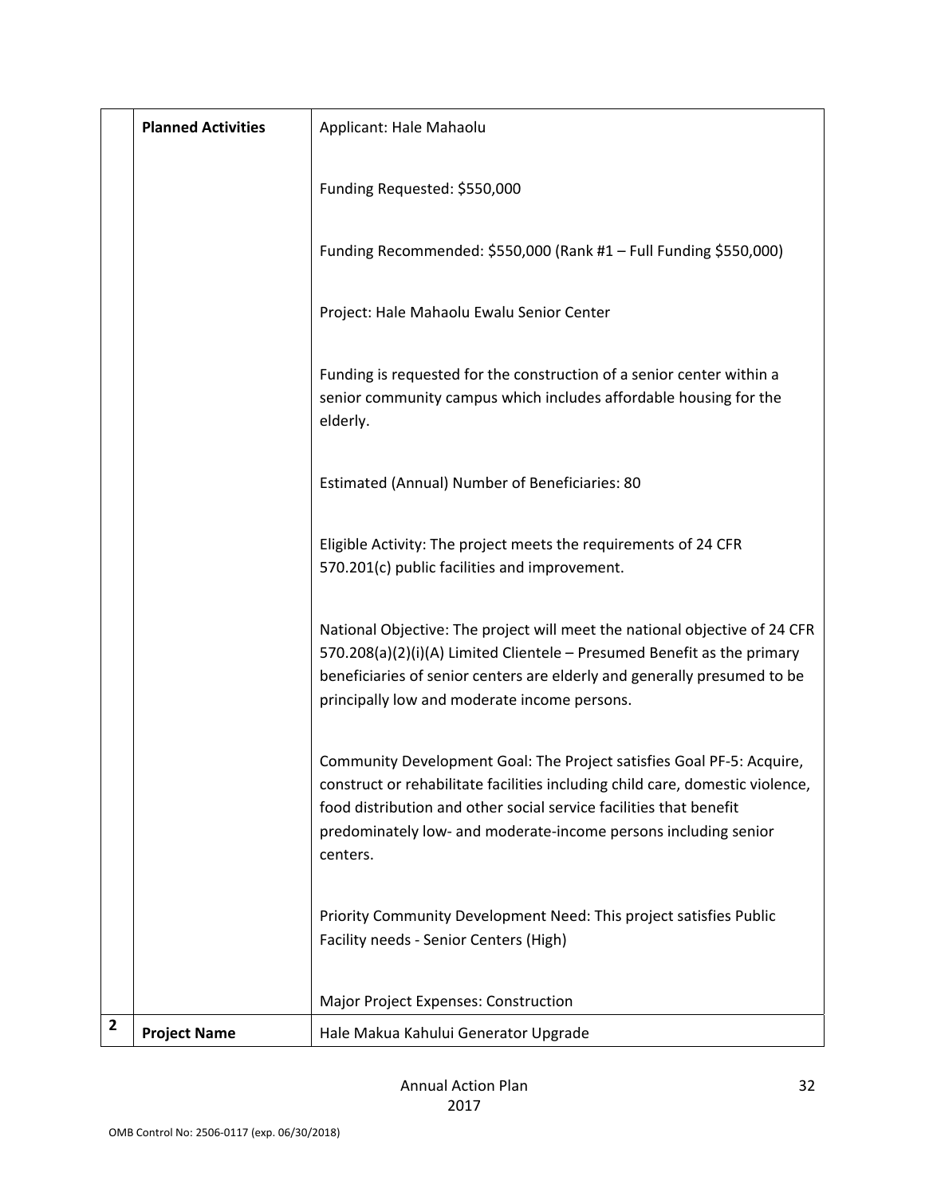| | | |
|---|---|---|
| | **Planned Activities** | Applicant: Hale Mahaolu<br><br>Funding Requested: $550,000<br><br>Funding Recommended: $550,000 (Rank #1 – Full Funding $550,000)<br><br>Project: Hale Mahaolu Ewalu Senior Center<br><br>Funding is requested for the construction of a senior center within a senior community campus which includes affordable housing for the elderly.<br><br>Estimated (Annual) Number of Beneficiaries: 80<br><br>Eligible Activity: The project meets the requirements of 24 CFR 570.201(c) public facilities and improvement.<br><br>National Objective: The project will meet the national objective of 24 CFR 570.208(a)(2)(i)(A) Limited Clientele – Presumed Benefit as the primary beneficiaries of senior centers are elderly and generally presumed to be principally low and moderate income persons.<br><br>Community Development Goal: The Project satisfies Goal PF-5: Acquire, construct or rehabilitate facilities including child care, domestic violence, food distribution and other social service facilities that benefit predominately low- and moderate-income persons including senior centers.<br><br>Priority Community Development Need: This project satisfies Public Facility needs - Senior Centers (High)<br><br>Major Project Expenses: Construction |
| **2** | **Project Name** | Hale Makua Kahului Generator Upgrade |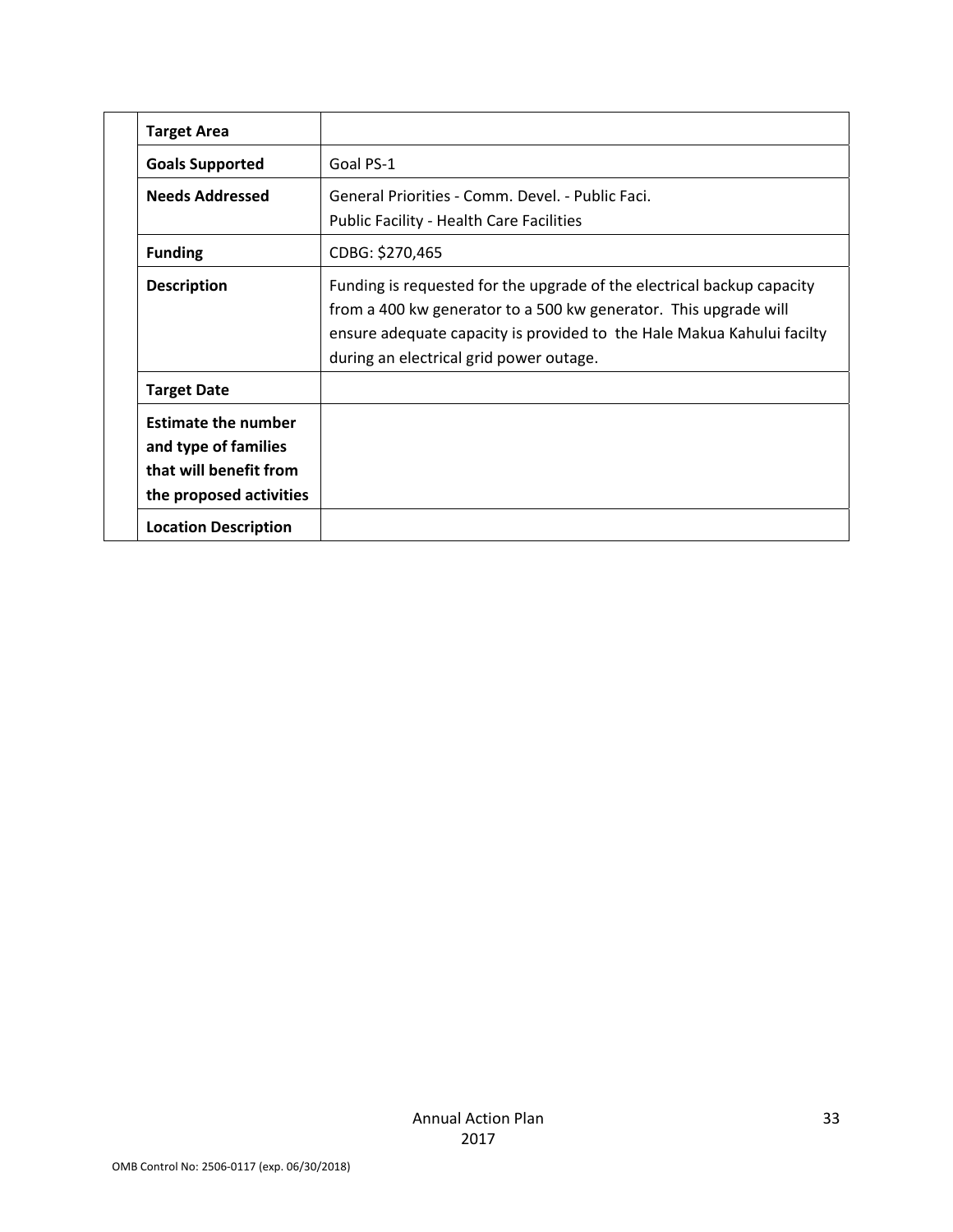| | |
|---|---|
| **Target Area** | |
| **Goals Supported** | Goal PS-1 |
| **Needs Addressed** | General Priorities - Comm. Devel. - Public Faci.<br>Public Facility - Health Care Facilities |
| **Funding** | CDBG: $270,465 |
| **Description** | Funding is requested for the upgrade of the electrical backup capacity from a 400 kw generator to a 500 kw generator. This upgrade will ensure adequate capacity is provided to the Hale Makua Kahului facilty during an electrical grid power outage. |
| **Target Date** | |
| **Estimate the number and type of families that will benefit from the proposed activities** | |
| **Location Description** | |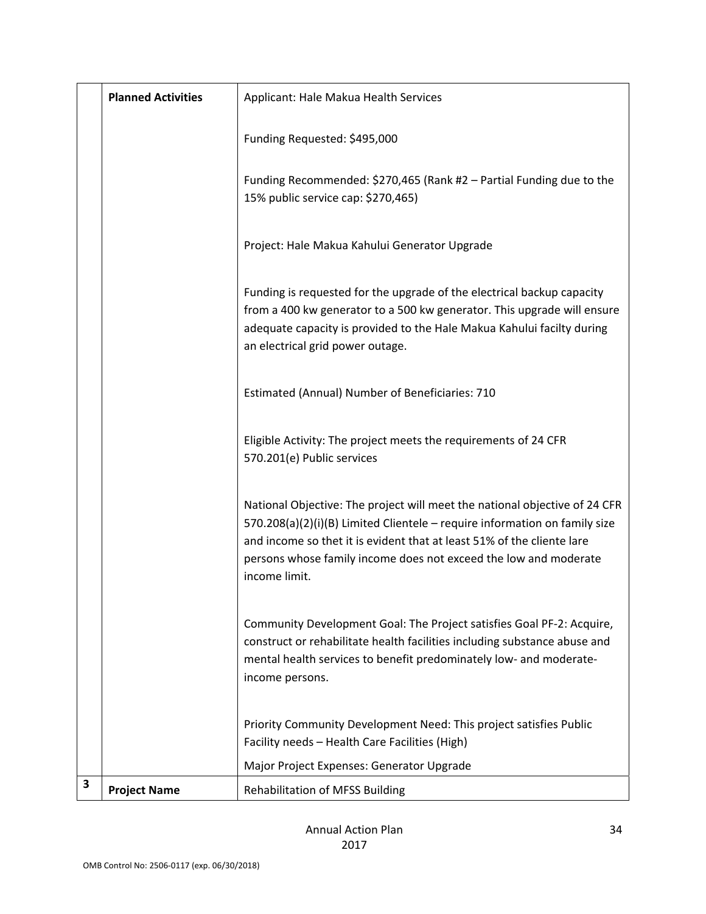| | | |
|---|---|---|
| | **Planned Activities** | Applicant: Hale Makua Health Services<br><br>Funding Requested: $495,000<br><br>Funding Recommended: $270,465 (Rank #2 – Partial Funding due to the 15% public service cap: $270,465)<br><br>Project: Hale Makua Kahului Generator Upgrade<br><br>Funding is requested for the upgrade of the electrical backup capacity from a 400 kw generator to a 500 kw generator. This upgrade will ensure adequate capacity is provided to the Hale Makua Kahului facilty during an electrical grid power outage.<br><br>Estimated (Annual) Number of Beneficiaries: 710<br><br>Eligible Activity: The project meets the requirements of 24 CFR 570.201(e) Public services<br><br>National Objective: The project will meet the national objective of 24 CFR 570.208(a)(2)(i)(B) Limited Clientele – require information on family size and income so thet it is evident that at least 51% of the cliente lare persons whose family income does not exceed the low and moderate income limit.<br><br>Community Development Goal: The Project satisfies Goal PF-2: Acquire, construct or rehabilitate health facilities including substance abuse and mental health services to benefit predominately low- and moderate-income persons.<br><br>Priority Community Development Need: This project satisfies Public Facility needs – Health Care Facilities (High)<br><br>Major Project Expenses: Generator Upgrade |
| **3** | **Project Name** | Rehabilitation of MFSS Building |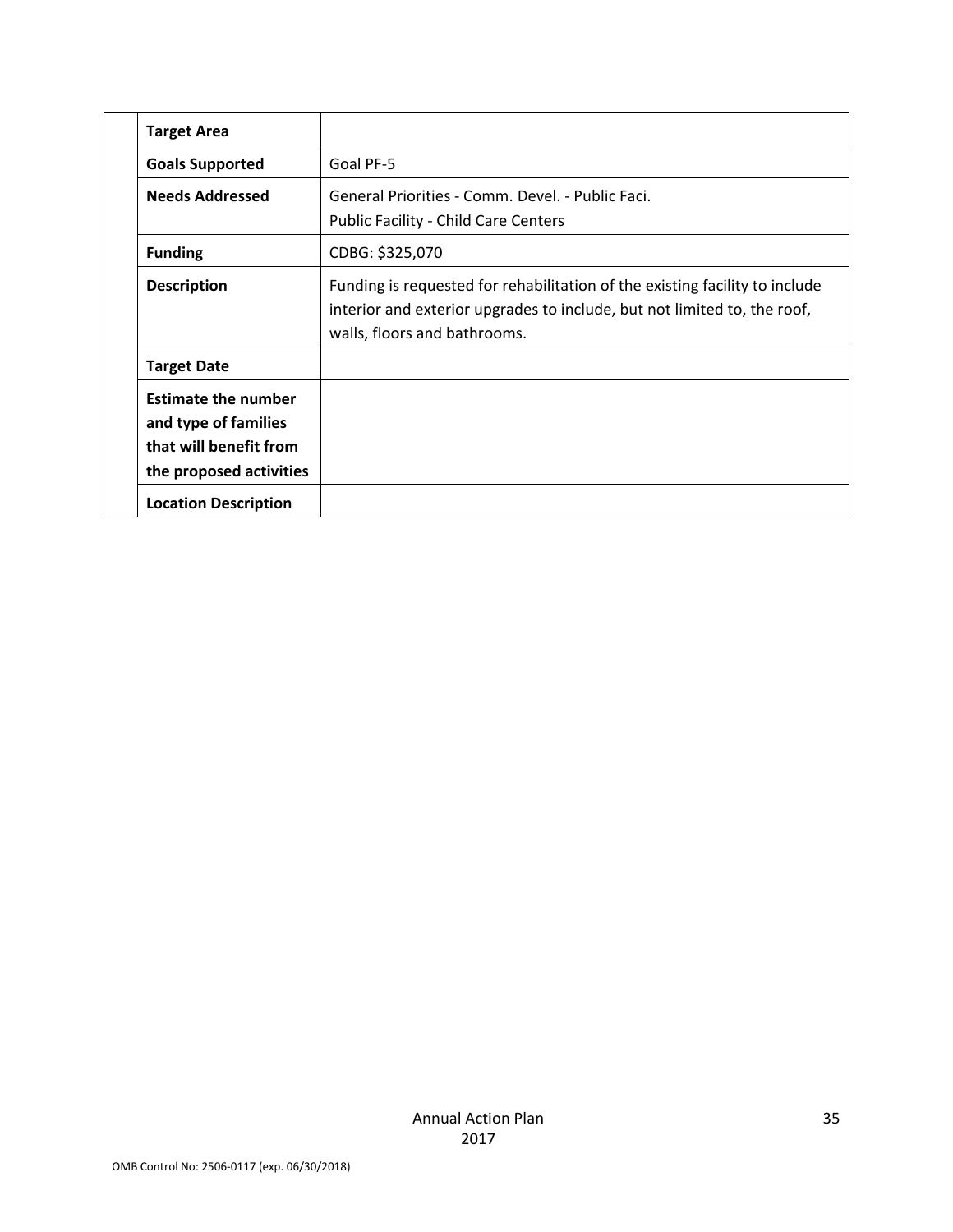| | | |
|---|---|---|
| | **Target Area** | |
| | **Goals Supported** | Goal PF-5 |
| | **Needs Addressed** | General Priorities - Comm. Devel. - Public Faci.<br>Public Facility - Child Care Centers |
| | **Funding** | CDBG: $325,070 |
| | **Description** | Funding is requested for rehabilitation of the existing facility to include interior and exterior upgrades to include, but not limited to, the roof, walls, floors and bathrooms. |
| | **Target Date** | |
| | **Estimate the number and type of families that will benefit from the proposed activities** | |
| | **Location Description** | |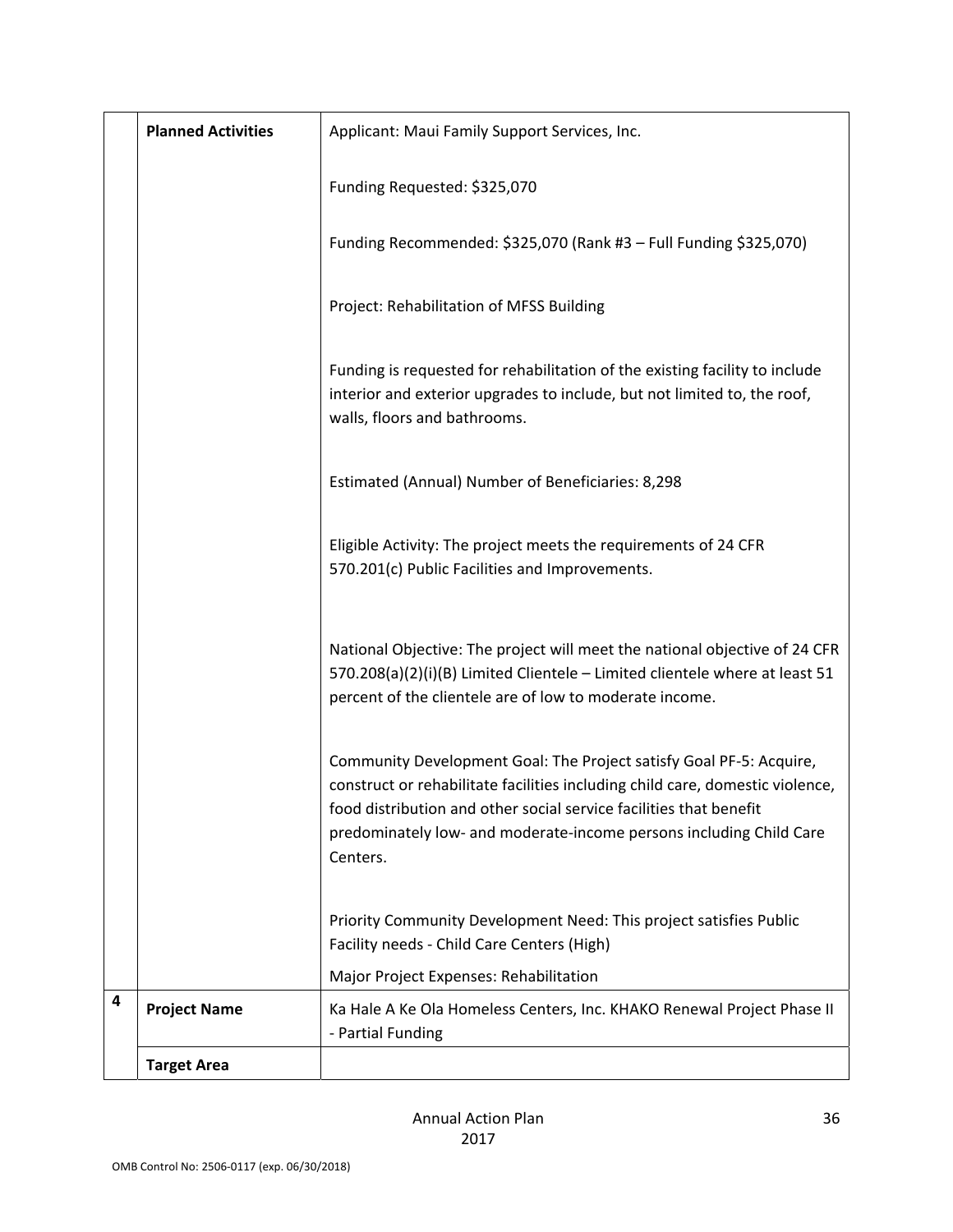| | | |
|---|---|---|
| | **Planned Activities** | Applicant: Maui Family Support Services, Inc.<br><br>Funding Requested: $325,070<br><br>Funding Recommended: $325,070 (Rank #3 – Full Funding $325,070)<br><br>Project: Rehabilitation of MFSS Building<br><br>Funding is requested for rehabilitation of the existing facility to include interior and exterior upgrades to include, but not limited to, the roof, walls, floors and bathrooms.<br><br>Estimated (Annual) Number of Beneficiaries: 8,298<br><br>Eligible Activity: The project meets the requirements of 24 CFR 570.201(c) Public Facilities and Improvements.<br><br>National Objective: The project will meet the national objective of 24 CFR 570.208(a)(2)(i)(B) Limited Clientele – Limited clientele where at least 51 percent of the clientele are of low to moderate income.<br><br>Community Development Goal: The Project satisfy Goal PF-5: Acquire, construct or rehabilitate facilities including child care, domestic violence, food distribution and other social service facilities that benefit predominately low- and moderate-income persons including Child Care Centers.<br><br>Priority Community Development Need: This project satisfies Public Facility needs - Child Care Centers (High)<br>Major Project Expenses: Rehabilitation |
| **4** | **Project Name** | Ka Hale A Ke Ola Homeless Centers, Inc. KHAKO Renewal Project Phase II - Partial Funding |
| | **Target Area** | |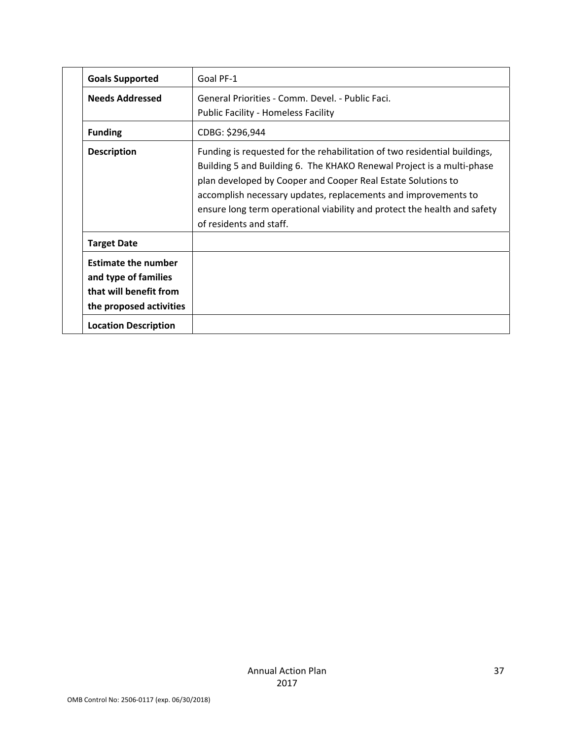| | |
|---|---|
| **Goals Supported** | Goal PF-1 |
| **Needs Addressed** | General Priorities - Comm. Devel. - Public Faci.<br>Public Facility - Homeless Facility |
| **Funding** | CDBG: $296,944 |
| **Description** | Funding is requested for the rehabilitation of two residential buildings, Building 5 and Building 6. The KHAKO Renewal Project is a multi-phase plan developed by Cooper and Cooper Real Estate Solutions to accomplish necessary updates, replacements and improvements to ensure long term operational viability and protect the health and safety of residents and staff. |
| **Target Date** | |
| **Estimate the number and type of families that will benefit from the proposed activities** | |
| **Location Description** | |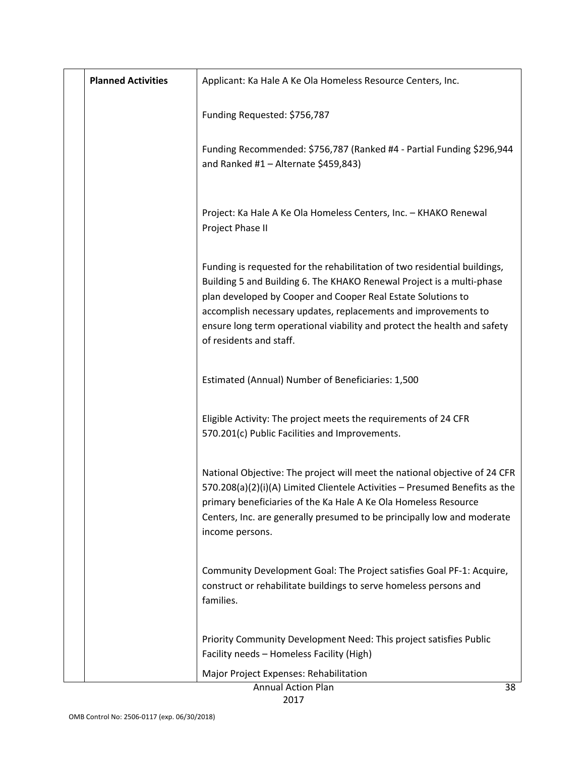| | Planned Activities | Applicant: Ka Hale A Ke Ola Homeless Resource Centers, Inc.<br><br>Funding Requested: $756,787<br><br>Funding Recommended: $756,787 (Ranked #4 - Partial Funding $296,944 and Ranked #1 – Alternate $459,843)<br><br>Project: Ka Hale A Ke Ola Homeless Centers, Inc. – KHAKO Renewal Project Phase II<br><br>Funding is requested for the rehabilitation of two residential buildings, Building 5 and Building 6. The KHAKO Renewal Project is a multi-phase plan developed by Cooper and Cooper Real Estate Solutions to accomplish necessary updates, replacements and improvements to ensure long term operational viability and protect the health and safety of residents and staff.<br><br>Estimated (Annual) Number of Beneficiaries: 1,500<br><br>Eligible Activity: The project meets the requirements of 24 CFR 570.201(c) Public Facilities and Improvements.<br><br>National Objective: The project will meet the national objective of 24 CFR 570.208(a)(2)(i)(A) Limited Clientele Activities – Presumed Benefits as the primary beneficiaries of the Ka Hale A Ke Ola Homeless Resource Centers, Inc. are generally presumed to be principally low and moderate income persons.<br><br>Community Development Goal: The Project satisfies Goal PF-1: Acquire, construct or rehabilitate buildings to serve homeless persons and families.<br><br>Priority Community Development Need: This project satisfies Public Facility needs – Homeless Facility (High)<br><br>Major Project Expenses: Rehabilitation |
|---|---|---|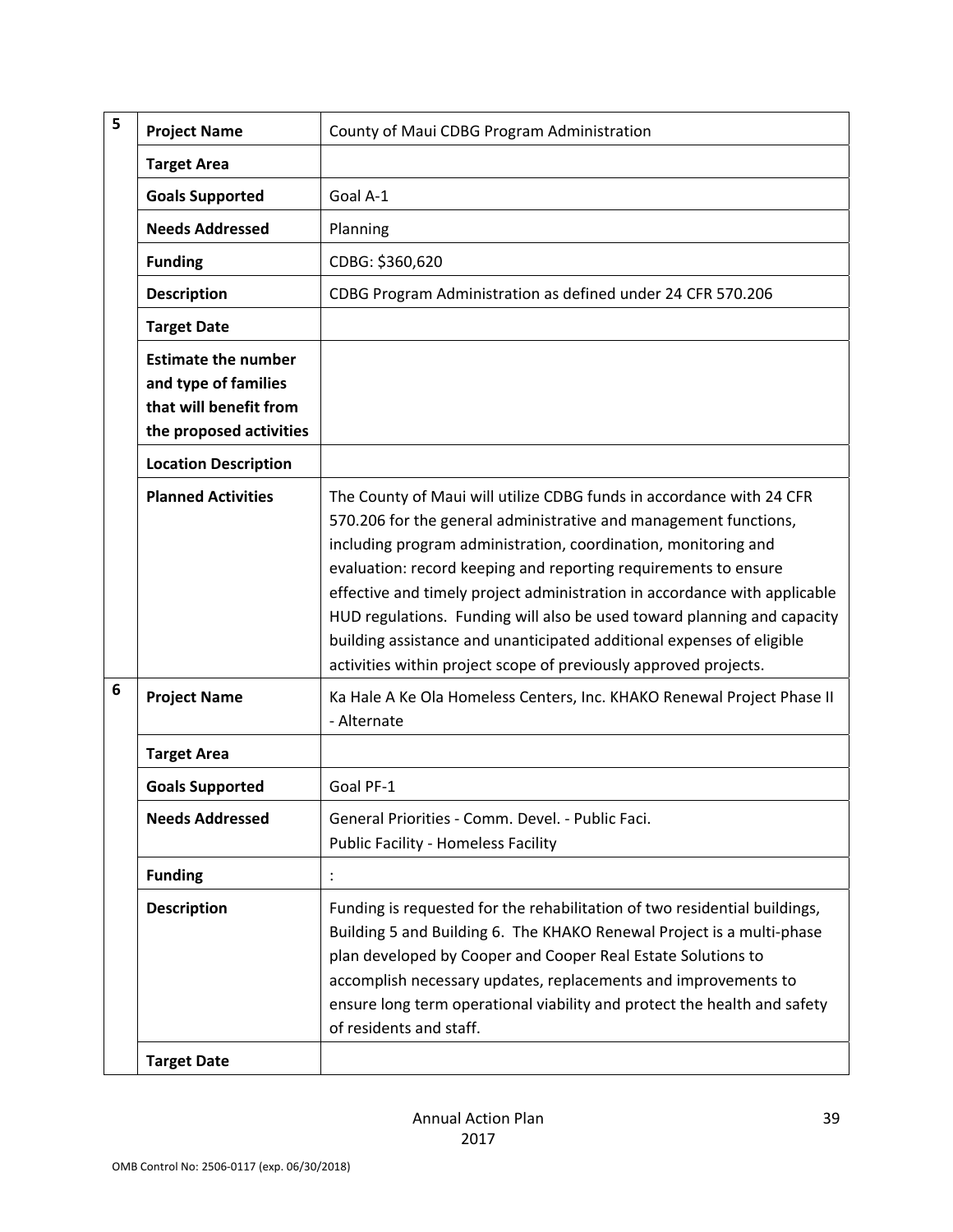| | | |
|---|---|---|
| 5 | **Project Name** | County of Maui CDBG Program Administration |
| | **Target Area** | |
| | **Goals Supported** | Goal A-1 |
| | **Needs Addressed** | Planning |
| | **Funding** | CDBG: $360,620 |
| | **Description** | CDBG Program Administration as defined under 24 CFR 570.206 |
| | **Target Date** | |
| | **Estimate the number and type of families that will benefit from the proposed activities** | |
| | **Location Description** | |
| | **Planned Activities** | The County of Maui will utilize CDBG funds in accordance with 24 CFR 570.206 for the general administrative and management functions, including program administration, coordination, monitoring and evaluation: record keeping and reporting requirements to ensure effective and timely project administration in accordance with applicable HUD regulations. Funding will also be used toward planning and capacity building assistance and unanticipated additional expenses of eligible activities within project scope of previously approved projects. |
| 6 | **Project Name** | Ka Hale A Ke Ola Homeless Centers, Inc. KHAKO Renewal Project Phase II - Alternate |
| | **Target Area** | |
| | **Goals Supported** | Goal PF-1 |
| | **Needs Addressed** | General Priorities - Comm. Devel. - Public Faci.<br>Public Facility - Homeless Facility |
| | **Funding** | : |
| | **Description** | Funding is requested for the rehabilitation of two residential buildings, Building 5 and Building 6. The KHAKO Renewal Project is a multi-phase plan developed by Cooper and Cooper Real Estate Solutions to accomplish necessary updates, replacements and improvements to ensure long term operational viability and protect the health and safety of residents and staff. |
| | **Target Date** | |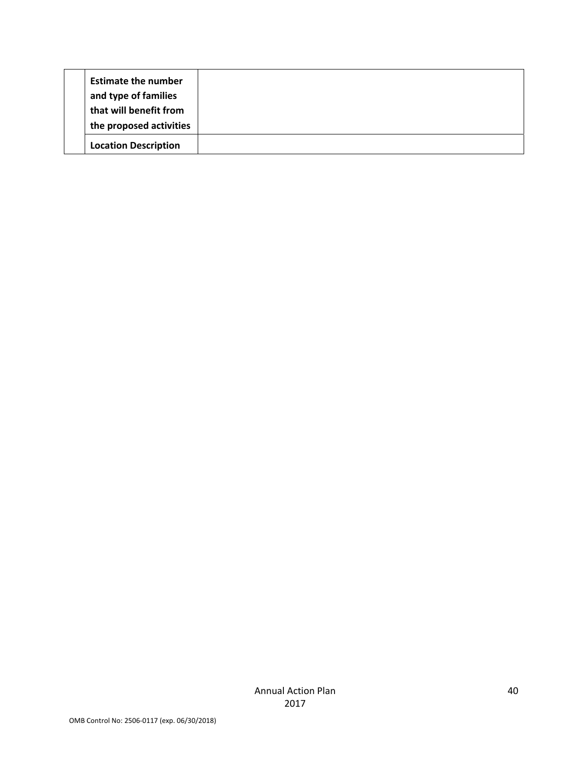| | | |
|---|---|---|
| | **Estimate the number and type of families that will benefit from the proposed activities** | |
| | **Location Description** | |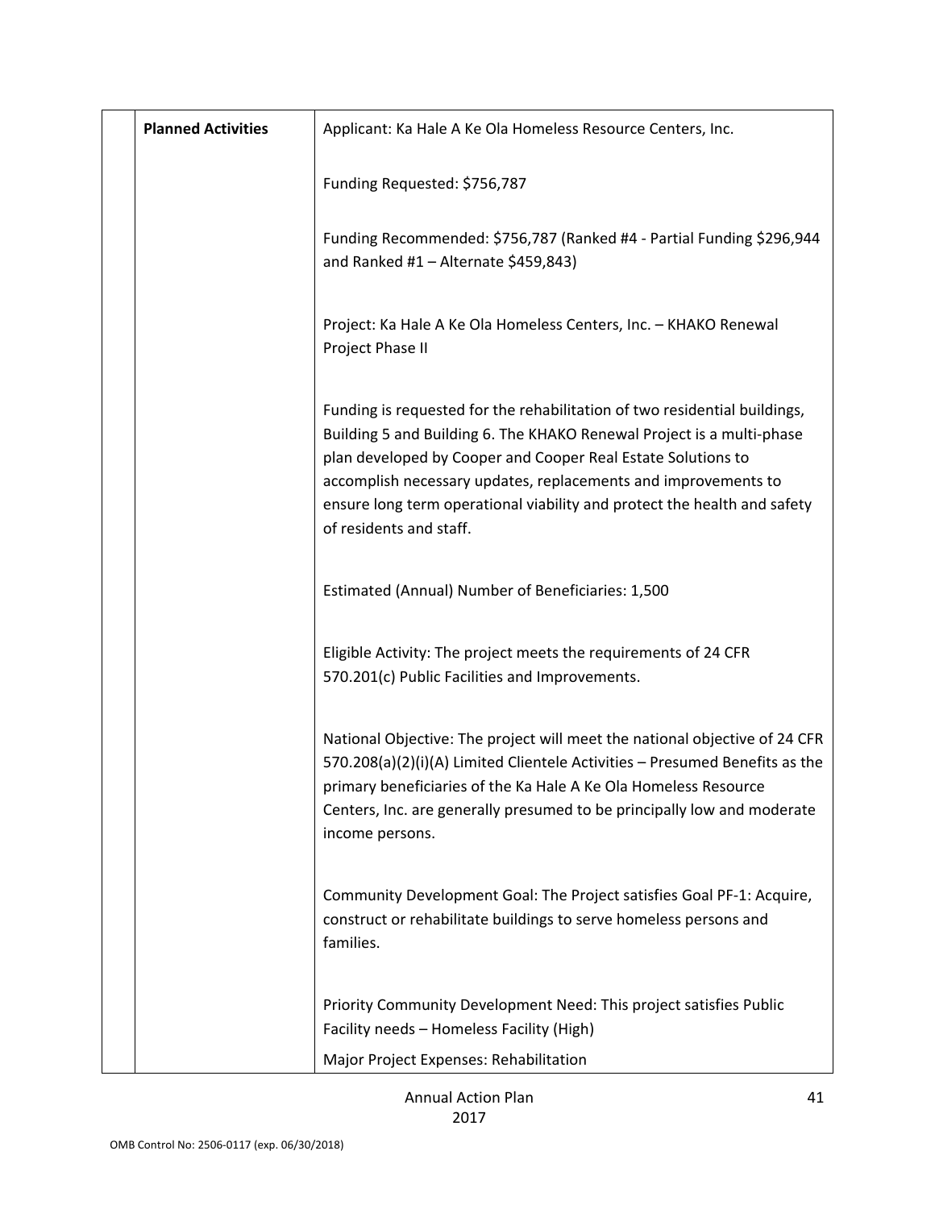| | Planned Activities | Applicant: Ka Hale A Ke Ola Homeless Resource Centers, Inc.<br><br>Funding Requested: $756,787<br><br>Funding Recommended: $756,787 (Ranked #4 - Partial Funding $296,944 and Ranked #1 – Alternate $459,843)<br><br>Project: Ka Hale A Ke Ola Homeless Centers, Inc. – KHAKO Renewal Project Phase II<br><br>Funding is requested for the rehabilitation of two residential buildings, Building 5 and Building 6. The KHAKO Renewal Project is a multi-phase plan developed by Cooper and Cooper Real Estate Solutions to accomplish necessary updates, replacements and improvements to ensure long term operational viability and protect the health and safety of residents and staff.<br><br>Estimated (Annual) Number of Beneficiaries: 1,500<br><br>Eligible Activity: The project meets the requirements of 24 CFR 570.201(c) Public Facilities and Improvements.<br><br>National Objective: The project will meet the national objective of 24 CFR 570.208(a)(2)(i)(A) Limited Clientele Activities – Presumed Benefits as the primary beneficiaries of the Ka Hale A Ke Ola Homeless Resource Centers, Inc. are generally presumed to be principally low and moderate income persons.<br><br>Community Development Goal: The Project satisfies Goal PF-1: Acquire, construct or rehabilitate buildings to serve homeless persons and families.<br><br>Priority Community Development Need: This project satisfies Public Facility needs – Homeless Facility (High)<br><br>Major Project Expenses: Rehabilitation |
|---|---|---|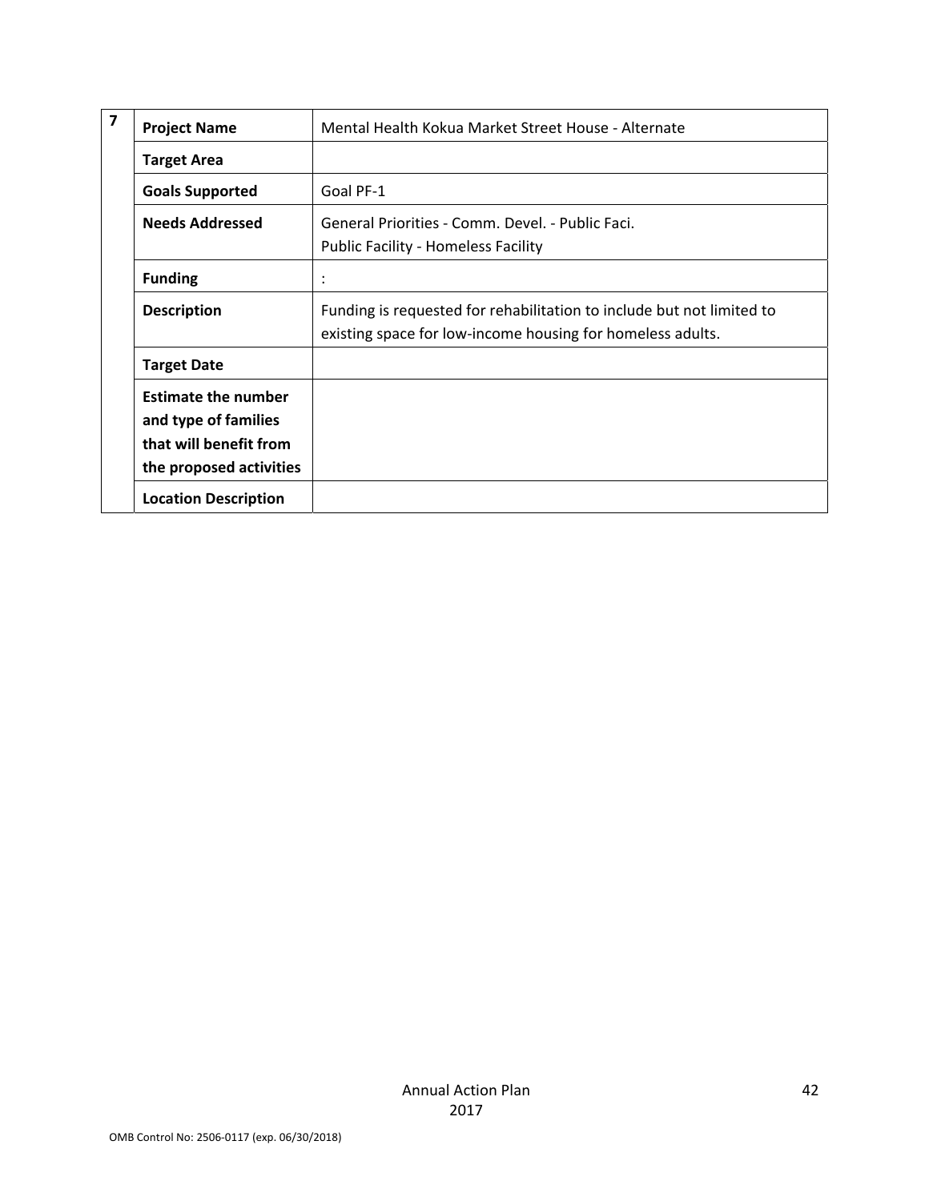| 7 | | |
|---|---|---|
| | **Project Name** | Mental Health Kokua Market Street House - Alternate |
| | **Target Area** | |
| | **Goals Supported** | Goal PF-1 |
| | **Needs Addressed** | General Priorities - Comm. Devel. - Public Faci.<br>Public Facility - Homeless Facility |
| | **Funding** | : |
| | **Description** | Funding is requested for rehabilitation to include but not limited to existing space for low-income housing for homeless adults. |
| | **Target Date** | |
| | **Estimate the number and type of families that will benefit from the proposed activities** | |
| | **Location Description** | |

Annual Action Plan
2017

OMB Control No: 2506-0117 (exp. 06/30/2018)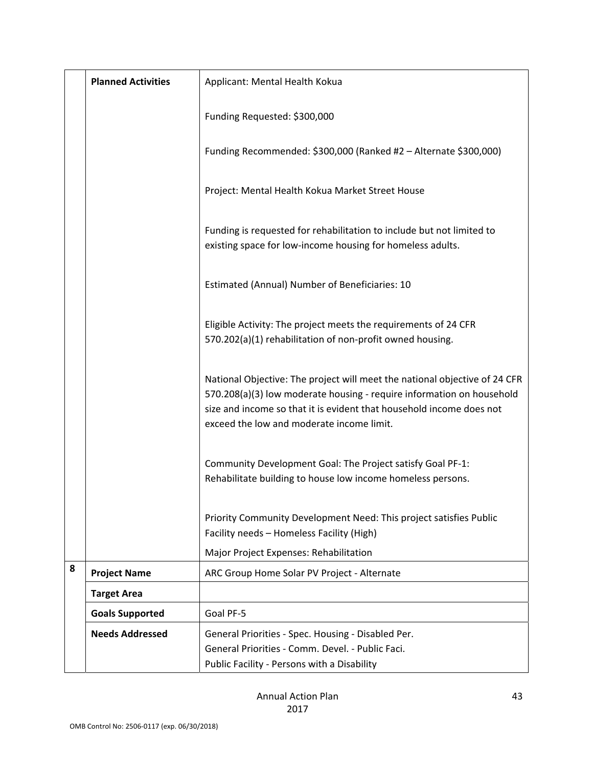| | | |
|---|---|---|
| | **Planned Activities** | Applicant: Mental Health Kokua<br><br>Funding Requested: $300,000<br><br>Funding Recommended: $300,000 (Ranked #2 – Alternate $300,000)<br><br>Project: Mental Health Kokua Market Street House<br><br>Funding is requested for rehabilitation to include but not limited to existing space for low-income housing for homeless adults.<br><br>Estimated (Annual) Number of Beneficiaries: 10<br><br>Eligible Activity: The project meets the requirements of 24 CFR 570.202(a)(1) rehabilitation of non-profit owned housing.<br><br>National Objective: The project will meet the national objective of 24 CFR 570.208(a)(3) low moderate housing - require information on household size and income so that it is evident that household income does not exceed the low and moderate income limit.<br><br>Community Development Goal: The Project satisfy Goal PF-1: Rehabilitate building to house low income homeless persons.<br><br>Priority Community Development Need: This project satisfies Public Facility needs – Homeless Facility (High)<br><br>Major Project Expenses: Rehabilitation |
| 8 | **Project Name** | ARC Group Home Solar PV Project - Alternate |
| | **Target Area** | |
| | **Goals Supported** | Goal PF-5 |
| | **Needs Addressed** | General Priorities - Spec. Housing - Disabled Per.<br>General Priorities - Comm. Devel. - Public Faci.<br>Public Facility - Persons with a Disability |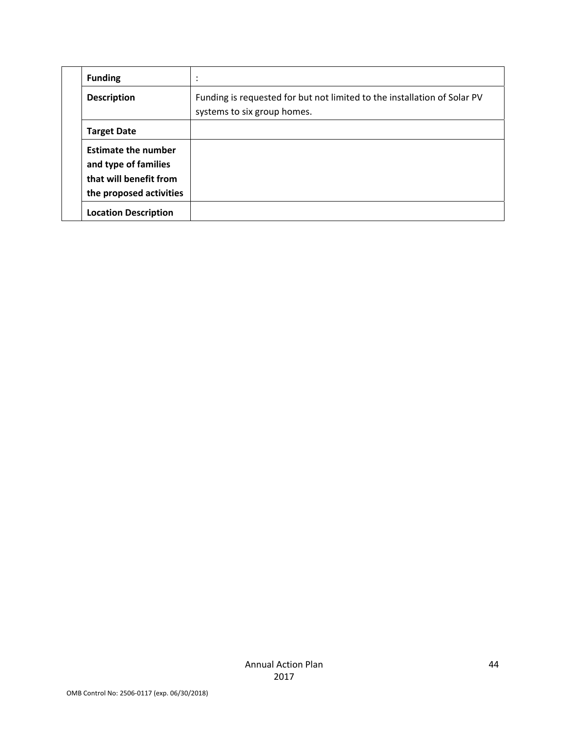| | | |
|---|---|---|
| | **Funding** | : |
| | **Description** | Funding is requested for but not limited to the installation of Solar PV systems to six group homes. |
| | **Target Date** | |
| | **Estimate the number and type of families that will benefit from the proposed activities** | |
| | **Location Description** | |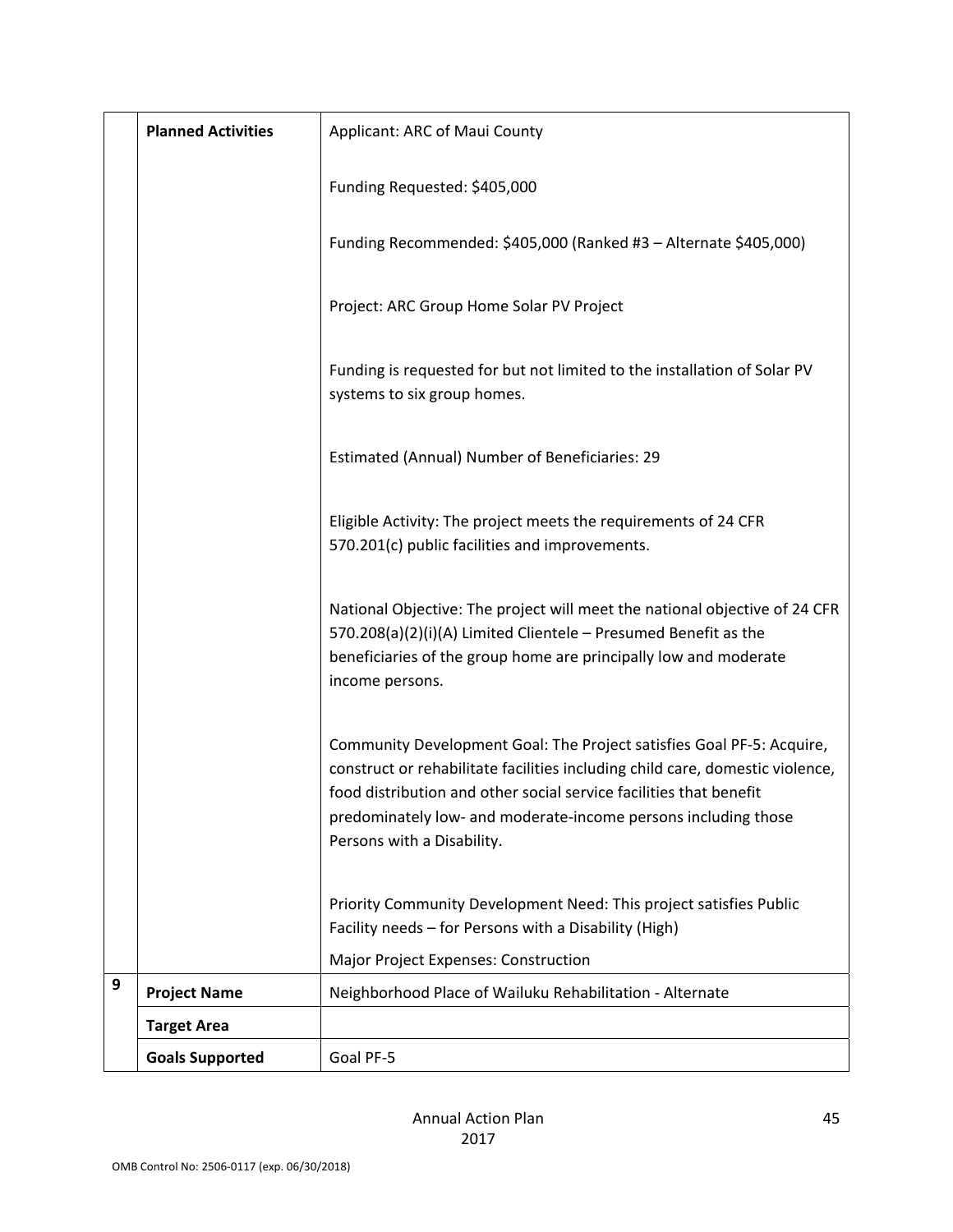| | | |
|---|---|---|
| | **Planned Activities** | Applicant: ARC of Maui County<br><br>Funding Requested: $405,000<br><br>Funding Recommended: $405,000 (Ranked #3 – Alternate $405,000)<br><br>Project: ARC Group Home Solar PV Project<br><br>Funding is requested for but not limited to the installation of Solar PV systems to six group homes.<br><br>Estimated (Annual) Number of Beneficiaries: 29<br><br>Eligible Activity: The project meets the requirements of 24 CFR 570.201(c) public facilities and improvements.<br><br>National Objective: The project will meet the national objective of 24 CFR 570.208(a)(2)(i)(A) Limited Clientele – Presumed Benefit as the beneficiaries of the group home are principally low and moderate income persons.<br><br>Community Development Goal: The Project satisfies Goal PF-5: Acquire, construct or rehabilitate facilities including child care, domestic violence, food distribution and other social service facilities that benefit predominately low- and moderate-income persons including those Persons with a Disability.<br><br>Priority Community Development Need: This project satisfies Public Facility needs – for Persons with a Disability (High)<br><br>Major Project Expenses: Construction |
| 9 | **Project Name** | Neighborhood Place of Wailuku Rehabilitation - Alternate |
| | **Target Area** | |
| | **Goals Supported** | Goal PF-5 |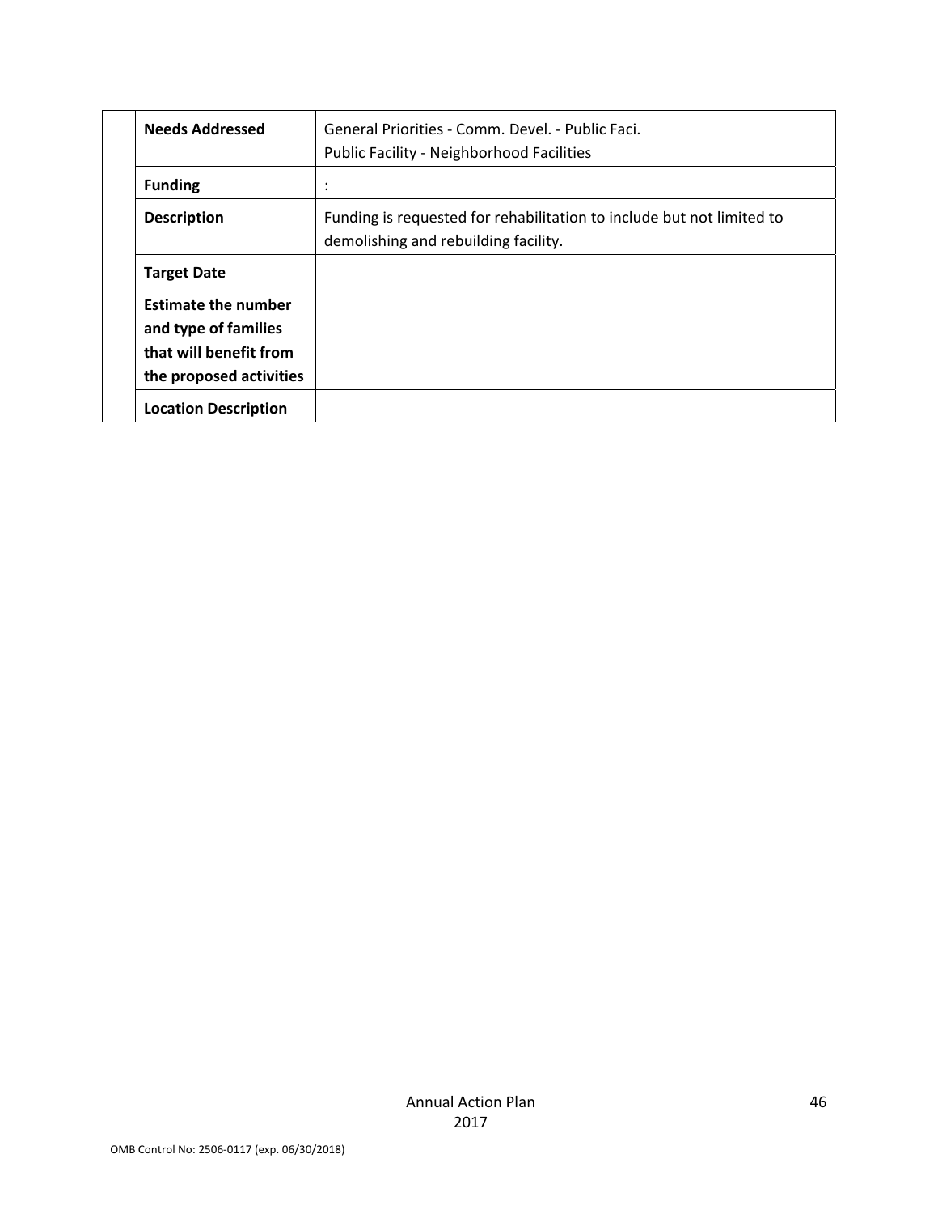| | | |
|---|---|---|
| | **Needs Addressed** | General Priorities - Comm. Devel. - Public Faci.<br>Public Facility - Neighborhood Facilities |
| | **Funding** | : |
| | **Description** | Funding is requested for rehabilitation to include but not limited to demolishing and rebuilding facility. |
| | **Target Date** | |
| | **Estimate the number and type of families that will benefit from the proposed activities** | |
| | **Location Description** | |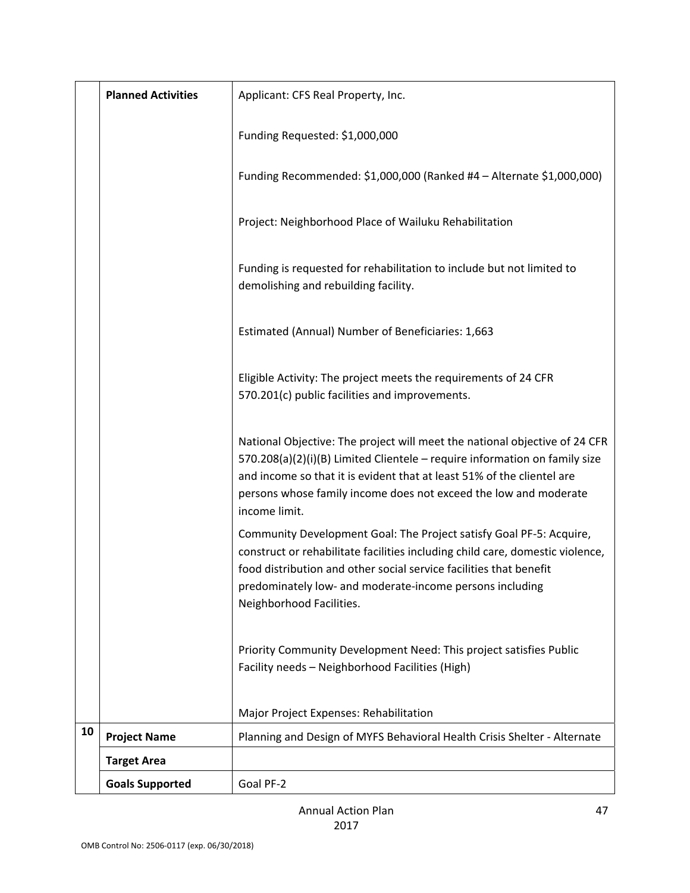| | | |
|---|---|---|
| | **Planned Activities** | Applicant: CFS Real Property, Inc.<br><br>Funding Requested: $1,000,000<br><br>Funding Recommended: $1,000,000 (Ranked #4 – Alternate $1,000,000)<br><br>Project: Neighborhood Place of Wailuku Rehabilitation<br><br>Funding is requested for rehabilitation to include but not limited to demolishing and rebuilding facility.<br><br>Estimated (Annual) Number of Beneficiaries: 1,663<br><br>Eligible Activity: The project meets the requirements of 24 CFR 570.201(c) public facilities and improvements.<br><br>National Objective: The project will meet the national objective of 24 CFR 570.208(a)(2)(i)(B) Limited Clientele – require information on family size and income so that it is evident that at least 51% of the clientel are persons whose family income does not exceed the low and moderate income limit.<br><br>Community Development Goal: The Project satisfy Goal PF-5: Acquire, construct or rehabilitate facilities including child care, domestic violence, food distribution and other social service facilities that benefit predominately low- and moderate-income persons including Neighborhood Facilities.<br><br>Priority Community Development Need: This project satisfies Public Facility needs – Neighborhood Facilities (High)<br><br>Major Project Expenses: Rehabilitation |
| **10** | **Project Name** | Planning and Design of MYFS Behavioral Health Crisis Shelter - Alternate |
| | **Target Area** | |
| | **Goals Supported** | Goal PF-2 |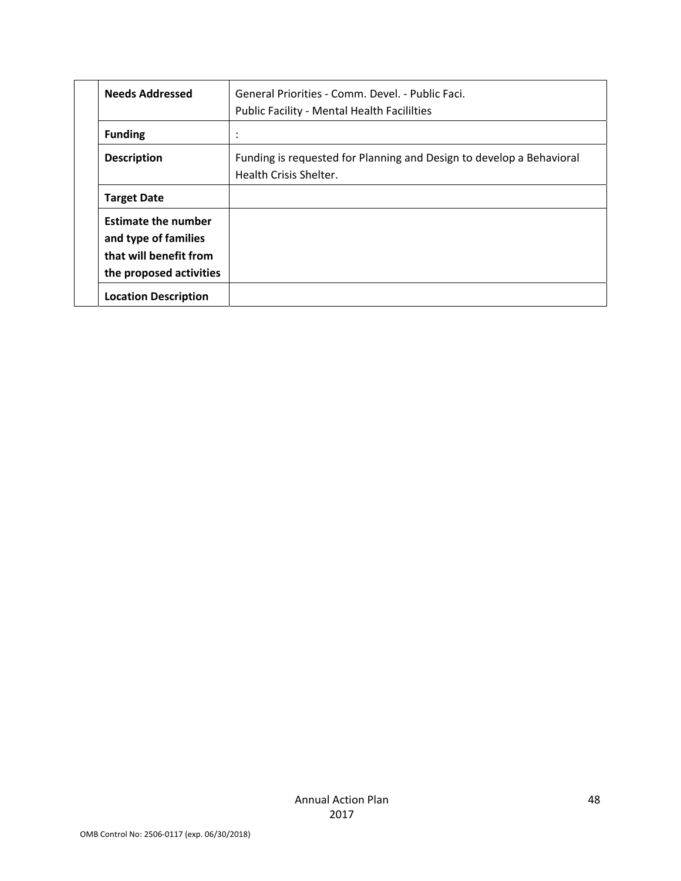| | | |
|---|---|---|
| | **Needs Addressed** | General Priorities - Comm. Devel. - Public Faci.<br>Public Facility - Mental Health Facililties |
| | **Funding** | : |
| | **Description** | Funding is requested for Planning and Design to develop a Behavioral Health Crisis Shelter. |
| | **Target Date** | |
| | **Estimate the number and type of families that will benefit from the proposed activities** | |
| | **Location Description** | |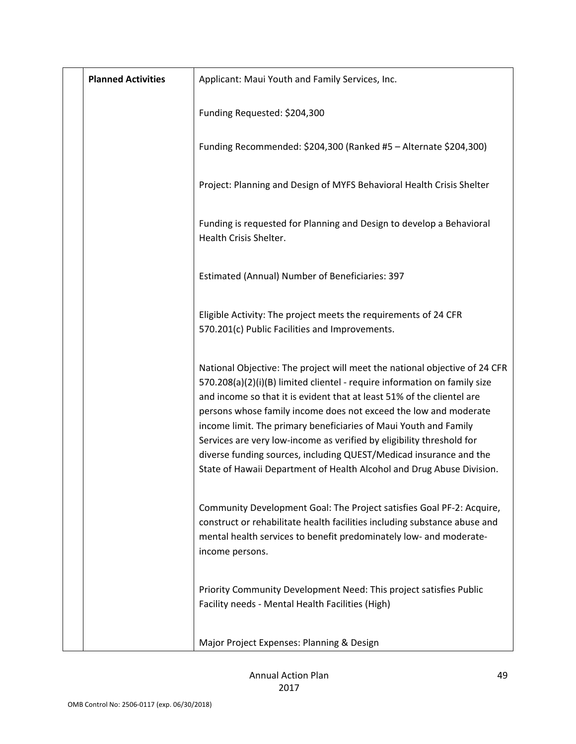| | | |
|---|---|---|
| | **Planned Activities** | Applicant: Maui Youth and Family Services, Inc.<br><br>Funding Requested: $204,300<br><br>Funding Recommended: $204,300 (Ranked #5 – Alternate $204,300)<br><br>Project: Planning and Design of MYFS Behavioral Health Crisis Shelter<br><br>Funding is requested for Planning and Design to develop a Behavioral Health Crisis Shelter.<br><br>Estimated (Annual) Number of Beneficiaries: 397<br><br>Eligible Activity: The project meets the requirements of 24 CFR 570.201(c) Public Facilities and Improvements.<br><br>National Objective: The project will meet the national objective of 24 CFR 570.208(a)(2)(i)(B) limited clientel - require information on family size and income so that it is evident that at least 51% of the clientel are persons whose family income does not exceed the low and moderate income limit. The primary beneficiaries of Maui Youth and Family Services are very low-income as verified by eligibility threshold for diverse funding sources, including QUEST/Medicad insurance and the State of Hawaii Department of Health Alcohol and Drug Abuse Division.<br><br>Community Development Goal: The Project satisfies Goal PF-2: Acquire, construct or rehabilitate health facilities including substance abuse and mental health services to benefit predominately low- and moderate-income persons.<br><br>Priority Community Development Need: This project satisfies Public Facility needs - Mental Health Facilities (High)<br><br>Major Project Expenses: Planning & Design |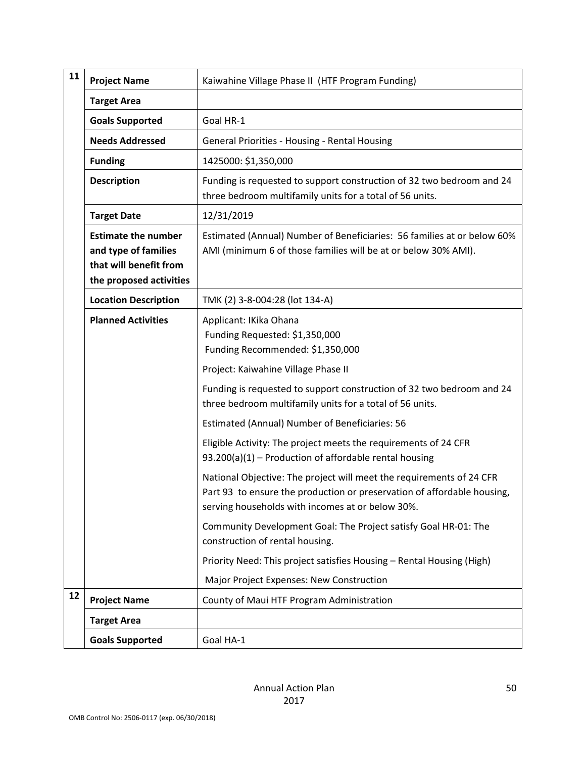| 11 | Project Name | Kaiwahine Village Phase II (HTF Program Funding) |
|---|---|---|
| | Target Area | |
| | Goals Supported | Goal HR-1 |
| | Needs Addressed | General Priorities - Housing - Rental Housing |
| | Funding | 1425000: $1,350,000 |
| | Description | Funding is requested to support construction of 32 two bedroom and 24 three bedroom multifamily units for a total of 56 units. |
| | Target Date | 12/31/2019 |
| | Estimate the number and type of families that will benefit from the proposed activities | Estimated (Annual) Number of Beneficiaries: 56 families at or below 60% AMI (minimum 6 of those families will be at or below 30% AMI). |
| | Location Description | TMK (2) 3-8-004:28 (lot 134-A) |
| | Planned Activities | Applicant: IKika Ohana<br>Funding Requested: $1,350,000<br>Funding Recommended: $1,350,000<br><br>Project: Kaiwahine Village Phase II<br><br>Funding is requested to support construction of 32 two bedroom and 24 three bedroom multifamily units for a total of 56 units.<br><br>Estimated (Annual) Number of Beneficiaries: 56<br><br>Eligible Activity: The project meets the requirements of 24 CFR 93.200(a)(1) – Production of affordable rental housing<br><br>National Objective: The project will meet the requirements of 24 CFR Part 93 to ensure the production or preservation of affordable housing, serving households with incomes at or below 30%.<br><br>Community Development Goal: The Project satisfy Goal HR-01: The construction of rental housing.<br><br>Priority Need: This project satisfies Housing – Rental Housing (High)<br><br>Major Project Expenses: New Construction |
| 12 | Project Name | County of Maui HTF Program Administration |
| | Target Area | |
| | Goals Supported | Goal HA-1 |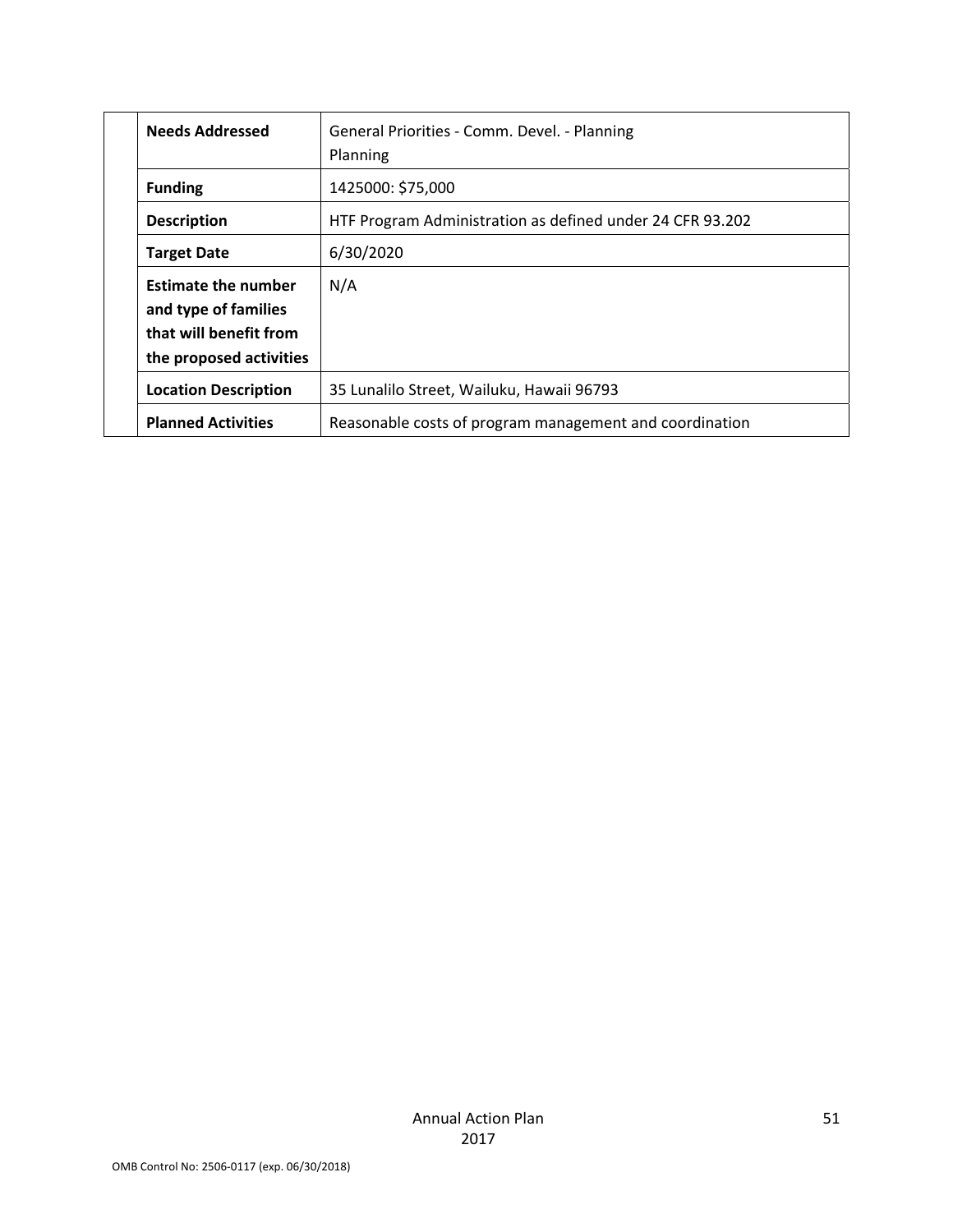| | | |
|---|---|---|
| | **Needs Addressed** | General Priorities - Comm. Devel. - Planning<br>Planning |
| | **Funding** | 1425000: $75,000 |
| | **Description** | HTF Program Administration as defined under 24 CFR 93.202 |
| | **Target Date** | 6/30/2020 |
| | **Estimate the number and type of families that will benefit from the proposed activities** | N/A |
| | **Location Description** | 35 Lunalilo Street, Wailuku, Hawaii 96793 |
| | **Planned Activities** | Reasonable costs of program management and coordination |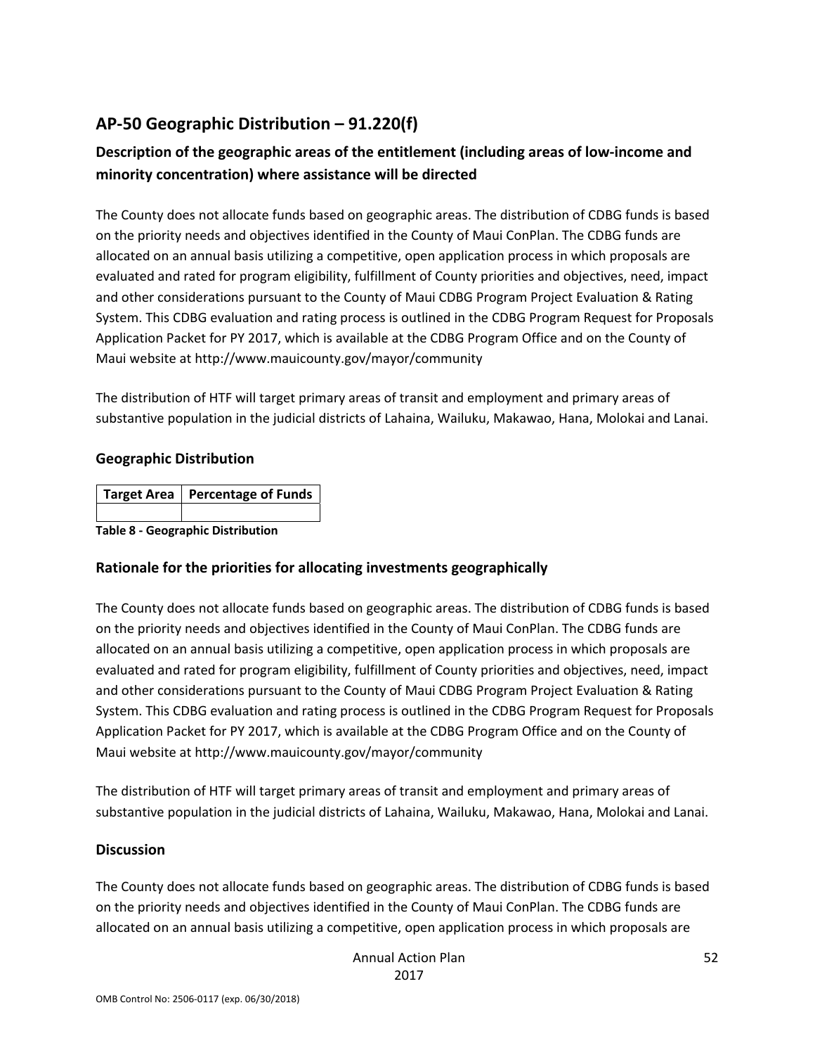## AP-50 Geographic Distribution – 91.220(f)

### Description of the geographic areas of the entitlement (including areas of low-income and minority concentration) where assistance will be directed

The County does not allocate funds based on geographic areas. The distribution of CDBG funds is based on the priority needs and objectives identified in the County of Maui ConPlan. The CDBG funds are allocated on an annual basis utilizing a competitive, open application process in which proposals are evaluated and rated for program eligibility, fulfillment of County priorities and objectives, need, impact and other considerations pursuant to the County of Maui CDBG Program Project Evaluation & Rating System. This CDBG evaluation and rating process is outlined in the CDBG Program Request for Proposals Application Packet for PY 2017, which is available at the CDBG Program Office and on the County of Maui website at http://www.mauicounty.gov/mayor/community

The distribution of HTF will target primary areas of transit and employment and primary areas of substantive population in the judicial districts of Lahaina, Wailuku, Makawao, Hana, Molokai and Lanai.

### Geographic Distribution

| Target Area | Percentage of Funds |
|---|---|
| | |

**Table 8 - Geographic Distribution**

### Rationale for the priorities for allocating investments geographically

The County does not allocate funds based on geographic areas. The distribution of CDBG funds is based on the priority needs and objectives identified in the County of Maui ConPlan. The CDBG funds are allocated on an annual basis utilizing a competitive, open application process in which proposals are evaluated and rated for program eligibility, fulfillment of County priorities and objectives, need, impact and other considerations pursuant to the County of Maui CDBG Program Project Evaluation & Rating System. This CDBG evaluation and rating process is outlined in the CDBG Program Request for Proposals Application Packet for PY 2017, which is available at the CDBG Program Office and on the County of Maui website at http://www.mauicounty.gov/mayor/community

The distribution of HTF will target primary areas of transit and employment and primary areas of substantive population in the judicial districts of Lahaina, Wailuku, Makawao, Hana, Molokai and Lanai.

### Discussion

The County does not allocate funds based on geographic areas. The distribution of CDBG funds is based on the priority needs and objectives identified in the County of Maui ConPlan. The CDBG funds are allocated on an annual basis utilizing a competitive, open application process in which proposals are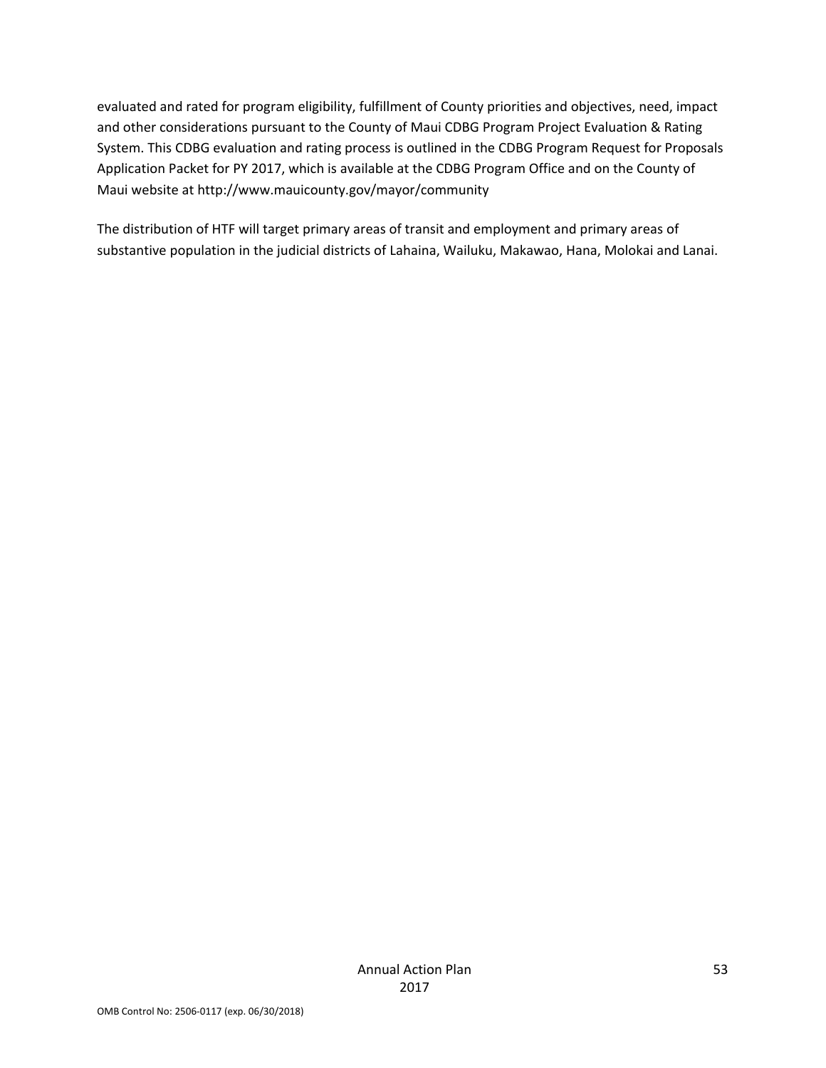evaluated and rated for program eligibility, fulfillment of County priorities and objectives, need, impact and other considerations pursuant to the County of Maui CDBG Program Project Evaluation & Rating System. This CDBG evaluation and rating process is outlined in the CDBG Program Request for Proposals Application Packet for PY 2017, which is available at the CDBG Program Office and on the County of Maui website at http://www.mauicounty.gov/mayor/community

The distribution of HTF will target primary areas of transit and employment and primary areas of substantive population in the judicial districts of Lahaina, Wailuku, Makawao, Hana, Molokai and Lanai.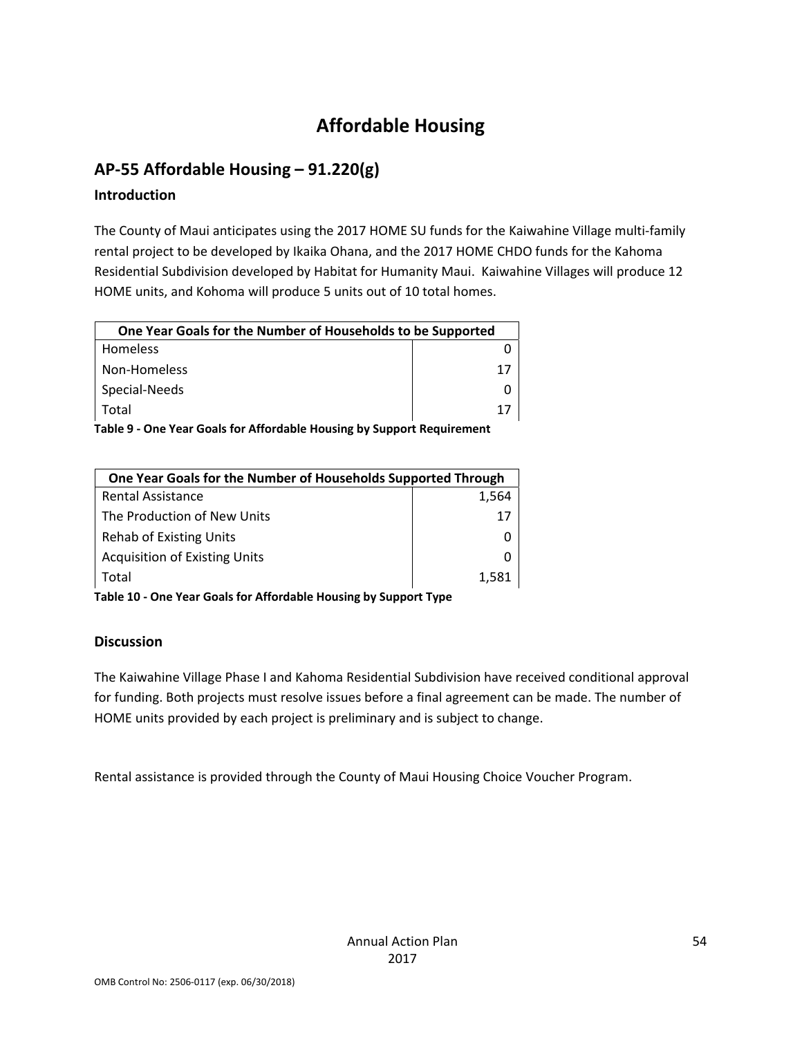# Affordable Housing

## AP-55 Affordable Housing – 91.220(g)

### Introduction

The County of Maui anticipates using the 2017 HOME SU funds for the Kaiwahine Village multi-family rental project to be developed by Ikaika Ohana, and the 2017 HOME CHDO funds for the Kahoma Residential Subdivision developed by Habitat for Humanity Maui. Kaiwahine Villages will produce 12 HOME units, and Kohoma will produce 5 units out of 10 total homes.

| One Year Goals for the Number of Households to be Supported | |
|---|---|
| Homeless | 0 |
| Non-Homeless | 17 |
| Special-Needs | 0 |
| Total | 17 |

**Table 9 - One Year Goals for Affordable Housing by Support Requirement**

| One Year Goals for the Number of Households Supported Through | |
|---|---|
| Rental Assistance | 1,564 |
| The Production of New Units | 17 |
| Rehab of Existing Units | 0 |
| Acquisition of Existing Units | 0 |
| Total | 1,581 |

**Table 10 - One Year Goals for Affordable Housing by Support Type**

### Discussion

The Kaiwahine Village Phase I and Kahoma Residential Subdivision have received conditional approval for funding. Both projects must resolve issues before a final agreement can be made. The number of HOME units provided by each project is preliminary and is subject to change.

Rental assistance is provided through the County of Maui Housing Choice Voucher Program.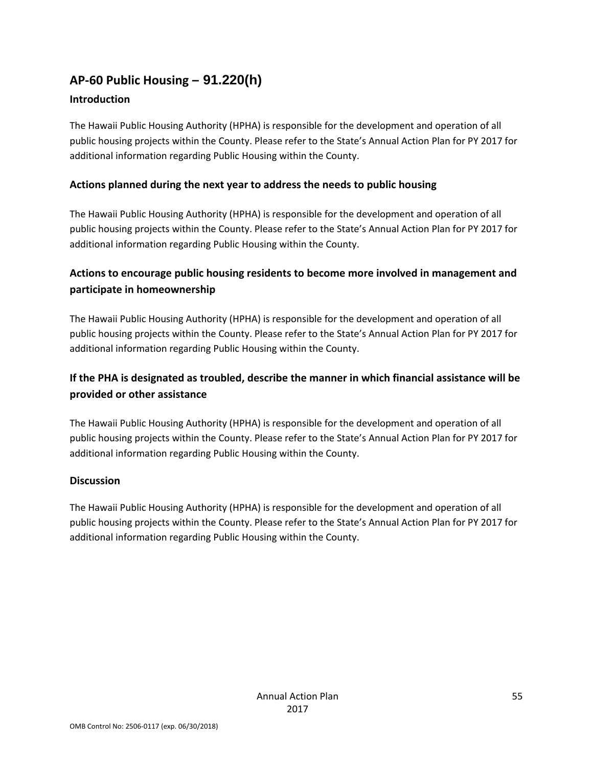## AP-60 Public Housing – 91.220(h)

### Introduction

The Hawaii Public Housing Authority (HPHA) is responsible for the development and operation of all public housing projects within the County. Please refer to the State's Annual Action Plan for PY 2017 for additional information regarding Public Housing within the County.

### Actions planned during the next year to address the needs to public housing

The Hawaii Public Housing Authority (HPHA) is responsible for the development and operation of all public housing projects within the County. Please refer to the State's Annual Action Plan for PY 2017 for additional information regarding Public Housing within the County.

### Actions to encourage public housing residents to become more involved in management and participate in homeownership

The Hawaii Public Housing Authority (HPHA) is responsible for the development and operation of all public housing projects within the County. Please refer to the State's Annual Action Plan for PY 2017 for additional information regarding Public Housing within the County.

### If the PHA is designated as troubled, describe the manner in which financial assistance will be provided or other assistance

The Hawaii Public Housing Authority (HPHA) is responsible for the development and operation of all public housing projects within the County. Please refer to the State's Annual Action Plan for PY 2017 for additional information regarding Public Housing within the County.

### Discussion

The Hawaii Public Housing Authority (HPHA) is responsible for the development and operation of all public housing projects within the County. Please refer to the State's Annual Action Plan for PY 2017 for additional information regarding Public Housing within the County.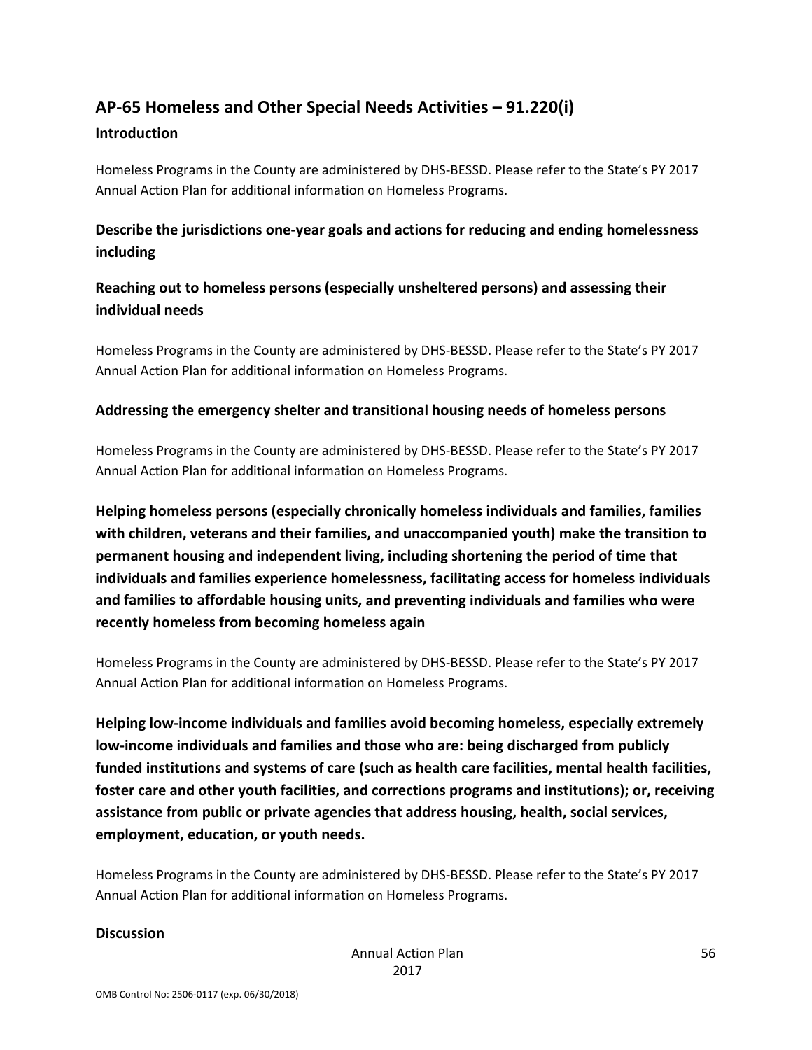## AP-65 Homeless and Other Special Needs Activities – 91.220(i)

### Introduction

Homeless Programs in the County are administered by DHS-BESSD. Please refer to the State's PY 2017 Annual Action Plan for additional information on Homeless Programs.

### Describe the jurisdictions one-year goals and actions for reducing and ending homelessness including

### Reaching out to homeless persons (especially unsheltered persons) and assessing their individual needs

Homeless Programs in the County are administered by DHS-BESSD. Please refer to the State's PY 2017 Annual Action Plan for additional information on Homeless Programs.

### Addressing the emergency shelter and transitional housing needs of homeless persons

Homeless Programs in the County are administered by DHS-BESSD. Please refer to the State's PY 2017 Annual Action Plan for additional information on Homeless Programs.

### Helping homeless persons (especially chronically homeless individuals and families, families with children, veterans and their families, and unaccompanied youth) make the transition to permanent housing and independent living, including shortening the period of time that individuals and families experience homelessness, facilitating access for homeless individuals and families to affordable housing units, and preventing individuals and families who were recently homeless from becoming homeless again

Homeless Programs in the County are administered by DHS-BESSD. Please refer to the State's PY 2017 Annual Action Plan for additional information on Homeless Programs.

### Helping low-income individuals and families avoid becoming homeless, especially extremely low-income individuals and families and those who are: being discharged from publicly funded institutions and systems of care (such as health care facilities, mental health facilities, foster care and other youth facilities, and corrections programs and institutions); or, receiving assistance from public or private agencies that address housing, health, social services, employment, education, or youth needs.

Homeless Programs in the County are administered by DHS-BESSD. Please refer to the State's PY 2017 Annual Action Plan for additional information on Homeless Programs.

### Discussion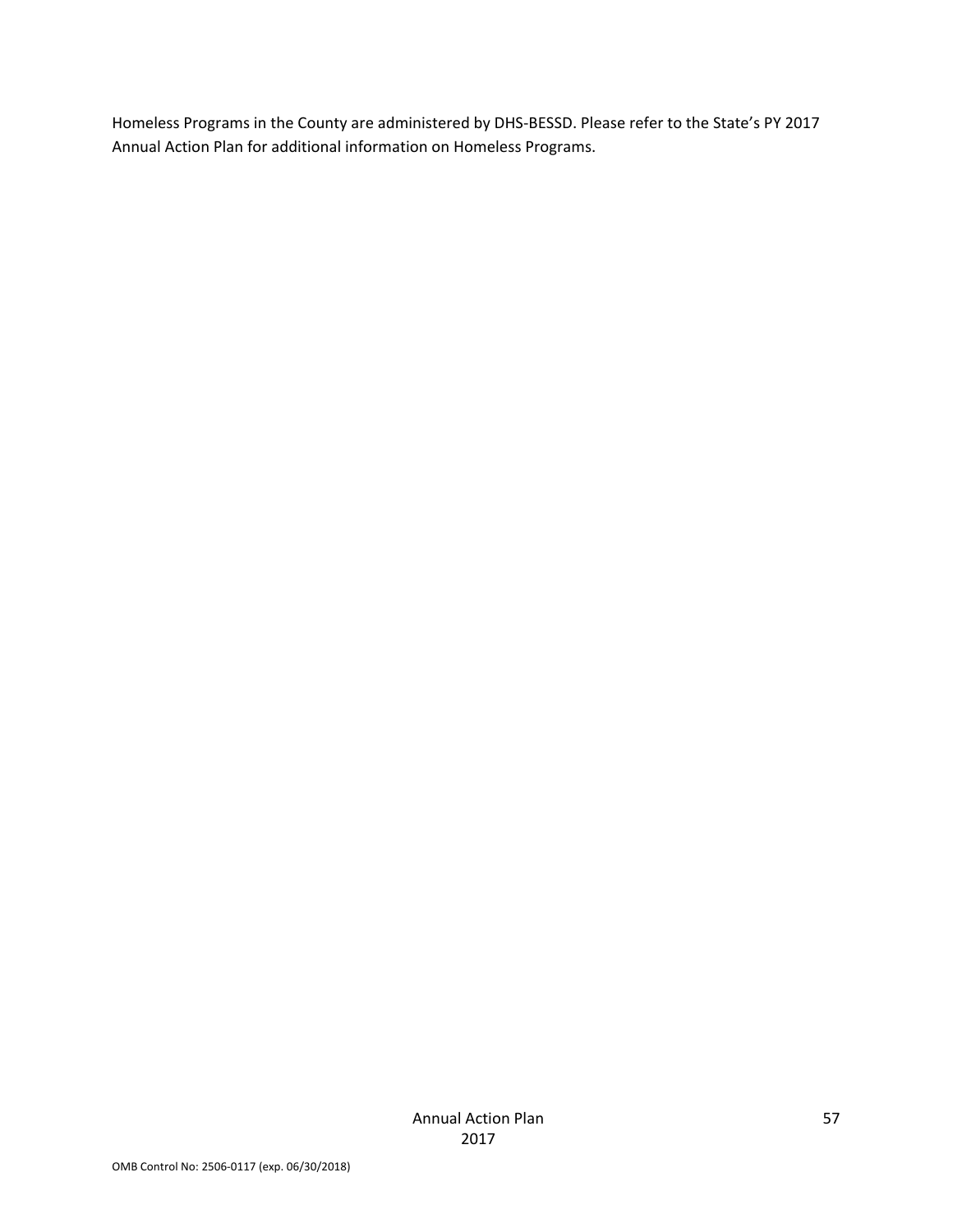Homeless Programs in the County are administered by DHS-BESSD. Please refer to the State's PY 2017 Annual Action Plan for additional information on Homeless Programs.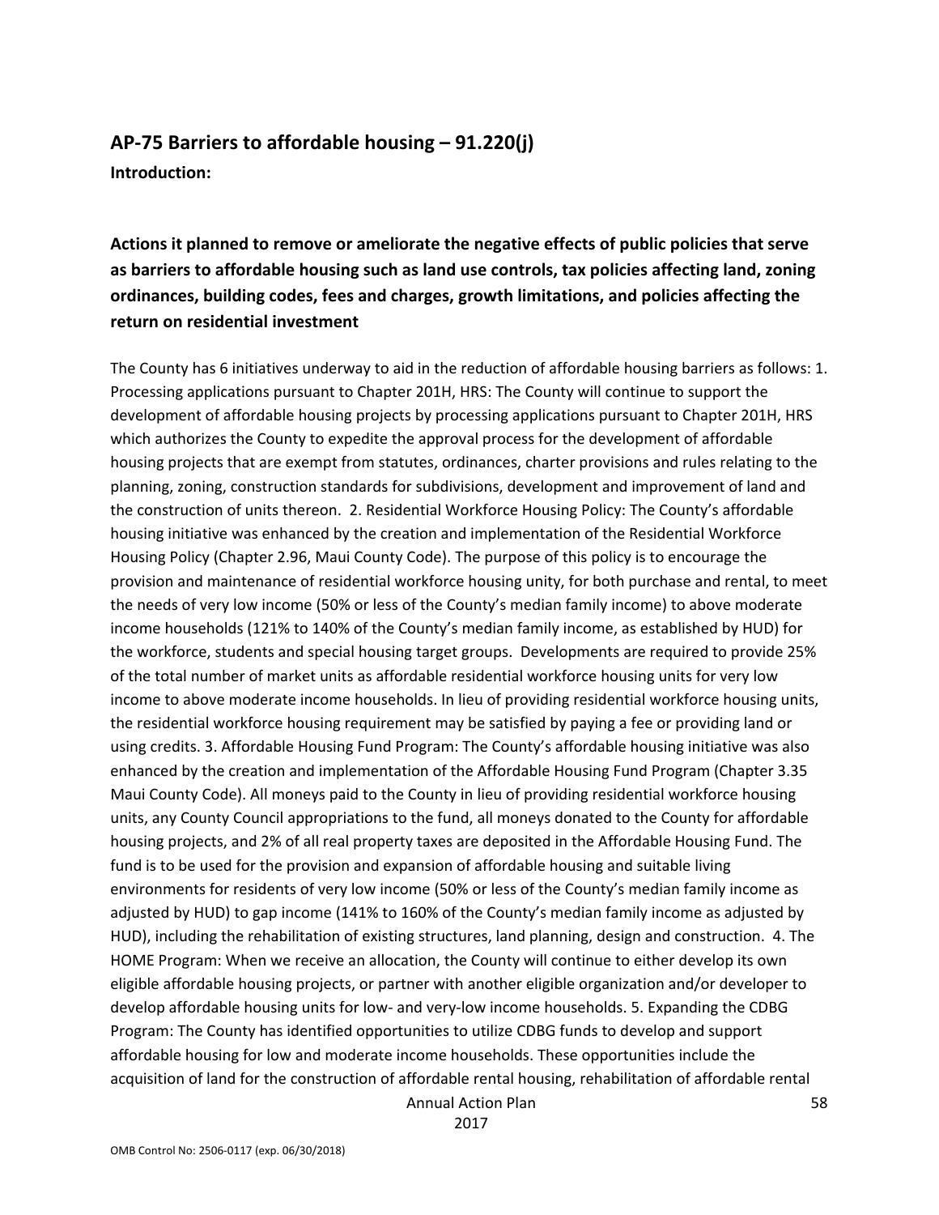## AP-75 Barriers to affordable housing – 91.220(j)

**Introduction:**

### Actions it planned to remove or ameliorate the negative effects of public policies that serve as barriers to affordable housing such as land use controls, tax policies affecting land, zoning ordinances, building codes, fees and charges, growth limitations, and policies affecting the return on residential investment

The County has 6 initiatives underway to aid in the reduction of affordable housing barriers as follows: 1. Processing applications pursuant to Chapter 201H, HRS: The County will continue to support the development of affordable housing projects by processing applications pursuant to Chapter 201H, HRS which authorizes the County to expedite the approval process for the development of affordable housing projects that are exempt from statutes, ordinances, charter provisions and rules relating to the planning, zoning, construction standards for subdivisions, development and improvement of land and the construction of units thereon. 2. Residential Workforce Housing Policy: The County's affordable housing initiative was enhanced by the creation and implementation of the Residential Workforce Housing Policy (Chapter 2.96, Maui County Code). The purpose of this policy is to encourage the provision and maintenance of residential workforce housing unity, for both purchase and rental, to meet the needs of very low income (50% or less of the County's median family income) to above moderate income households (121% to 140% of the County's median family income, as established by HUD) for the workforce, students and special housing target groups. Developments are required to provide 25% of the total number of market units as affordable residential workforce housing units for very low income to above moderate income households. In lieu of providing residential workforce housing units, the residential workforce housing requirement may be satisfied by paying a fee or providing land or using credits. 3. Affordable Housing Fund Program: The County's affordable housing initiative was also enhanced by the creation and implementation of the Affordable Housing Fund Program (Chapter 3.35 Maui County Code). All moneys paid to the County in lieu of providing residential workforce housing units, any County Council appropriations to the fund, all moneys donated to the County for affordable housing projects, and 2% of all real property taxes are deposited in the Affordable Housing Fund. The fund is to be used for the provision and expansion of affordable housing and suitable living environments for residents of very low income (50% or less of the County's median family income as adjusted by HUD) to gap income (141% to 160% of the County's median family income as adjusted by HUD), including the rehabilitation of existing structures, land planning, design and construction. 4. The HOME Program: When we receive an allocation, the County will continue to either develop its own eligible affordable housing projects, or partner with another eligible organization and/or developer to develop affordable housing units for low- and very-low income households. 5. Expanding the CDBG Program: The County has identified opportunities to utilize CDBG funds to develop and support affordable housing for low and moderate income households. These opportunities include the acquisition of land for the construction of affordable rental housing, rehabilitation of affordable rental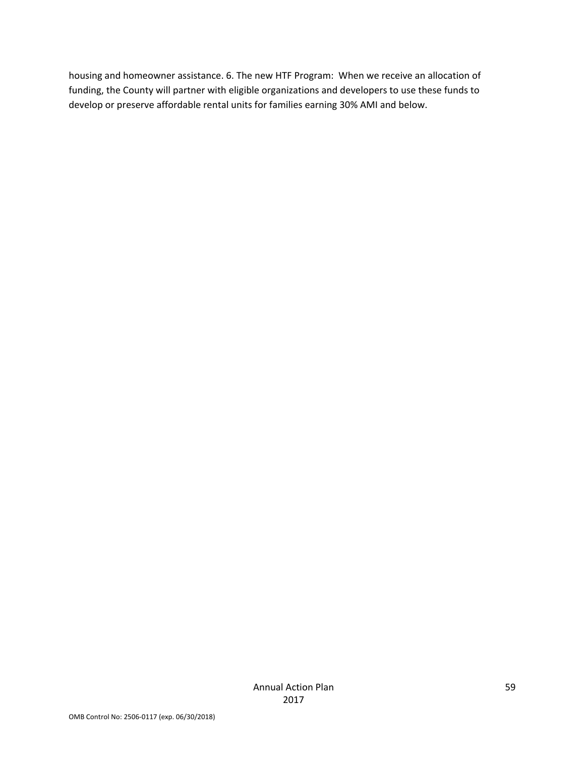housing and homeowner assistance. 6. The new HTF Program: When we receive an allocation of funding, the County will partner with eligible organizations and developers to use these funds to develop or preserve affordable rental units for families earning 30% AMI and below.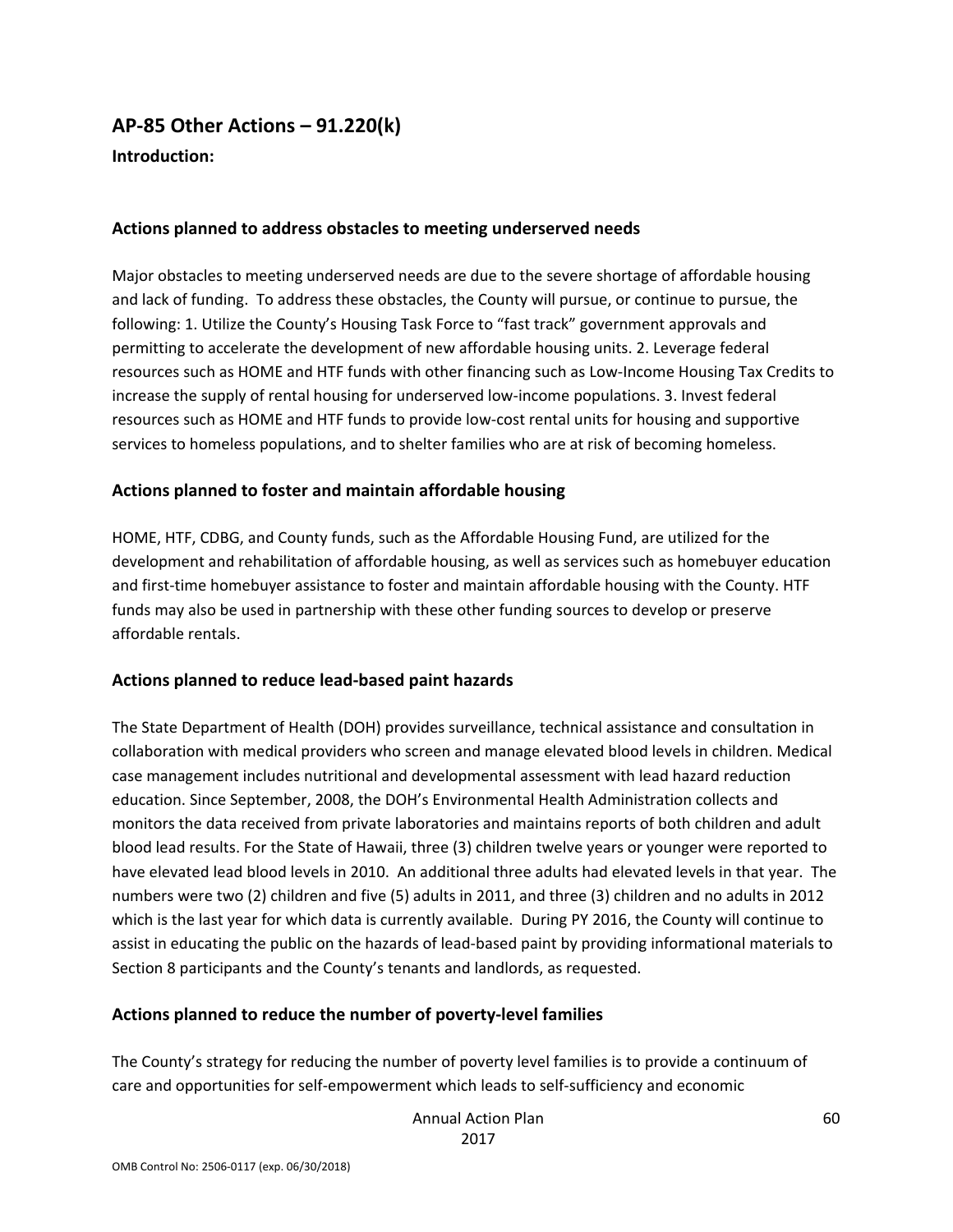## AP-85 Other Actions – 91.220(k)

**Introduction:**

### Actions planned to address obstacles to meeting underserved needs

Major obstacles to meeting underserved needs are due to the severe shortage of affordable housing and lack of funding. To address these obstacles, the County will pursue, or continue to pursue, the following: 1. Utilize the County's Housing Task Force to "fast track" government approvals and permitting to accelerate the development of new affordable housing units. 2. Leverage federal resources such as HOME and HTF funds with other financing such as Low-Income Housing Tax Credits to increase the supply of rental housing for underserved low-income populations. 3. Invest federal resources such as HOME and HTF funds to provide low-cost rental units for housing and supportive services to homeless populations, and to shelter families who are at risk of becoming homeless.

### Actions planned to foster and maintain affordable housing

HOME, HTF, CDBG, and County funds, such as the Affordable Housing Fund, are utilized for the development and rehabilitation of affordable housing, as well as services such as homebuyer education and first-time homebuyer assistance to foster and maintain affordable housing with the County. HTF funds may also be used in partnership with these other funding sources to develop or preserve affordable rentals.

### Actions planned to reduce lead-based paint hazards

The State Department of Health (DOH) provides surveillance, technical assistance and consultation in collaboration with medical providers who screen and manage elevated blood levels in children. Medical case management includes nutritional and developmental assessment with lead hazard reduction education. Since September, 2008, the DOH's Environmental Health Administration collects and monitors the data received from private laboratories and maintains reports of both children and adult blood lead results. For the State of Hawaii, three (3) children twelve years or younger were reported to have elevated lead blood levels in 2010. An additional three adults had elevated levels in that year. The numbers were two (2) children and five (5) adults in 2011, and three (3) children and no adults in 2012 which is the last year for which data is currently available. During PY 2016, the County will continue to assist in educating the public on the hazards of lead-based paint by providing informational materials to Section 8 participants and the County's tenants and landlords, as requested.

### Actions planned to reduce the number of poverty-level families

The County's strategy for reducing the number of poverty level families is to provide a continuum of care and opportunities for self-empowerment which leads to self-sufficiency and economic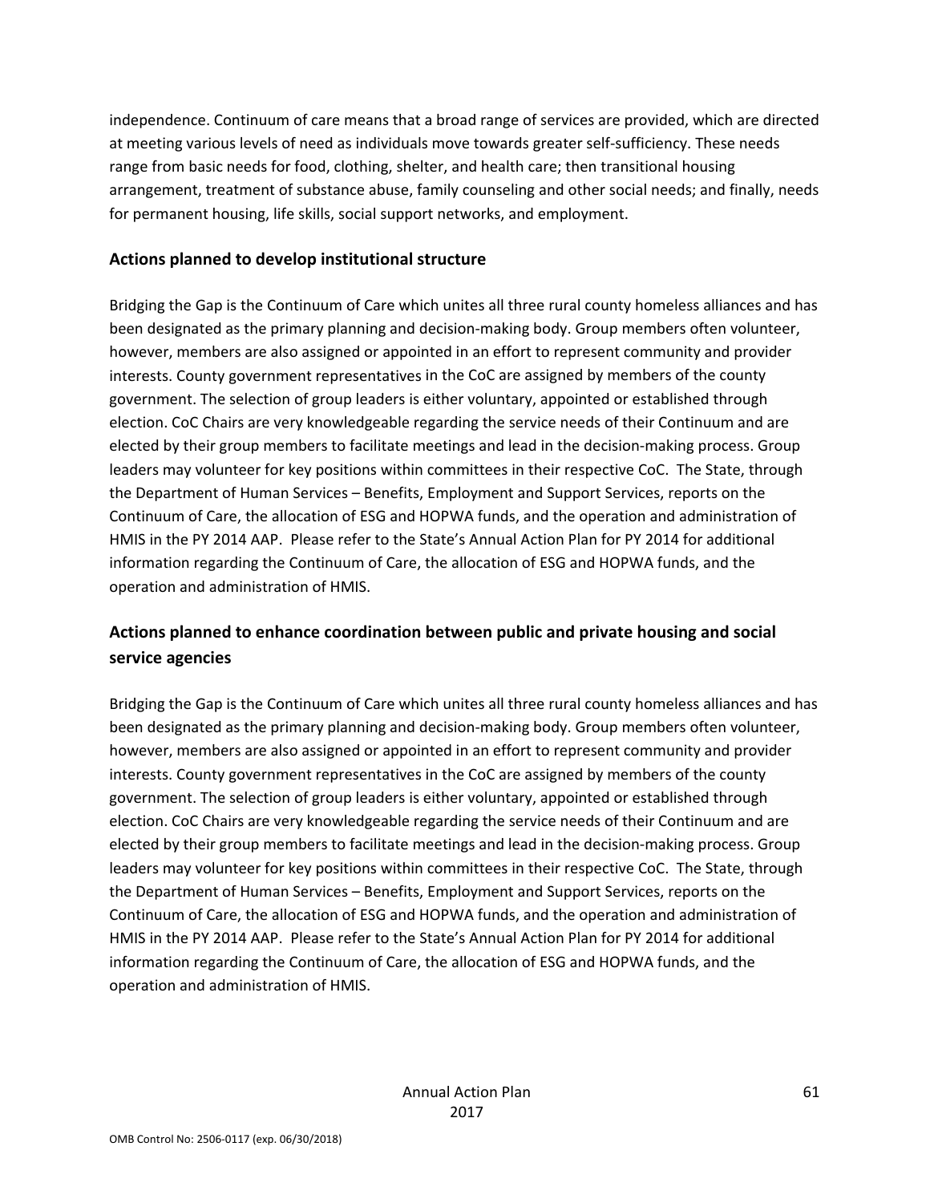independence. Continuum of care means that a broad range of services are provided, which are directed at meeting various levels of need as individuals move towards greater self-sufficiency. These needs range from basic needs for food, clothing, shelter, and health care; then transitional housing arrangement, treatment of substance abuse, family counseling and other social needs; and finally, needs for permanent housing, life skills, social support networks, and employment.

## Actions planned to develop institutional structure

Bridging the Gap is the Continuum of Care which unites all three rural county homeless alliances and has been designated as the primary planning and decision-making body. Group members often volunteer, however, members are also assigned or appointed in an effort to represent community and provider interests. County government representatives in the CoC are assigned by members of the county government. The selection of group leaders is either voluntary, appointed or established through election. CoC Chairs are very knowledgeable regarding the service needs of their Continuum and are elected by their group members to facilitate meetings and lead in the decision-making process. Group leaders may volunteer for key positions within committees in their respective CoC. The State, through the Department of Human Services – Benefits, Employment and Support Services, reports on the Continuum of Care, the allocation of ESG and HOPWA funds, and the operation and administration of HMIS in the PY 2014 AAP. Please refer to the State's Annual Action Plan for PY 2014 for additional information regarding the Continuum of Care, the allocation of ESG and HOPWA funds, and the operation and administration of HMIS.

## Actions planned to enhance coordination between public and private housing and social service agencies

Bridging the Gap is the Continuum of Care which unites all three rural county homeless alliances and has been designated as the primary planning and decision-making body. Group members often volunteer, however, members are also assigned or appointed in an effort to represent community and provider interests. County government representatives in the CoC are assigned by members of the county government. The selection of group leaders is either voluntary, appointed or established through election. CoC Chairs are very knowledgeable regarding the service needs of their Continuum and are elected by their group members to facilitate meetings and lead in the decision-making process. Group leaders may volunteer for key positions within committees in their respective CoC. The State, through the Department of Human Services – Benefits, Employment and Support Services, reports on the Continuum of Care, the allocation of ESG and HOPWA funds, and the operation and administration of HMIS in the PY 2014 AAP. Please refer to the State's Annual Action Plan for PY 2014 for additional information regarding the Continuum of Care, the allocation of ESG and HOPWA funds, and the operation and administration of HMIS.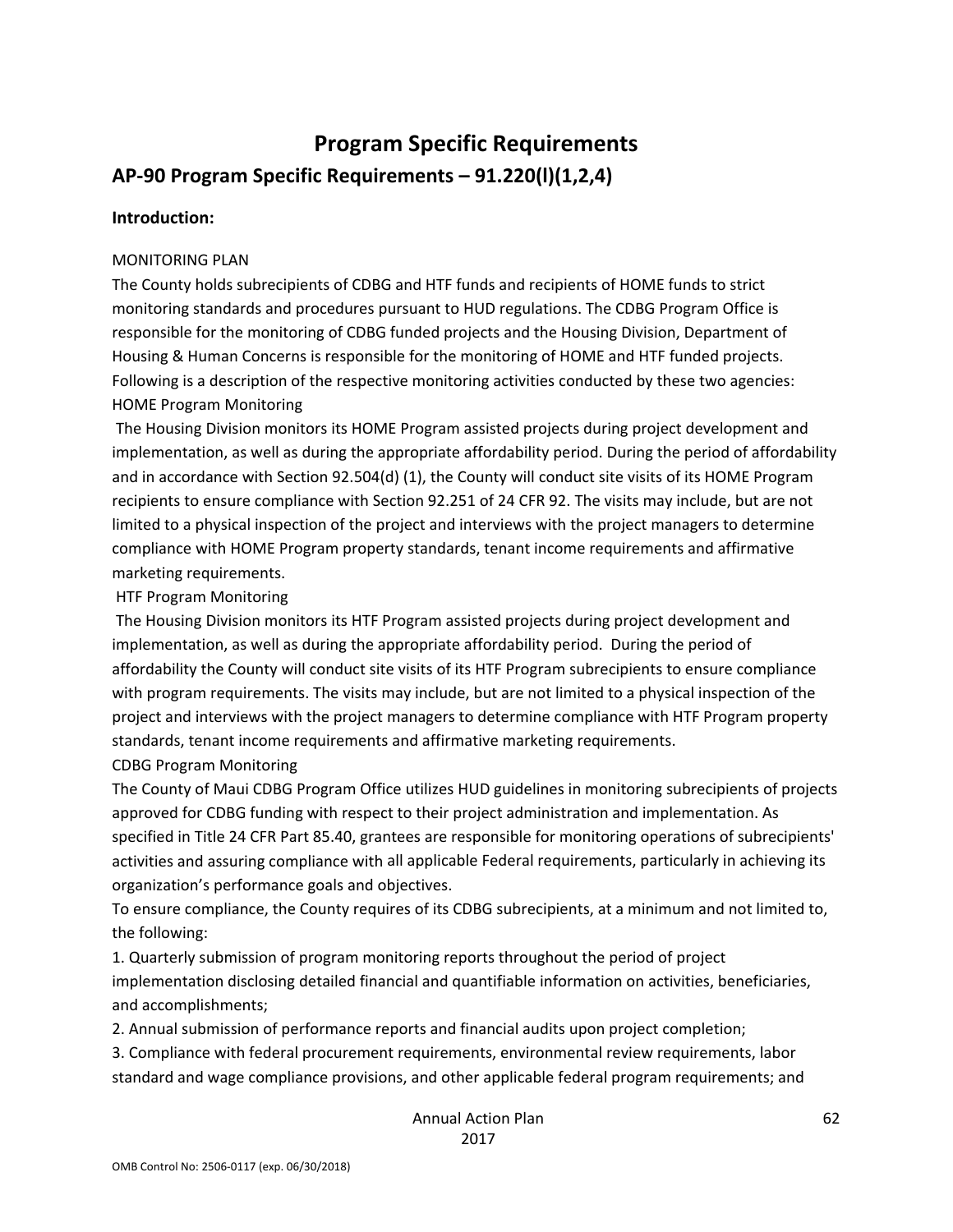# Program Specific Requirements

## AP-90 Program Specific Requirements – 91.220(l)(1,2,4)

### Introduction:

MONITORING PLAN

The County holds subrecipients of CDBG and HTF funds and recipients of HOME funds to strict monitoring standards and procedures pursuant to HUD regulations. The CDBG Program Office is responsible for the monitoring of CDBG funded projects and the Housing Division, Department of Housing & Human Concerns is responsible for the monitoring of HOME and HTF funded projects. Following is a description of the respective monitoring activities conducted by these two agencies:

HOME Program Monitoring

The Housing Division monitors its HOME Program assisted projects during project development and implementation, as well as during the appropriate affordability period. During the period of affordability and in accordance with Section 92.504(d) (1), the County will conduct site visits of its HOME Program recipients to ensure compliance with Section 92.251 of 24 CFR 92. The visits may include, but are not limited to a physical inspection of the project and interviews with the project managers to determine compliance with HOME Program property standards, tenant income requirements and affirmative marketing requirements.

HTF Program Monitoring

The Housing Division monitors its HTF Program assisted projects during project development and implementation, as well as during the appropriate affordability period. During the period of affordability the County will conduct site visits of its HTF Program subrecipients to ensure compliance with program requirements. The visits may include, but are not limited to a physical inspection of the project and interviews with the project managers to determine compliance with HTF Program property standards, tenant income requirements and affirmative marketing requirements.

CDBG Program Monitoring

The County of Maui CDBG Program Office utilizes HUD guidelines in monitoring subrecipients of projects approved for CDBG funding with respect to their project administration and implementation. As specified in Title 24 CFR Part 85.40, grantees are responsible for monitoring operations of subrecipients' activities and assuring compliance with all applicable Federal requirements, particularly in achieving its organization's performance goals and objectives.

To ensure compliance, the County requires of its CDBG subrecipients, at a minimum and not limited to, the following:

1. Quarterly submission of program monitoring reports throughout the period of project implementation disclosing detailed financial and quantifiable information on activities, beneficiaries, and accomplishments;
2. Annual submission of performance reports and financial audits upon project completion;
3. Compliance with federal procurement requirements, environmental review requirements, labor standard and wage compliance provisions, and other applicable federal program requirements; and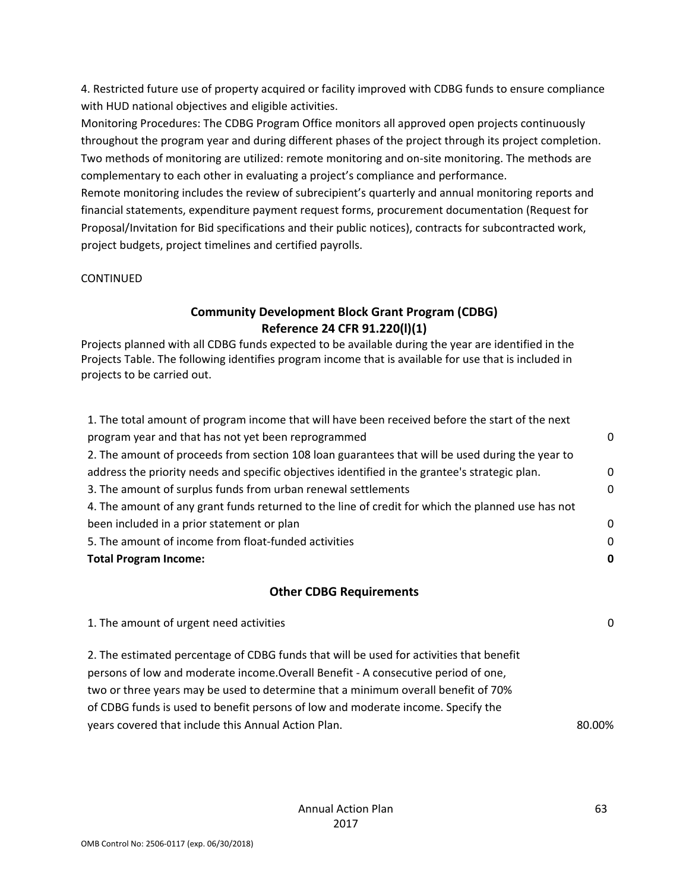4. Restricted future use of property acquired or facility improved with CDBG funds to ensure compliance with HUD national objectives and eligible activities.

Monitoring Procedures: The CDBG Program Office monitors all approved open projects continuously throughout the program year and during different phases of the project through its project completion. Two methods of monitoring are utilized: remote monitoring and on-site monitoring. The methods are complementary to each other in evaluating a project's compliance and performance.

Remote monitoring includes the review of subrecipient's quarterly and annual monitoring reports and financial statements, expenditure payment request forms, procurement documentation (Request for Proposal/Invitation for Bid specifications and their public notices), contracts for subcontracted work, project budgets, project timelines and certified payrolls.

CONTINUED

## Community Development Block Grant Program (CDBG)
## Reference 24 CFR 91.220(l)(1)

Projects planned with all CDBG funds expected to be available during the year are identified in the Projects Table. The following identifies program income that is available for use that is included in projects to be carried out.

| | |
|---|---|
| 1. The total amount of program income that will have been received before the start of the next program year and that has not yet been reprogrammed | 0 |
| 2. The amount of proceeds from section 108 loan guarantees that will be used during the year to address the priority needs and specific objectives identified in the grantee's strategic plan. | 0 |
| 3. The amount of surplus funds from urban renewal settlements | 0 |
| 4. The amount of any grant funds returned to the line of credit for which the planned use has not been included in a prior statement or plan | 0 |
| 5. The amount of income from float-funded activities | 0 |
| **Total Program Income:** | **0** |

### Other CDBG Requirements

| | |
|---|---|
| 1. The amount of urgent need activities | 0 |
| 2. The estimated percentage of CDBG funds that will be used for activities that benefit persons of low and moderate income.Overall Benefit - A consecutive period of one, two or three years may be used to determine that a minimum overall benefit of 70% of CDBG funds is used to benefit persons of low and moderate income. Specify the years covered that include this Annual Action Plan. | 80.00% |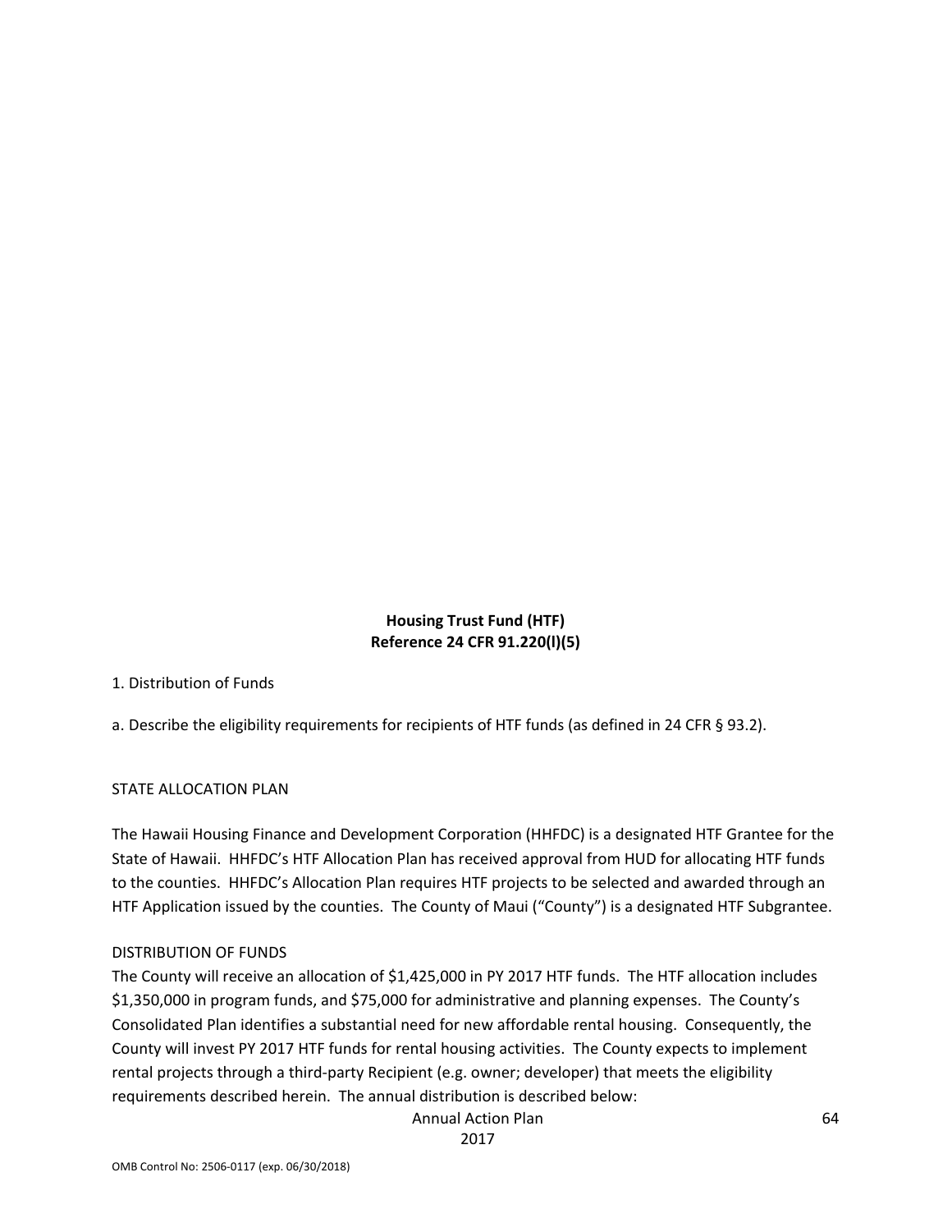**Housing Trust Fund (HTF)**
**Reference 24 CFR 91.220(l)(5)**

1. Distribution of Funds

a. Describe the eligibility requirements for recipients of HTF funds (as defined in 24 CFR § 93.2).

STATE ALLOCATION PLAN

The Hawaii Housing Finance and Development Corporation (HHFDC) is a designated HTF Grantee for the State of Hawaii. HHFDC's HTF Allocation Plan has received approval from HUD for allocating HTF funds to the counties. HHFDC's Allocation Plan requires HTF projects to be selected and awarded through an HTF Application issued by the counties. The County of Maui ("County") is a designated HTF Subgrantee.

DISTRIBUTION OF FUNDS

The County will receive an allocation of $1,425,000 in PY 2017 HTF funds. The HTF allocation includes $1,350,000 in program funds, and $75,000 for administrative and planning expenses. The County's Consolidated Plan identifies a substantial need for new affordable rental housing. Consequently, the County will invest PY 2017 HTF funds for rental housing activities. The County expects to implement rental projects through a third-party Recipient (e.g. owner; developer) that meets the eligibility requirements described herein. The annual distribution is described below: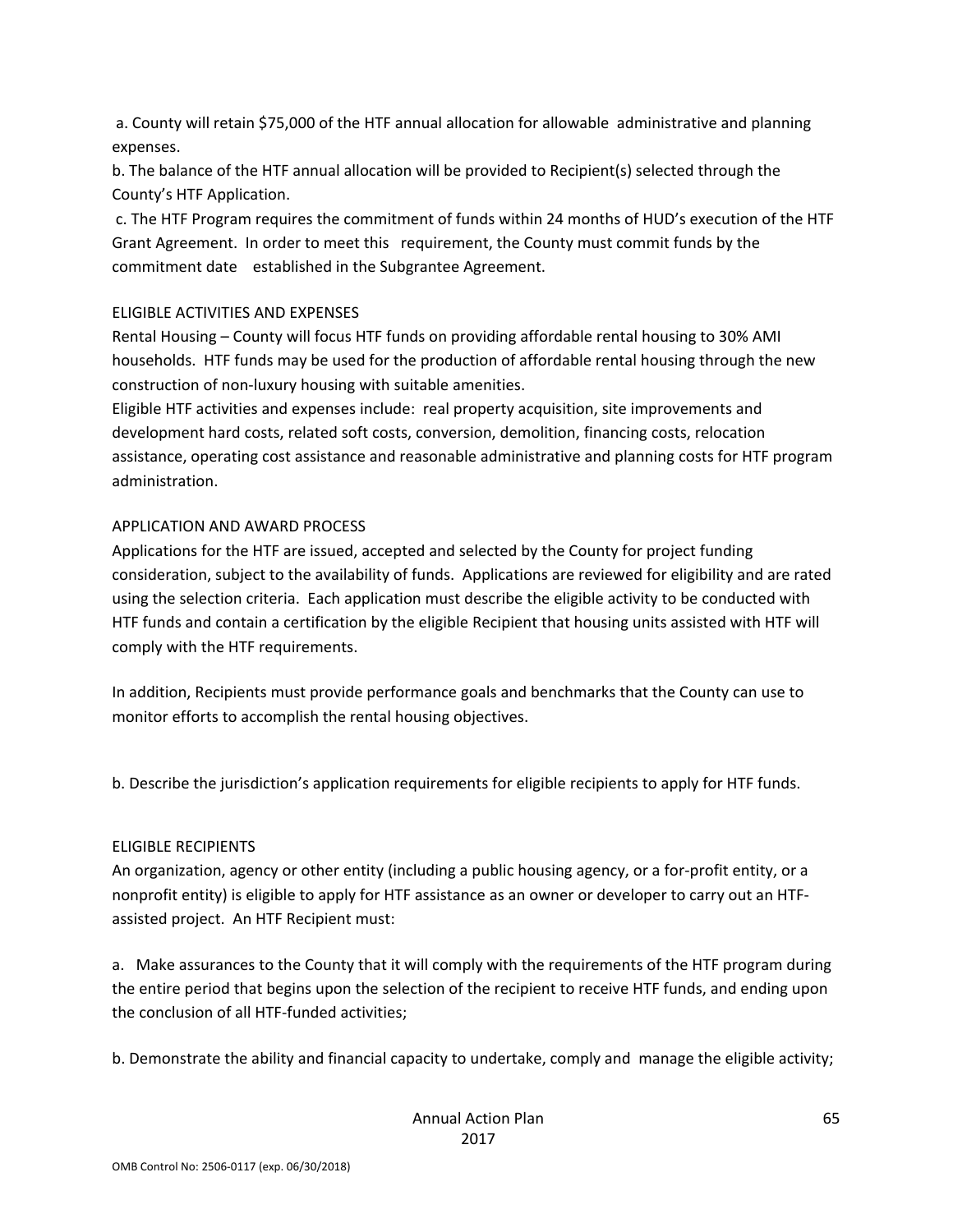a. County will retain $75,000 of the HTF annual allocation for allowable administrative and planning expenses.

b. The balance of the HTF annual allocation will be provided to Recipient(s) selected through the County's HTF Application.

c. The HTF Program requires the commitment of funds within 24 months of HUD's execution of the HTF Grant Agreement. In order to meet this requirement, the County must commit funds by the commitment date established in the Subgrantee Agreement.

ELIGIBLE ACTIVITIES AND EXPENSES

Rental Housing – County will focus HTF funds on providing affordable rental housing to 30% AMI households. HTF funds may be used for the production of affordable rental housing through the new construction of non-luxury housing with suitable amenities.

Eligible HTF activities and expenses include: real property acquisition, site improvements and development hard costs, related soft costs, conversion, demolition, financing costs, relocation assistance, operating cost assistance and reasonable administrative and planning costs for HTF program administration.

APPLICATION AND AWARD PROCESS

Applications for the HTF are issued, accepted and selected by the County for project funding consideration, subject to the availability of funds. Applications are reviewed for eligibility and are rated using the selection criteria. Each application must describe the eligible activity to be conducted with HTF funds and contain a certification by the eligible Recipient that housing units assisted with HTF will comply with the HTF requirements.

In addition, Recipients must provide performance goals and benchmarks that the County can use to monitor efforts to accomplish the rental housing objectives.

b. Describe the jurisdiction's application requirements for eligible recipients to apply for HTF funds.

ELIGIBLE RECIPIENTS

An organization, agency or other entity (including a public housing agency, or a for-profit entity, or a nonprofit entity) is eligible to apply for HTF assistance as an owner or developer to carry out an HTF-assisted project. An HTF Recipient must:

a. Make assurances to the County that it will comply with the requirements of the HTF program during the entire period that begins upon the selection of the recipient to receive HTF funds, and ending upon the conclusion of all HTF-funded activities;

b. Demonstrate the ability and financial capacity to undertake, comply and manage the eligible activity;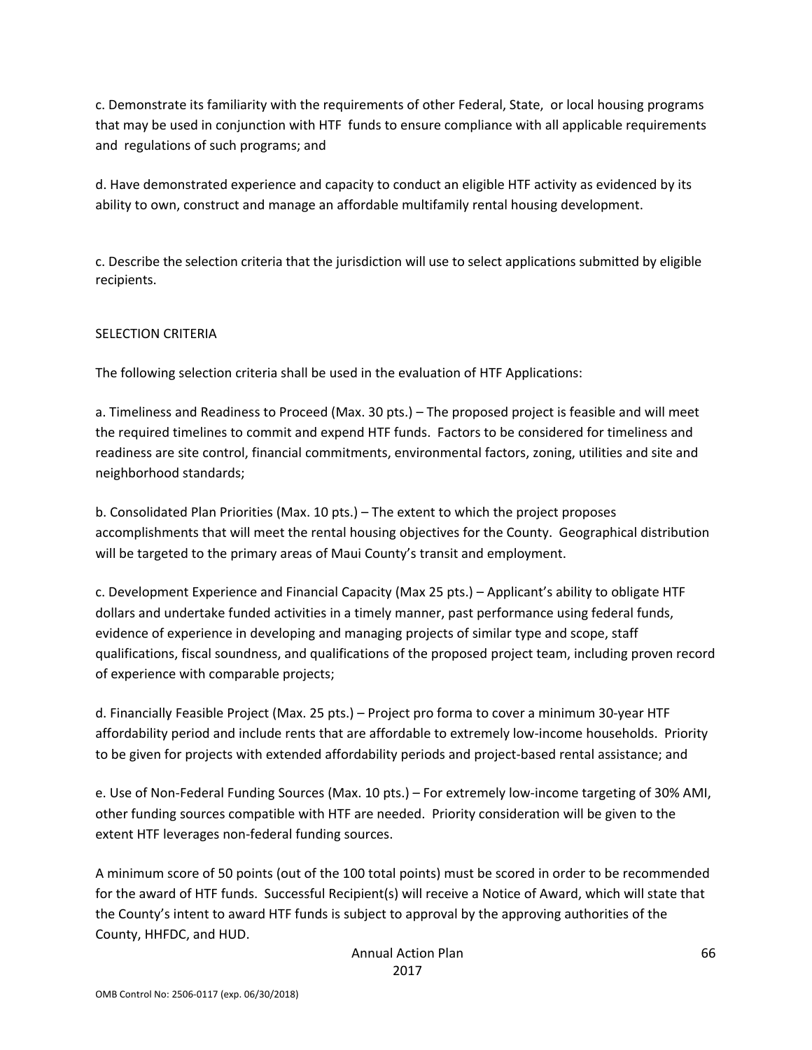c. Demonstrate its familiarity with the requirements of other Federal, State, or local housing programs that may be used in conjunction with HTF funds to ensure compliance with all applicable requirements and regulations of such programs; and

d. Have demonstrated experience and capacity to conduct an eligible HTF activity as evidenced by its ability to own, construct and manage an affordable multifamily rental housing development.

c. Describe the selection criteria that the jurisdiction will use to select applications submitted by eligible recipients.

SELECTION CRITERIA

The following selection criteria shall be used in the evaluation of HTF Applications:

a. Timeliness and Readiness to Proceed (Max. 30 pts.) – The proposed project is feasible and will meet the required timelines to commit and expend HTF funds. Factors to be considered for timeliness and readiness are site control, financial commitments, environmental factors, zoning, utilities and site and neighborhood standards;

b. Consolidated Plan Priorities (Max. 10 pts.) – The extent to which the project proposes accomplishments that will meet the rental housing objectives for the County. Geographical distribution will be targeted to the primary areas of Maui County's transit and employment.

c. Development Experience and Financial Capacity (Max 25 pts.) – Applicant's ability to obligate HTF dollars and undertake funded activities in a timely manner, past performance using federal funds, evidence of experience in developing and managing projects of similar type and scope, staff qualifications, fiscal soundness, and qualifications of the proposed project team, including proven record of experience with comparable projects;

d. Financially Feasible Project (Max. 25 pts.) – Project pro forma to cover a minimum 30-year HTF affordability period and include rents that are affordable to extremely low-income households. Priority to be given for projects with extended affordability periods and project-based rental assistance; and

e. Use of Non-Federal Funding Sources (Max. 10 pts.) – For extremely low-income targeting of 30% AMI, other funding sources compatible with HTF are needed. Priority consideration will be given to the extent HTF leverages non-federal funding sources.

A minimum score of 50 points (out of the 100 total points) must be scored in order to be recommended for the award of HTF funds. Successful Recipient(s) will receive a Notice of Award, which will state that the County's intent to award HTF funds is subject to approval by the approving authorities of the County, HHFDC, and HUD.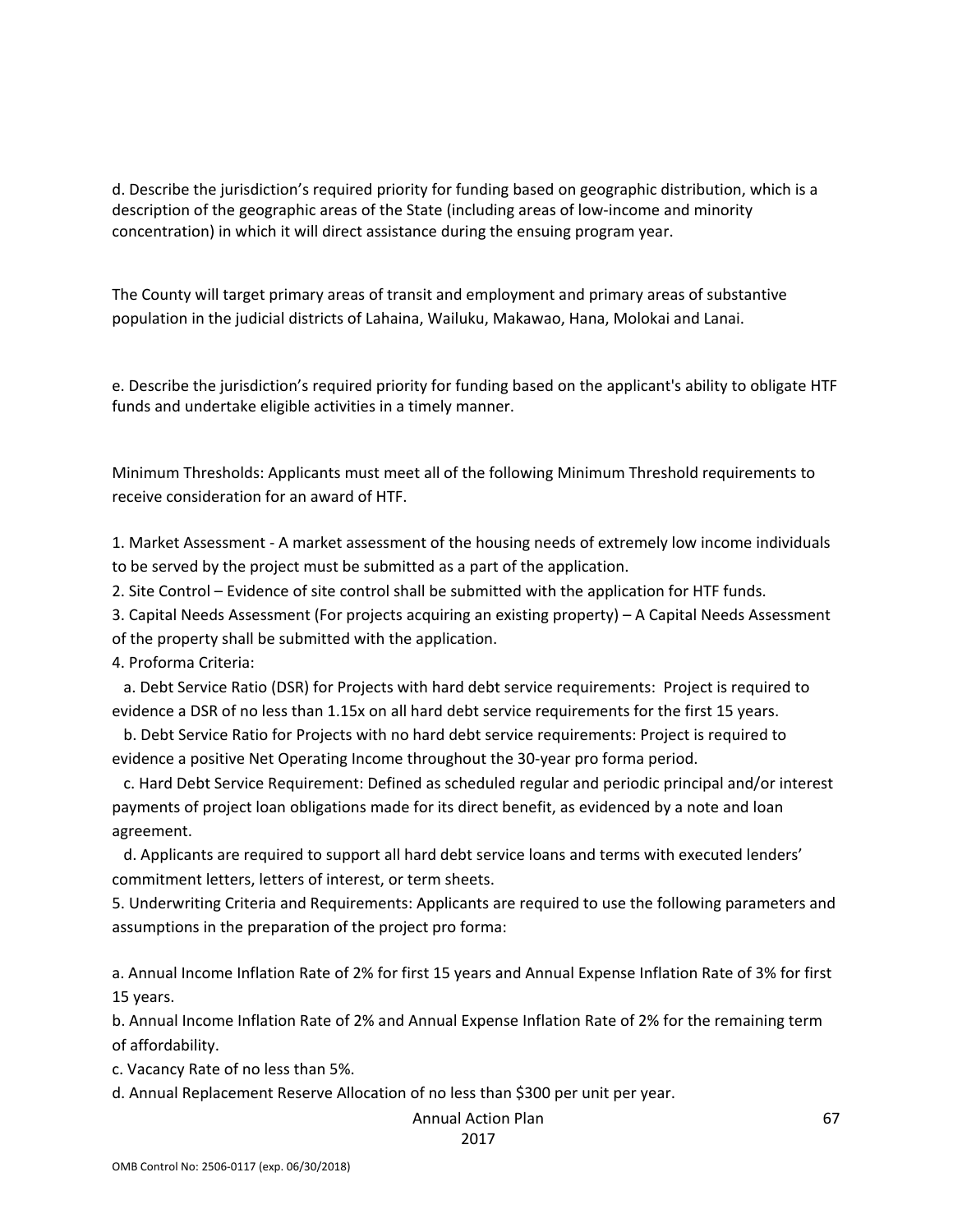d. Describe the jurisdiction's required priority for funding based on geographic distribution, which is a description of the geographic areas of the State (including areas of low-income and minority concentration) in which it will direct assistance during the ensuing program year.

The County will target primary areas of transit and employment and primary areas of substantive population in the judicial districts of Lahaina, Wailuku, Makawao, Hana, Molokai and Lanai.

e. Describe the jurisdiction's required priority for funding based on the applicant's ability to obligate HTF funds and undertake eligible activities in a timely manner.

Minimum Thresholds: Applicants must meet all of the following Minimum Threshold requirements to receive consideration for an award of HTF.

1. Market Assessment - A market assessment of the housing needs of extremely low income individuals to be served by the project must be submitted as a part of the application.
2. Site Control – Evidence of site control shall be submitted with the application for HTF funds.
3. Capital Needs Assessment (For projects acquiring an existing property) – A Capital Needs Assessment of the property shall be submitted with the application.
4. Proforma Criteria:
   a. Debt Service Ratio (DSR) for Projects with hard debt service requirements: Project is required to evidence a DSR of no less than 1.15x on all hard debt service requirements for the first 15 years.
   b. Debt Service Ratio for Projects with no hard debt service requirements: Project is required to evidence a positive Net Operating Income throughout the 30-year pro forma period.
   c. Hard Debt Service Requirement: Defined as scheduled regular and periodic principal and/or interest payments of project loan obligations made for its direct benefit, as evidenced by a note and loan agreement.
   d. Applicants are required to support all hard debt service loans and terms with executed lenders' commitment letters, letters of interest, or term sheets.
5. Underwriting Criteria and Requirements: Applicants are required to use the following parameters and assumptions in the preparation of the project pro forma:

a. Annual Income Inflation Rate of 2% for first 15 years and Annual Expense Inflation Rate of 3% for first 15 years.

b. Annual Income Inflation Rate of 2% and Annual Expense Inflation Rate of 2% for the remaining term of affordability.

c. Vacancy Rate of no less than 5%.

d. Annual Replacement Reserve Allocation of no less than $300 per unit per year.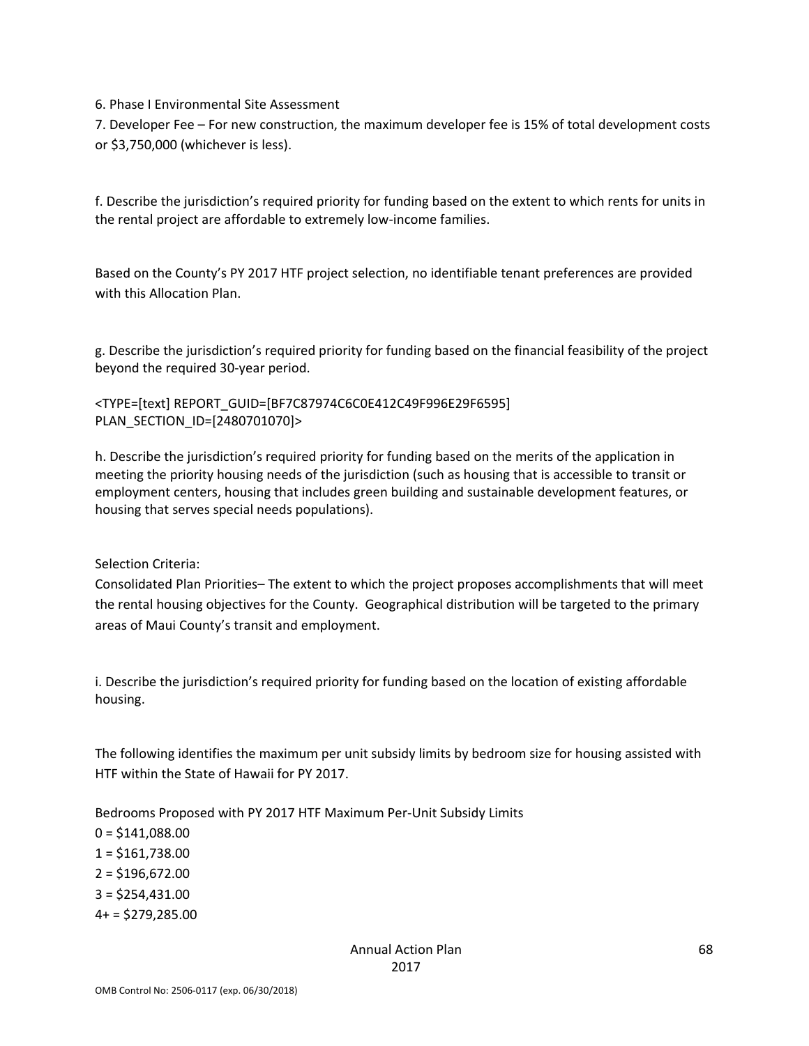6. Phase I Environmental Site Assessment

7. Developer Fee – For new construction, the maximum developer fee is 15% of total development costs or $3,750,000 (whichever is less).

f. Describe the jurisdiction's required priority for funding based on the extent to which rents for units in the rental project are affordable to extremely low-income families.

Based on the County's PY 2017 HTF project selection, no identifiable tenant preferences are provided with this Allocation Plan.

g. Describe the jurisdiction's required priority for funding based on the financial feasibility of the project beyond the required 30-year period.

<TYPE=[text] REPORT_GUID=[BF7C87974C6C0E412C49F996E29F6595] PLAN_SECTION_ID=[2480701070]>

h. Describe the jurisdiction's required priority for funding based on the merits of the application in meeting the priority housing needs of the jurisdiction (such as housing that is accessible to transit or employment centers, housing that includes green building and sustainable development features, or housing that serves special needs populations).

Selection Criteria:

Consolidated Plan Priorities– The extent to which the project proposes accomplishments that will meet the rental housing objectives for the County. Geographical distribution will be targeted to the primary areas of Maui County's transit and employment.

i. Describe the jurisdiction's required priority for funding based on the location of existing affordable housing.

The following identifies the maximum per unit subsidy limits by bedroom size for housing assisted with HTF within the State of Hawaii for PY 2017.

Bedrooms Proposed with PY 2017 HTF Maximum Per-Unit Subsidy Limits

0 = $141,088.00

1 = $161,738.00

2 = $196,672.00

3 = $254,431.00

4+ = $279,285.00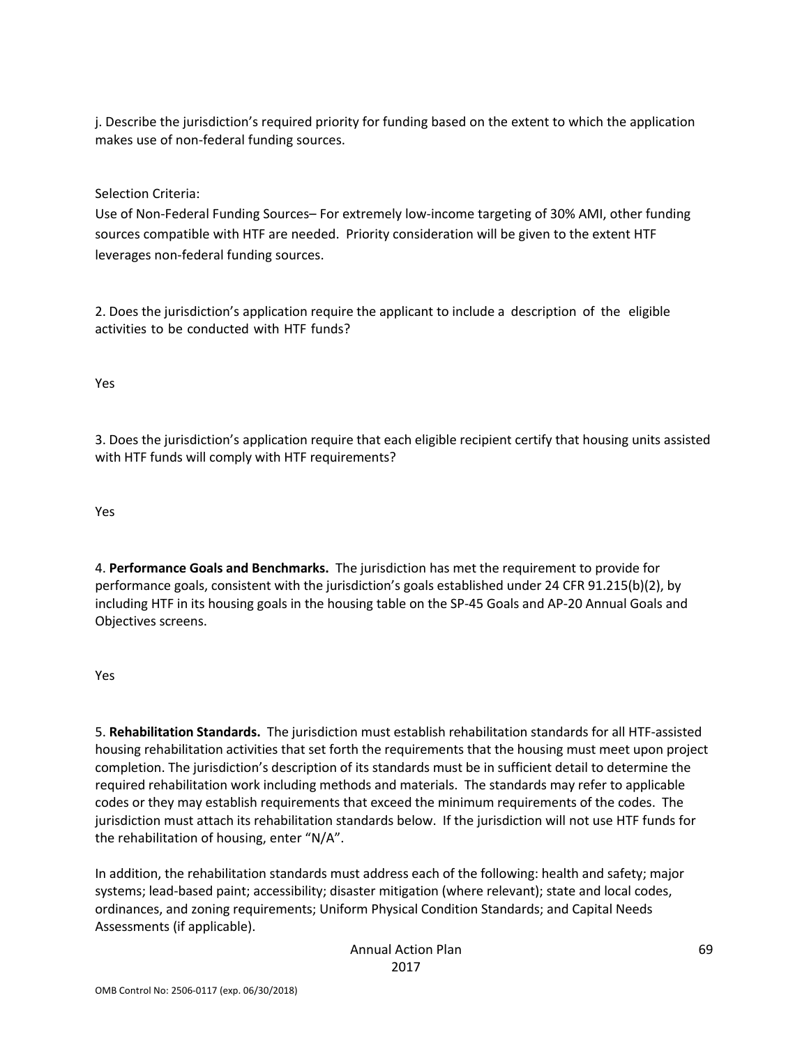j. Describe the jurisdiction’s required priority for funding based on the extent to which the application makes use of non-federal funding sources.

Selection Criteria:
Use of Non-Federal Funding Sources– For extremely low-income targeting of 30% AMI, other funding sources compatible with HTF are needed. Priority consideration will be given to the extent HTF leverages non-federal funding sources.

2. Does the jurisdiction’s application require the applicant to include a description of the eligible activities to be conducted with HTF funds?

Yes

3. Does the jurisdiction’s application require that each eligible recipient certify that housing units assisted with HTF funds will comply with HTF requirements?

Yes

4. **Performance Goals and Benchmarks.** The jurisdiction has met the requirement to provide for performance goals, consistent with the jurisdiction’s goals established under 24 CFR 91.215(b)(2), by including HTF in its housing goals in the housing table on the SP-45 Goals and AP-20 Annual Goals and Objectives screens.

Yes

5. **Rehabilitation Standards.** The jurisdiction must establish rehabilitation standards for all HTF-assisted housing rehabilitation activities that set forth the requirements that the housing must meet upon project completion. The jurisdiction’s description of its standards must be in sufficient detail to determine the required rehabilitation work including methods and materials. The standards may refer to applicable codes or they may establish requirements that exceed the minimum requirements of the codes. The jurisdiction must attach its rehabilitation standards below. If the jurisdiction will not use HTF funds for the rehabilitation of housing, enter “N/A”.

In addition, the rehabilitation standards must address each of the following: health and safety; major systems; lead-based paint; accessibility; disaster mitigation (where relevant); state and local codes, ordinances, and zoning requirements; Uniform Physical Condition Standards; and Capital Needs Assessments (if applicable).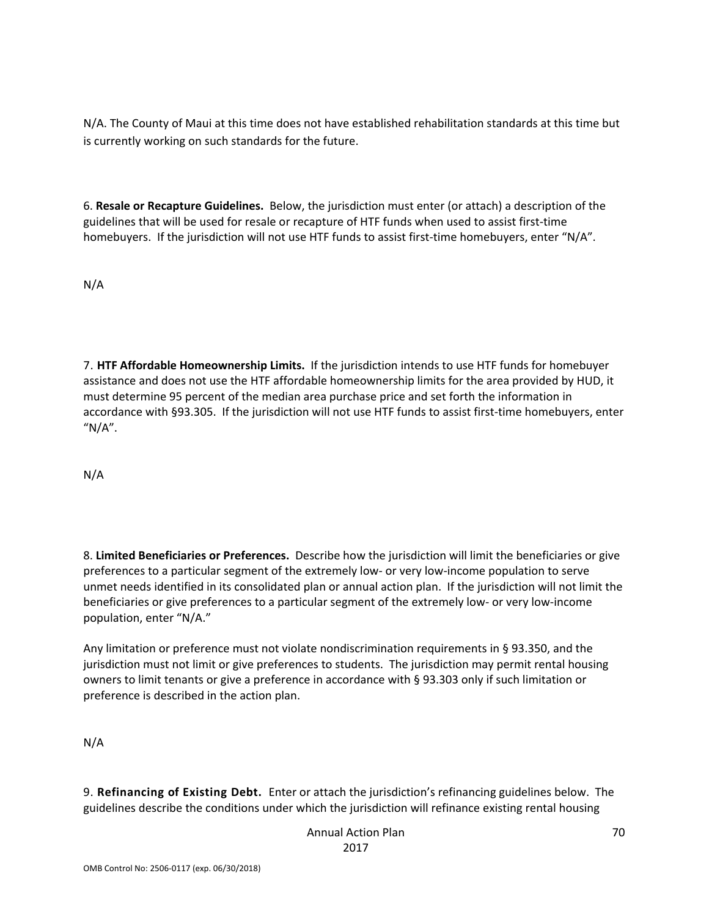N/A. The County of Maui at this time does not have established rehabilitation standards at this time but is currently working on such standards for the future.

6. **Resale or Recapture Guidelines.** Below, the jurisdiction must enter (or attach) a description of the guidelines that will be used for resale or recapture of HTF funds when used to assist first-time homebuyers. If the jurisdiction will not use HTF funds to assist first-time homebuyers, enter "N/A".

N/A

7. **HTF Affordable Homeownership Limits.** If the jurisdiction intends to use HTF funds for homebuyer assistance and does not use the HTF affordable homeownership limits for the area provided by HUD, it must determine 95 percent of the median area purchase price and set forth the information in accordance with §93.305. If the jurisdiction will not use HTF funds to assist first-time homebuyers, enter "N/A".

N/A

8. **Limited Beneficiaries or Preferences.** Describe how the jurisdiction will limit the beneficiaries or give preferences to a particular segment of the extremely low- or very low-income population to serve unmet needs identified in its consolidated plan or annual action plan. If the jurisdiction will not limit the beneficiaries or give preferences to a particular segment of the extremely low- or very low-income population, enter "N/A."

Any limitation or preference must not violate nondiscrimination requirements in § 93.350, and the jurisdiction must not limit or give preferences to students. The jurisdiction may permit rental housing owners to limit tenants or give a preference in accordance with § 93.303 only if such limitation or preference is described in the action plan.

N/A

9. **Refinancing of Existing Debt.** Enter or attach the jurisdiction's refinancing guidelines below. The guidelines describe the conditions under which the jurisdiction will refinance existing rental housing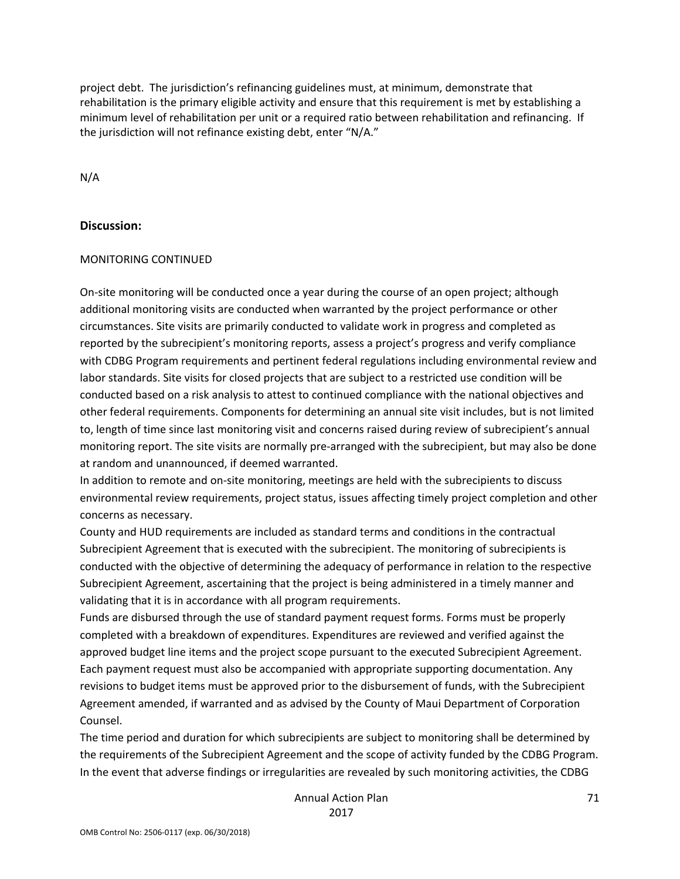project debt. The jurisdiction's refinancing guidelines must, at minimum, demonstrate that rehabilitation is the primary eligible activity and ensure that this requirement is met by establishing a minimum level of rehabilitation per unit or a required ratio between rehabilitation and refinancing. If the jurisdiction will not refinance existing debt, enter "N/A."

N/A

## Discussion:

MONITORING CONTINUED

On-site monitoring will be conducted once a year during the course of an open project; although additional monitoring visits are conducted when warranted by the project performance or other circumstances. Site visits are primarily conducted to validate work in progress and completed as reported by the subrecipient's monitoring reports, assess a project's progress and verify compliance with CDBG Program requirements and pertinent federal regulations including environmental review and labor standards. Site visits for closed projects that are subject to a restricted use condition will be conducted based on a risk analysis to attest to continued compliance with the national objectives and other federal requirements. Components for determining an annual site visit includes, but is not limited to, length of time since last monitoring visit and concerns raised during review of subrecipient's annual monitoring report. The site visits are normally pre-arranged with the subrecipient, but may also be done at random and unannounced, if deemed warranted.

In addition to remote and on-site monitoring, meetings are held with the subrecipients to discuss environmental review requirements, project status, issues affecting timely project completion and other concerns as necessary.

County and HUD requirements are included as standard terms and conditions in the contractual Subrecipient Agreement that is executed with the subrecipient. The monitoring of subrecipients is conducted with the objective of determining the adequacy of performance in relation to the respective Subrecipient Agreement, ascertaining that the project is being administered in a timely manner and validating that it is in accordance with all program requirements.

Funds are disbursed through the use of standard payment request forms. Forms must be properly completed with a breakdown of expenditures. Expenditures are reviewed and verified against the approved budget line items and the project scope pursuant to the executed Subrecipient Agreement. Each payment request must also be accompanied with appropriate supporting documentation. Any revisions to budget items must be approved prior to the disbursement of funds, with the Subrecipient Agreement amended, if warranted and as advised by the County of Maui Department of Corporation Counsel.

The time period and duration for which subrecipients are subject to monitoring shall be determined by the requirements of the Subrecipient Agreement and the scope of activity funded by the CDBG Program. In the event that adverse findings or irregularities are revealed by such monitoring activities, the CDBG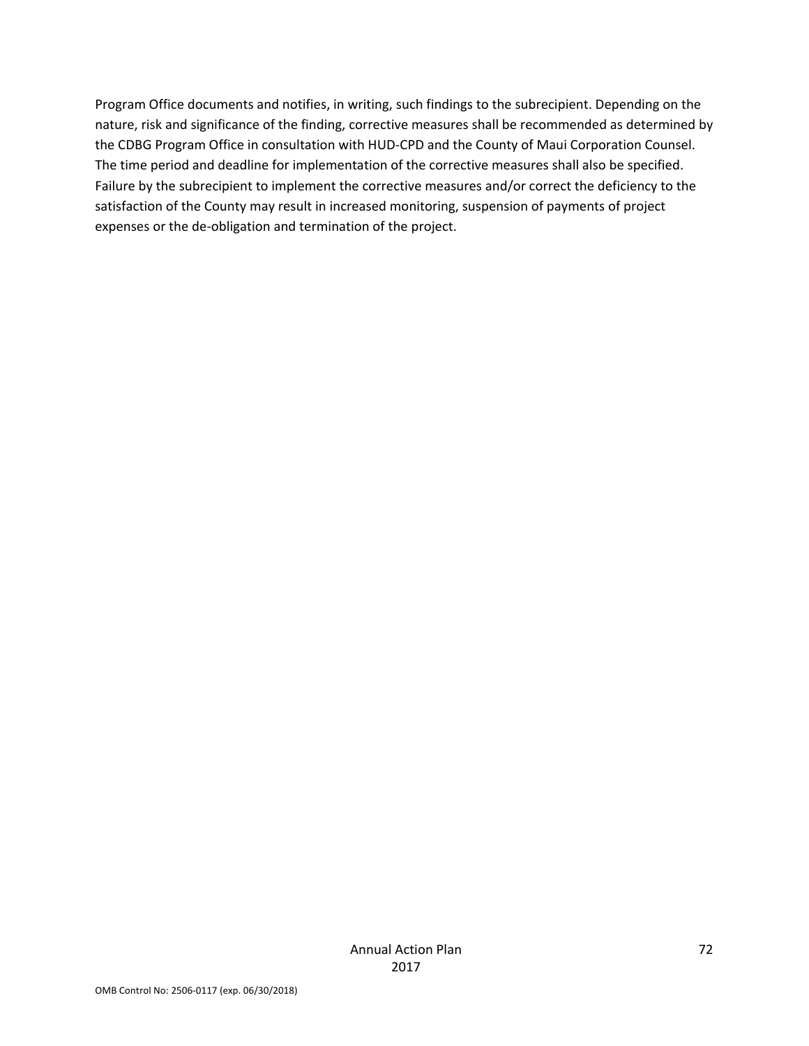Program Office documents and notifies, in writing, such findings to the subrecipient. Depending on the nature, risk and significance of the finding, corrective measures shall be recommended as determined by the CDBG Program Office in consultation with HUD-CPD and the County of Maui Corporation Counsel. The time period and deadline for implementation of the corrective measures shall also be specified. Failure by the subrecipient to implement the corrective measures and/or correct the deficiency to the satisfaction of the County may result in increased monitoring, suspension of payments of project expenses or the de-obligation and termination of the project.